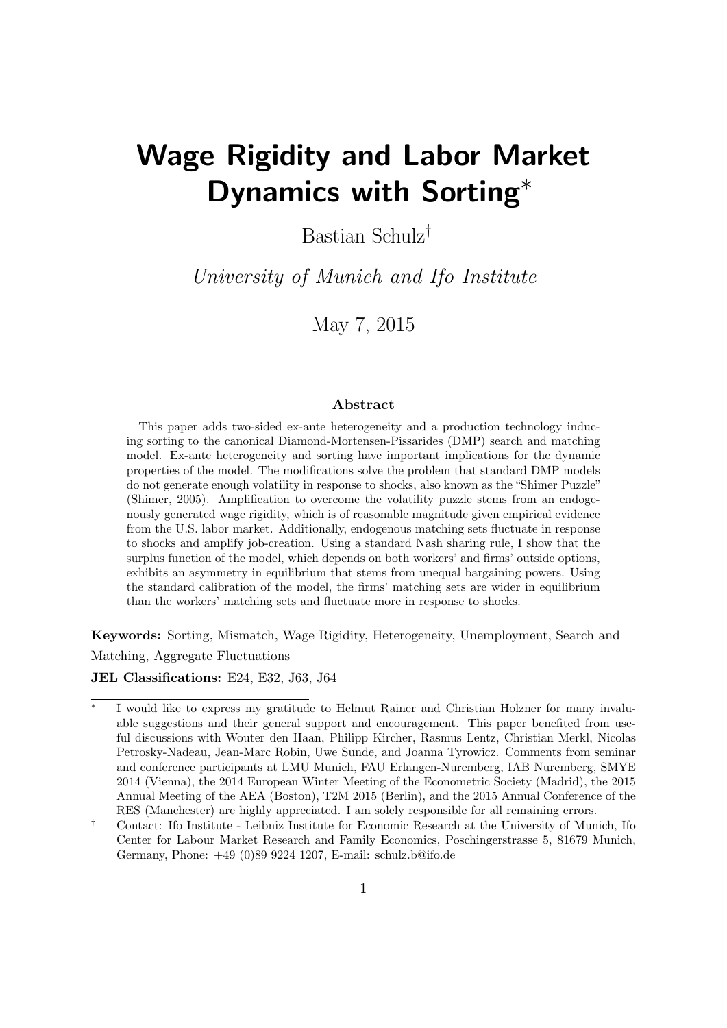# Wage Rigidity and Labor Market Dynamics with Sorting*

Bastian Schulz†

*University of Munich and Ifo Institute*

May 7, 2015

## Abstract

This paper adds two-sided ex-ante heterogeneity and a production technology inducing sorting to the canonical Diamond-Mortensen-Pissarides (DMP) search and matching model. Ex-ante heterogeneity and sorting have important implications for the dynamic properties of the model. The modifications solve the problem that standard DMP models do not generate enough volatility in response to shocks, also known as the "Shimer Puzzle" (Shimer, 2005). Amplification to overcome the volatility puzzle stems from an endogenously generated wage rigidity, which is of reasonable magnitude given empirical evidence from the U.S. labor market. Additionally, endogenous matching sets fluctuate in response to shocks and amplify job-creation. Using a standard Nash sharing rule, I show that the surplus function of the model, which depends on both workers' and firms' outside options, exhibits an asymmetry in equilibrium that stems from unequal bargaining powers. Using the standard calibration of the model, the firms' matching sets are wider in equilibrium than the workers' matching sets and fluctuate more in response to shocks.

**Keywords:** Sorting, Mismatch, Wage Rigidity, Heterogeneity, Unemployment, Search and Matching, Aggregate Fluctuations

**JEL Classifications:** E24, E32, J63, J64

---

\* I would like to express my gratitude to Helmut Rainer and Christian Holzner for many invaluable suggestions and their general support and encouragement. This paper benefited from useful discussions with Wouter den Haan, Philipp Kircher, Rasmus Lentz, Christian Merkl, Nicolas Petrosky-Nadeau, Jean-Marc Robin, Uwe Sunde, and Joanna Tyrowicz. Comments from seminar and conference participants at LMU Munich, FAU Erlangen-Nuremberg, IAB Nuremberg, SMYE 2014 (Vienna), the 2014 European Winter Meeting of the Econometric Society (Madrid), the 2015 Annual Meeting of the AEA (Boston), T2M 2015 (Berlin), and the 2015 Annual Conference of the RES (Manchester) are highly appreciated. I am solely responsible for all remaining errors.

† Contact: Ifo Institute - Leibniz Institute for Economic Research at the University of Munich, Ifo Center for Labour Market Research and Family Economics, Poschingerstrasse 5, 81679 Munich, Germany, Phone: +49 (0)89 9224 1207, E-mail: schulz.b@ifo.de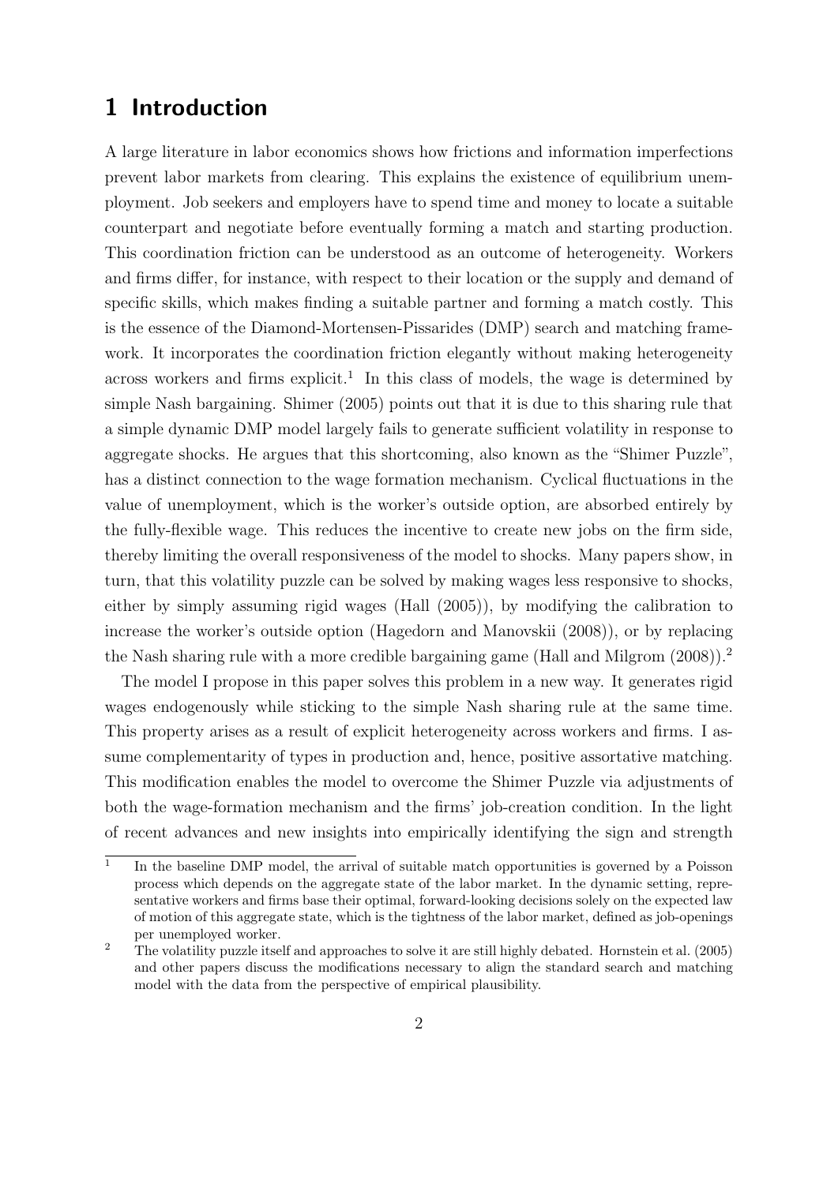# 1 Introduction

A large literature in labor economics shows how frictions and information imperfections prevent labor markets from clearing. This explains the existence of equilibrium unemployment. Job seekers and employers have to spend time and money to locate a suitable counterpart and negotiate before eventually forming a match and starting production. This coordination friction can be understood as an outcome of heterogeneity. Workers and firms differ, for instance, with respect to their location or the supply and demand of specific skills, which makes finding a suitable partner and forming a match costly. This is the essence of the Diamond-Mortensen-Pissarides (DMP) search and matching framework. It incorporates the coordination friction elegantly without making heterogeneity across workers and firms explicit.[1] In this class of models, the wage is determined by simple Nash bargaining. Shimer (2005) points out that it is due to this sharing rule that a simple dynamic DMP model largely fails to generate sufficient volatility in response to aggregate shocks. He argues that this shortcoming, also known as the "Shimer Puzzle", has a distinct connection to the wage formation mechanism. Cyclical fluctuations in the value of unemployment, which is the worker's outside option, are absorbed entirely by the fully-flexible wage. This reduces the incentive to create new jobs on the firm side, thereby limiting the overall responsiveness of the model to shocks. Many papers show, in turn, that this volatility puzzle can be solved by making wages less responsive to shocks, either by simply assuming rigid wages (Hall (2005)), by modifying the calibration to increase the worker's outside option (Hagedorn and Manovskii (2008)), or by replacing the Nash sharing rule with a more credible bargaining game (Hall and Milgrom (2008)).[2]

The model I propose in this paper solves this problem in a new way. It generates rigid wages endogenously while sticking to the simple Nash sharing rule at the same time. This property arises as a result of explicit heterogeneity across workers and firms. I assume complementarity of types in production and, hence, positive assortative matching. This modification enables the model to overcome the Shimer Puzzle via adjustments of both the wage-formation mechanism and the firms' job-creation condition. In the light of recent advances and new insights into empirically identifying the sign and strength

[1] In the baseline DMP model, the arrival of suitable match opportunities is governed by a Poisson process which depends on the aggregate state of the labor market. In the dynamic setting, representative workers and firms base their optimal, forward-looking decisions solely on the expected law of motion of this aggregate state, which is the tightness of the labor market, defined as job-openings per unemployed worker.

[2] The volatility puzzle itself and approaches to solve it are still highly debated. Hornstein et al. (2005) and other papers discuss the modifications necessary to align the standard search and matching model with the data from the perspective of empirical plausibility.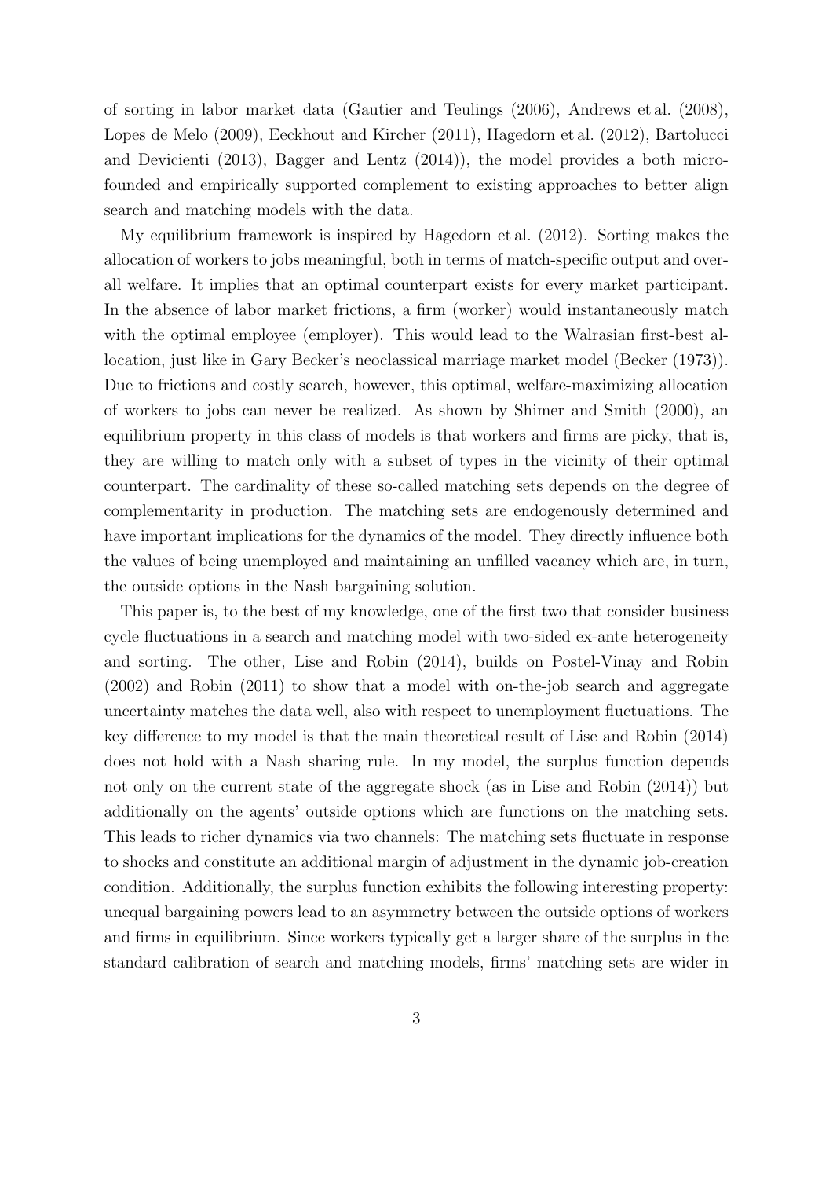of sorting in labor market data (Gautier and Teulings (2006), Andrews et al. (2008), Lopes de Melo (2009), Eeckhout and Kircher (2011), Hagedorn et al. (2012), Bartolucci and Devicienti (2013), Bagger and Lentz (2014)), the model provides a both micro-founded and empirically supported complement to existing approaches to better align search and matching models with the data.

My equilibrium framework is inspired by Hagedorn et al. (2012). Sorting makes the allocation of workers to jobs meaningful, both in terms of match-specific output and overall welfare. It implies that an optimal counterpart exists for every market participant. In the absence of labor market frictions, a firm (worker) would instantaneously match with the optimal employee (employer). This would lead to the Walrasian first-best allocation, just like in Gary Becker's neoclassical marriage market model (Becker (1973)). Due to frictions and costly search, however, this optimal, welfare-maximizing allocation of workers to jobs can never be realized. As shown by Shimer and Smith (2000), an equilibrium property in this class of models is that workers and firms are picky, that is, they are willing to match only with a subset of types in the vicinity of their optimal counterpart. The cardinality of these so-called matching sets depends on the degree of complementarity in production. The matching sets are endogenously determined and have important implications for the dynamics of the model. They directly influence both the values of being unemployed and maintaining an unfilled vacancy which are, in turn, the outside options in the Nash bargaining solution.

This paper is, to the best of my knowledge, one of the first two that consider business cycle fluctuations in a search and matching model with two-sided ex-ante heterogeneity and sorting. The other, Lise and Robin (2014), builds on Postel-Vinay and Robin (2002) and Robin (2011) to show that a model with on-the-job search and aggregate uncertainty matches the data well, also with respect to unemployment fluctuations. The key difference to my model is that the main theoretical result of Lise and Robin (2014) does not hold with a Nash sharing rule. In my model, the surplus function depends not only on the current state of the aggregate shock (as in Lise and Robin (2014)) but additionally on the agents' outside options which are functions on the matching sets. This leads to richer dynamics via two channels: The matching sets fluctuate in response to shocks and constitute an additional margin of adjustment in the dynamic job-creation condition. Additionally, the surplus function exhibits the following interesting property: unequal bargaining powers lead to an asymmetry between the outside options of workers and firms in equilibrium. Since workers typically get a larger share of the surplus in the standard calibration of search and matching models, firms' matching sets are wider in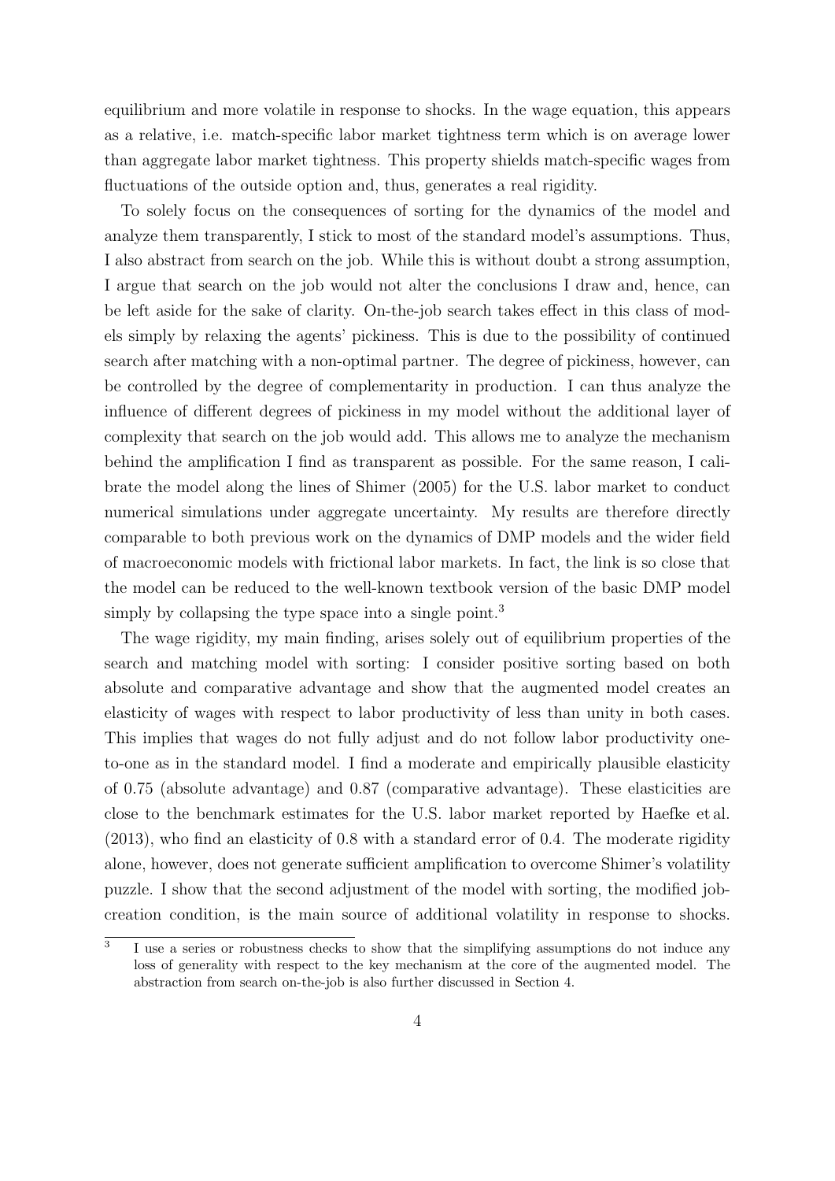equilibrium and more volatile in response to shocks. In the wage equation, this appears as a relative, i.e. match-specific labor market tightness term which is on average lower than aggregate labor market tightness. This property shields match-specific wages from fluctuations of the outside option and, thus, generates a real rigidity.

To solely focus on the consequences of sorting for the dynamics of the model and analyze them transparently, I stick to most of the standard model's assumptions. Thus, I also abstract from search on the job. While this is without doubt a strong assumption, I argue that search on the job would not alter the conclusions I draw and, hence, can be left aside for the sake of clarity. On-the-job search takes effect in this class of models simply by relaxing the agents' pickiness. This is due to the possibility of continued search after matching with a non-optimal partner. The degree of pickiness, however, can be controlled by the degree of complementarity in production. I can thus analyze the influence of different degrees of pickiness in my model without the additional layer of complexity that search on the job would add. This allows me to analyze the mechanism behind the amplification I find as transparent as possible. For the same reason, I calibrate the model along the lines of Shimer (2005) for the U.S. labor market to conduct numerical simulations under aggregate uncertainty. My results are therefore directly comparable to both previous work on the dynamics of DMP models and the wider field of macroeconomic models with frictional labor markets. In fact, the link is so close that the model can be reduced to the well-known textbook version of the basic DMP model simply by collapsing the type space into a single point.[3]

The wage rigidity, my main finding, arises solely out of equilibrium properties of the search and matching model with sorting: I consider positive sorting based on both absolute and comparative advantage and show that the augmented model creates an elasticity of wages with respect to labor productivity of less than unity in both cases. This implies that wages do not fully adjust and do not follow labor productivity one-to-one as in the standard model. I find a moderate and empirically plausible elasticity of 0.75 (absolute advantage) and 0.87 (comparative advantage). These elasticities are close to the benchmark estimates for the U.S. labor market reported by Haefke et al. (2013), who find an elasticity of 0.8 with a standard error of 0.4. The moderate rigidity alone, however, does not generate sufficient amplification to overcome Shimer's volatility puzzle. I show that the second adjustment of the model with sorting, the modified job-creation condition, is the main source of additional volatility in response to shocks.

[3] I use a series or robustness checks to show that the simplifying assumptions do not induce any loss of generality with respect to the key mechanism at the core of the augmented model. The abstraction from search on-the-job is also further discussed in Section 4.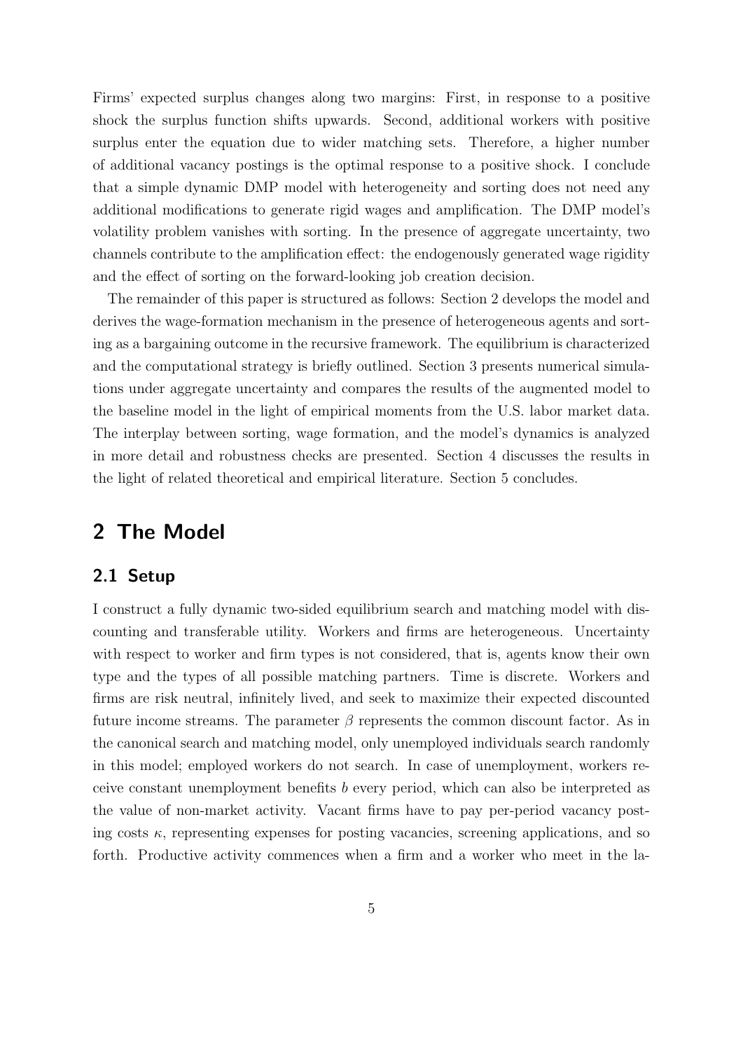Firms' expected surplus changes along two margins: First, in response to a positive shock the surplus function shifts upwards. Second, additional workers with positive surplus enter the equation due to wider matching sets. Therefore, a higher number of additional vacancy postings is the optimal response to a positive shock. I conclude that a simple dynamic DMP model with heterogeneity and sorting does not need any additional modifications to generate rigid wages and amplification. The DMP model's volatility problem vanishes with sorting. In the presence of aggregate uncertainty, two channels contribute to the amplification effect: the endogenously generated wage rigidity and the effect of sorting on the forward-looking job creation decision.

The remainder of this paper is structured as follows: Section 2 develops the model and derives the wage-formation mechanism in the presence of heterogeneous agents and sorting as a bargaining outcome in the recursive framework. The equilibrium is characterized and the computational strategy is briefly outlined. Section 3 presents numerical simulations under aggregate uncertainty and compares the results of the augmented model to the baseline model in the light of empirical moments from the U.S. labor market data. The interplay between sorting, wage formation, and the model's dynamics is analyzed in more detail and robustness checks are presented. Section 4 discusses the results in the light of related theoretical and empirical literature. Section 5 concludes.

## 2 The Model

### 2.1 Setup

I construct a fully dynamic two-sided equilibrium search and matching model with discounting and transferable utility. Workers and firms are heterogeneous. Uncertainty with respect to worker and firm types is not considered, that is, agents know their own type and the types of all possible matching partners. Time is discrete. Workers and firms are risk neutral, infinitely lived, and seek to maximize their expected discounted future income streams. The parameter $\beta$ represents the common discount factor. As in the canonical search and matching model, only unemployed individuals search randomly in this model; employed workers do not search. In case of unemployment, workers receive constant unemployment benefits $b$ every period, which can also be interpreted as the value of non-market activity. Vacant firms have to pay per-period vacancy posting costs $\kappa$, representing expenses for posting vacancies, screening applications, and so forth. Productive activity commences when a firm and a worker who meet in the la-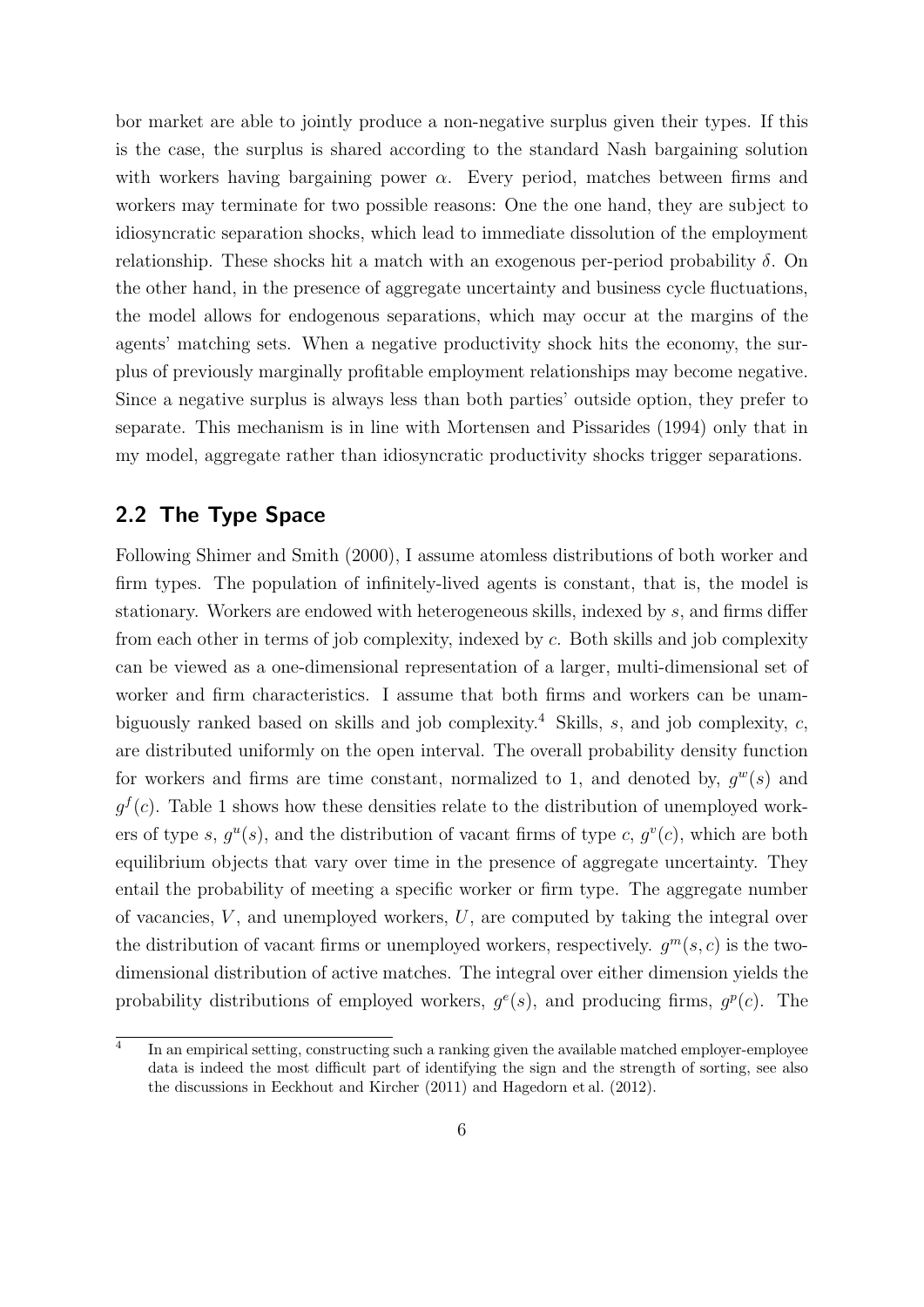bor market are able to jointly produce a non-negative surplus given their types. If this is the case, the surplus is shared according to the standard Nash bargaining solution with workers having bargaining power $\alpha$. Every period, matches between firms and workers may terminate for two possible reasons: One the one hand, they are subject to idiosyncratic separation shocks, which lead to immediate dissolution of the employment relationship. These shocks hit a match with an exogenous per-period probability $\delta$. On the other hand, in the presence of aggregate uncertainty and business cycle fluctuations, the model allows for endogenous separations, which may occur at the margins of the agents' matching sets. When a negative productivity shock hits the economy, the surplus of previously marginally profitable employment relationships may become negative. Since a negative surplus is always less than both parties' outside option, they prefer to separate. This mechanism is in line with Mortensen and Pissarides (1994) only that in my model, aggregate rather than idiosyncratic productivity shocks trigger separations.

## 2.2 The Type Space

Following Shimer and Smith (2000), I assume atomless distributions of both worker and firm types. The population of infinitely-lived agents is constant, that is, the model is stationary. Workers are endowed with heterogeneous skills, indexed by $s$, and firms differ from each other in terms of job complexity, indexed by $c$. Both skills and job complexity can be viewed as a one-dimensional representation of a larger, multi-dimensional set of worker and firm characteristics. I assume that both firms and workers can be unambiguously ranked based on skills and job complexity.[4] Skills, $s$, and job complexity, $c$, are distributed uniformly on the open interval. The overall probability density function for workers and firms are time constant, normalized to 1, and denoted by, $g^w(s)$ and $g^f(c)$. Table 1 shows how these densities relate to the distribution of unemployed workers of type $s$, $g^u(s)$, and the distribution of vacant firms of type $c$, $g^v(c)$, which are both equilibrium objects that vary over time in the presence of aggregate uncertainty. They entail the probability of meeting a specific worker or firm type. The aggregate number of vacancies, $V$, and unemployed workers, $U$, are computed by taking the integral over the distribution of vacant firms or unemployed workers, respectively. $g^m(s, c)$ is the two-dimensional distribution of active matches. The integral over either dimension yields the probability distributions of employed workers, $g^e(s)$, and producing firms, $g^p(c)$. The

[4] In an empirical setting, constructing such a ranking given the available matched employer-employee data is indeed the most difficult part of identifying the sign and the strength of sorting, see also the discussions in Eeckhout and Kircher (2011) and Hagedorn et al. (2012).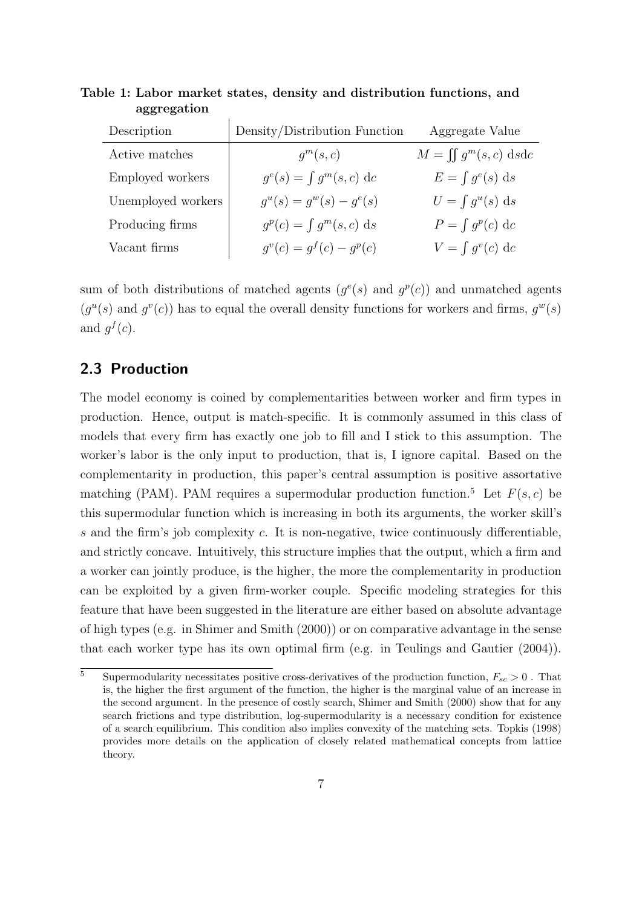**Table 1: Labor market states, density and distribution functions, and aggregation**

| Description | Density/Distribution Function | Aggregate Value |
|---|---|---|
| Active matches | $g^m(s,c)$ | $M = \iint g^m(s,c)\ \mathrm{d}s\mathrm{d}c$ |
| Employed workers | $g^e(s) = \int g^m(s,c)\ \mathrm{d}c$ | $E = \int g^e(s)\ \mathrm{d}s$ |
| Unemployed workers | $g^u(s) = g^w(s) - g^e(s)$ | $U = \int g^u(s)\ \mathrm{d}s$ |
| Producing firms | $g^p(c) = \int g^m(s,c)\ \mathrm{d}s$ | $P = \int g^p(c)\ \mathrm{d}c$ |
| Vacant firms | $g^v(c) = g^f(c) - g^p(c)$ | $V = \int g^v(c)\ \mathrm{d}c$ |

sum of both distributions of matched agents ($g^e(s)$ and $g^p(c)$) and unmatched agents ($g^u(s)$ and $g^v(c)$) has to equal the overall density functions for workers and firms, $g^w(s)$ and $g^f(c)$.

## 2.3 Production

The model economy is coined by complementarities between worker and firm types in production. Hence, output is match-specific. It is commonly assumed in this class of models that every firm has exactly one job to fill and I stick to this assumption. The worker's labor is the only input to production, that is, I ignore capital. Based on the complementarity in production, this paper's central assumption is positive assortative matching (PAM). PAM requires a supermodular production function.[5] Let $F(s,c)$ be this supermodular function which is increasing in both its arguments, the worker skill's $s$ and the firm's job complexity $c$. It is non-negative, twice continuously differentiable, and strictly concave. Intuitively, this structure implies that the output, which a firm and a worker can jointly produce, is the higher, the more the complementarity in production can be exploited by a given firm-worker couple. Specific modeling strategies for this feature that have been suggested in the literature are either based on absolute advantage of high types (e.g. in Shimer and Smith (2000)) or on comparative advantage in the sense that each worker type has its own optimal firm (e.g. in Teulings and Gautier (2004)).

[5] Supermodularity necessitates positive cross-derivatives of the production function, $F_{sc} > 0$ . That is, the higher the first argument of the function, the higher is the marginal value of an increase in the second argument. In the presence of costly search, Shimer and Smith (2000) show that for any search frictions and type distribution, log-supermodularity is a necessary condition for existence of a search equilibrium. This condition also implies convexity of the matching sets. Topkis (1998) provides more details on the application of closely related mathematical concepts from lattice theory.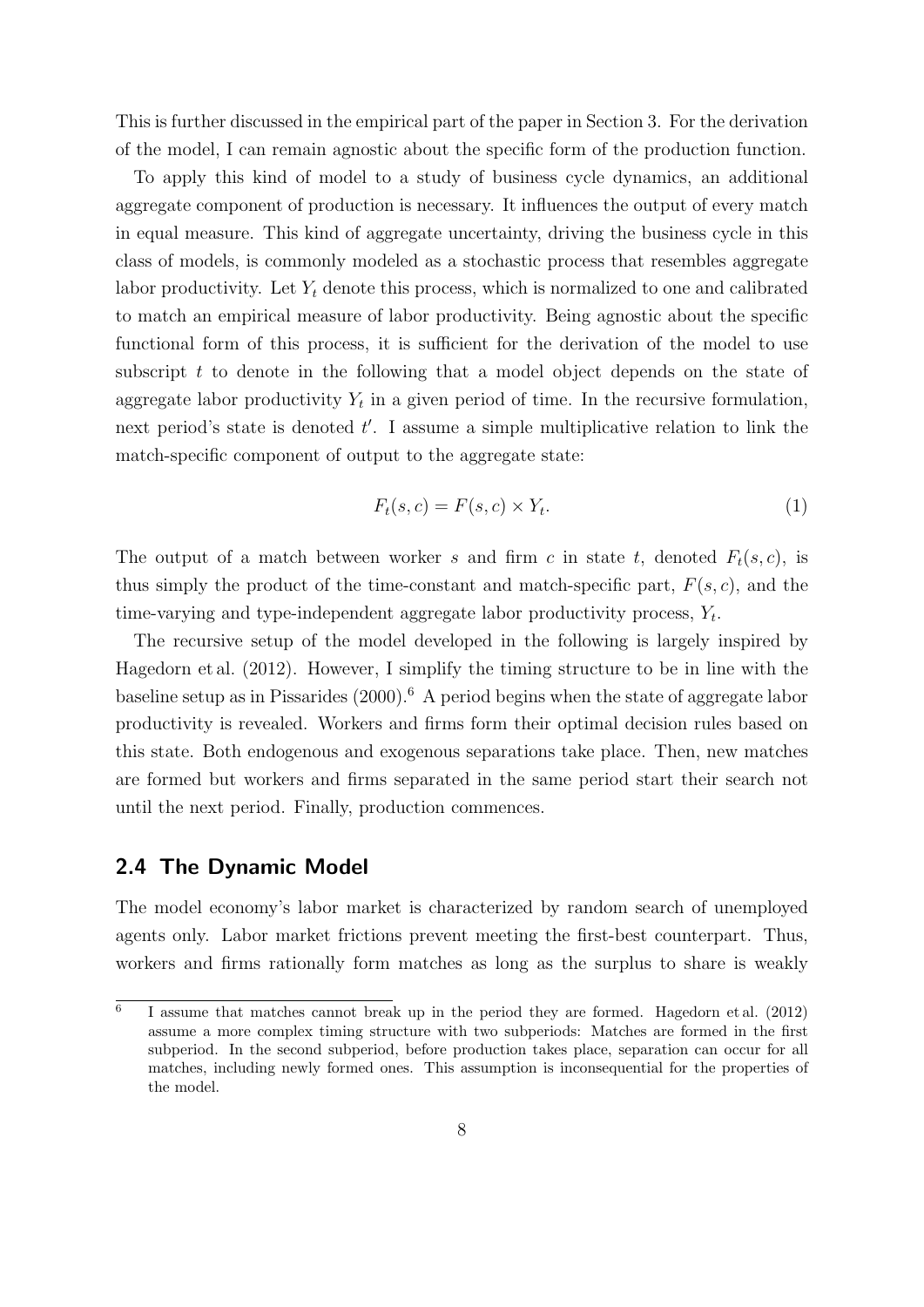This is further discussed in the empirical part of the paper in Section 3. For the derivation of the model, I can remain agnostic about the specific form of the production function.

To apply this kind of model to a study of business cycle dynamics, an additional aggregate component of production is necessary. It influences the output of every match in equal measure. This kind of aggregate uncertainty, driving the business cycle in this class of models, is commonly modeled as a stochastic process that resembles aggregate labor productivity. Let $Y_t$ denote this process, which is normalized to one and calibrated to match an empirical measure of labor productivity. Being agnostic about the specific functional form of this process, it is sufficient for the derivation of the model to use subscript $t$ to denote in the following that a model object depends on the state of aggregate labor productivity $Y_t$ in a given period of time. In the recursive formulation, next period's state is denoted $t'$. I assume a simple multiplicative relation to link the match-specific component of output to the aggregate state:

$$F_t(s, c) = F(s, c) \times Y_t. \tag{1}$$

The output of a match between worker $s$ and firm $c$ in state $t$, denoted $F_t(s, c)$, is thus simply the product of the time-constant and match-specific part, $F(s, c)$, and the time-varying and type-independent aggregate labor productivity process, $Y_t$.

The recursive setup of the model developed in the following is largely inspired by Hagedorn et al. (2012). However, I simplify the timing structure to be in line with the baseline setup as in Pissarides (2000).[6] A period begins when the state of aggregate labor productivity is revealed. Workers and firms form their optimal decision rules based on this state. Both endogenous and exogenous separations take place. Then, new matches are formed but workers and firms separated in the same period start their search not until the next period. Finally, production commences.

## 2.4 The Dynamic Model

The model economy's labor market is characterized by random search of unemployed agents only. Labor market frictions prevent meeting the first-best counterpart. Thus, workers and firms rationally form matches as long as the surplus to share is weakly

[6] I assume that matches cannot break up in the period they are formed. Hagedorn et al. (2012) assume a more complex timing structure with two subperiods: Matches are formed in the first subperiod. In the second subperiod, before production takes place, separation can occur for all matches, including newly formed ones. This assumption is inconsequential for the properties of the model.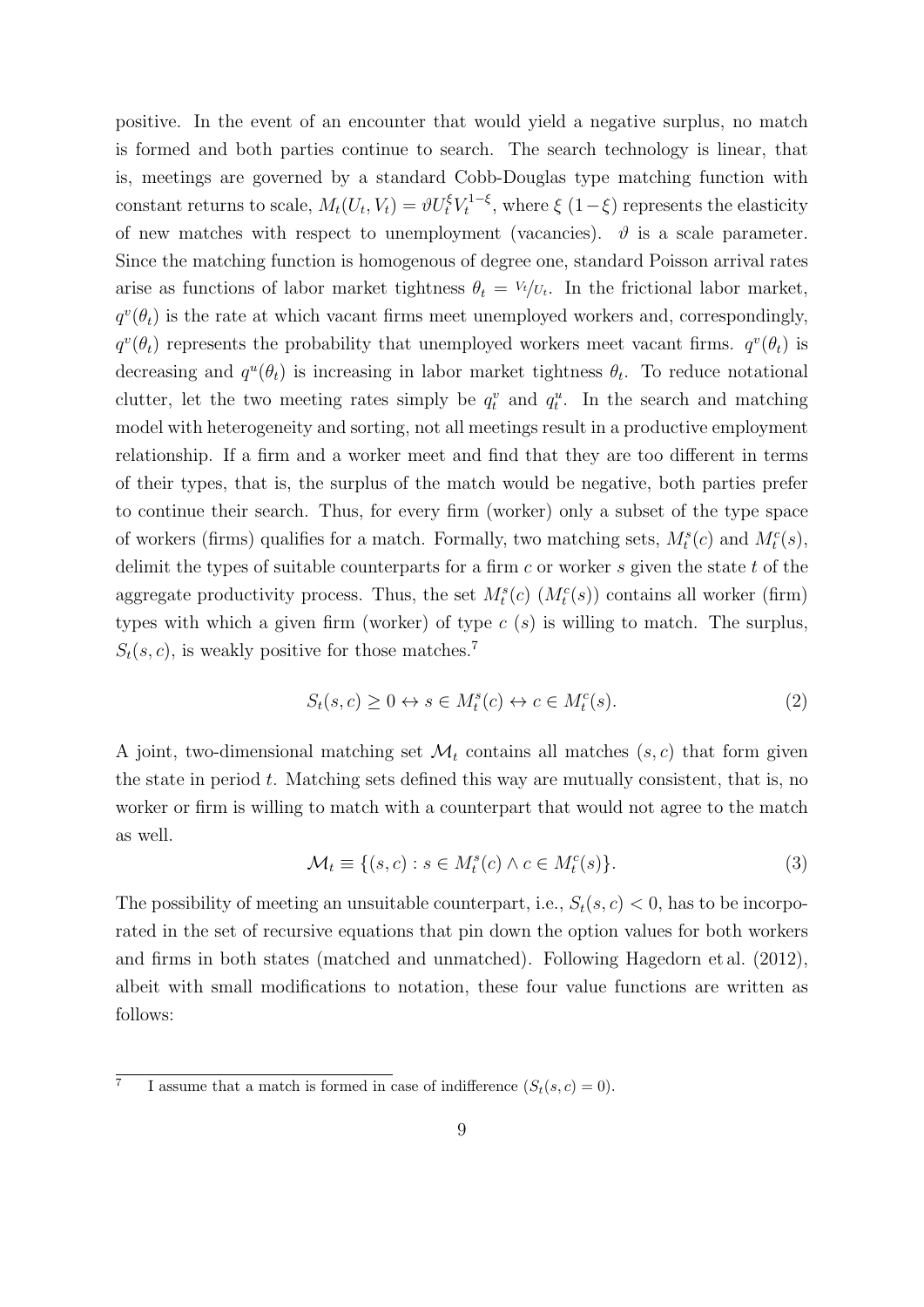positive. In the event of an encounter that would yield a negative surplus, no match is formed and both parties continue to search. The search technology is linear, that is, meetings are governed by a standard Cobb-Douglas type matching function with constant returns to scale, $M_t(U_t, V_t) = \vartheta U_t^{\xi} V_t^{1-\xi}$, where $\xi$ $(1-\xi)$ represents the elasticity of new matches with respect to unemployment (vacancies). $\vartheta$ is a scale parameter. Since the matching function is homogenous of degree one, standard Poisson arrival rates arise as functions of labor market tightness $\theta_t = {}^{V_t}/_{U_t}$. In the frictional labor market, $q^v(\theta_t)$ is the rate at which vacant firms meet unemployed workers and, correspondingly, $q^v(\theta_t)$ represents the probability that unemployed workers meet vacant firms. $q^v(\theta_t)$ is decreasing and $q^u(\theta_t)$ is increasing in labor market tightness $\theta_t$. To reduce notational clutter, let the two meeting rates simply be $q_t^v$ and $q_t^u$. In the search and matching model with heterogeneity and sorting, not all meetings result in a productive employment relationship. If a firm and a worker meet and find that they are too different in terms of their types, that is, the surplus of the match would be negative, both parties prefer to continue their search. Thus, for every firm (worker) only a subset of the type space of workers (firms) qualifies for a match. Formally, two matching sets, $M_t^s(c)$ and $M_t^c(s)$, delimit the types of suitable counterparts for a firm $c$ or worker $s$ given the state $t$ of the aggregate productivity process. Thus, the set $M_t^s(c)$ $(M_t^c(s))$ contains all worker (firm) types with which a given firm (worker) of type $c$ $(s)$ is willing to match. The surplus, $S_t(s, c)$, is weakly positive for those matches.[7]

$$S_t(s, c) \geq 0 \leftrightarrow s \in M_t^s(c) \leftrightarrow c \in M_t^c(s). \tag{2}$$

A joint, two-dimensional matching set $\mathcal{M}_t$ contains all matches $(s, c)$ that form given the state in period $t$. Matching sets defined this way are mutually consistent, that is, no worker or firm is willing to match with a counterpart that would not agree to the match as well.

$$\mathcal{M}_t \equiv \{(s, c) : s \in M_t^s(c) \wedge c \in M_t^c(s)\}. \tag{3}$$

The possibility of meeting an unsuitable counterpart, i.e., $S_t(s, c) < 0$, has to be incorporated in the set of recursive equations that pin down the option values for both workers and firms in both states (matched and unmatched). Following Hagedorn et al. (2012), albeit with small modifications to notation, these four value functions are written as follows:

[7] I assume that a match is formed in case of indifference ($S_t(s, c) = 0$).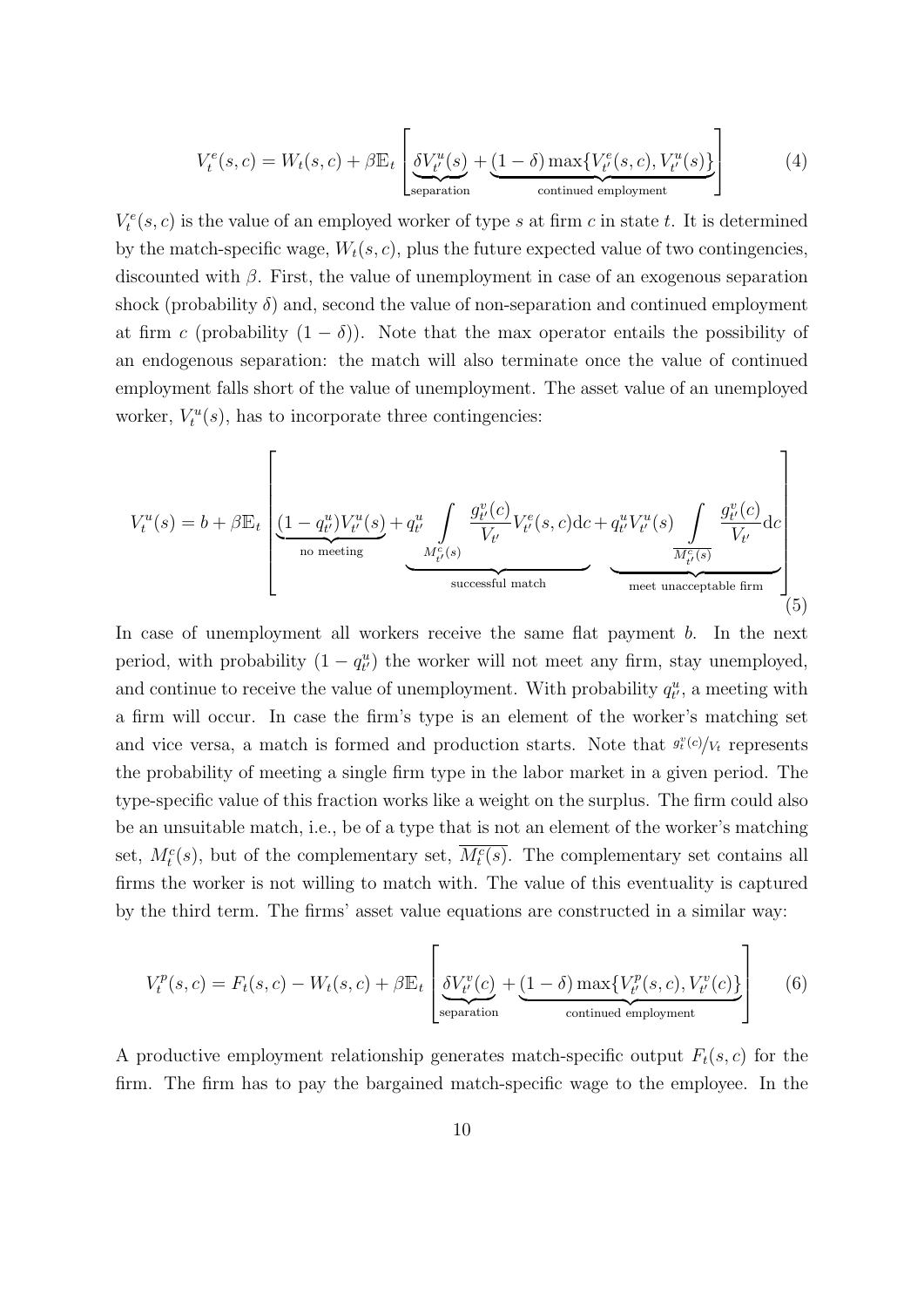$$V_t^e(s,c) = W_t(s,c) + \beta \mathbb{E}_t \left[ \underbrace{\delta V_{t'}^u(s)}_{\text{separation}} + \underbrace{(1-\delta)\max\{V_{t'}^e(s,c), V_{t'}^u(s)\}}_{\text{continued employment}} \right] \tag{4}$$

$V_t^e(s,c)$ is the value of an employed worker of type $s$ at firm $c$ in state $t$. It is determined by the match-specific wage, $W_t(s,c)$, plus the future expected value of two contingencies, discounted with $\beta$. First, the value of unemployment in case of an exogenous separation shock (probability $\delta$) and, second the value of non-separation and continued employment at firm $c$ (probability $(1-\delta)$). Note that the max operator entails the possibility of an endogenous separation: the match will also terminate once the value of continued employment falls short of the value of unemployment. The asset value of an unemployed worker, $V_t^u(s)$, has to incorporate three contingencies:

$$V_t^u(s) = b + \beta \mathbb{E}_t \left[ \underbrace{(1-q_{t'}^u)V_{t'}^u(s)}_{\text{no meeting}} + \underbrace{q_{t'}^u \int\limits_{M_{t'}^c(s)} \frac{g_{t'}^v(c)}{V_{t'}} V_{t'}^e(s,c)\mathrm{d}c}_{\text{successful match}} + \underbrace{q_{t'}^u V_{t'}^u(s) \int\limits_{\overline{M_{t'}^c(s)}} \frac{g_{t'}^v(c)}{V_{t'}} \mathrm{d}c}_{\text{meet unacceptable firm}} \right] \tag{5}$$

In case of unemployment all workers receive the same flat payment $b$. In the next period, with probability $(1-q_{t'}^u)$ the worker will not meet any firm, stay unemployed, and continue to receive the value of unemployment. With probability $q_{t'}^u$, a meeting with a firm will occur. In case the firm's type is an element of the worker's matching set and vice versa, a match is formed and production starts. Note that $g_t^v(c)/V_t$ represents the probability of meeting a single firm type in the labor market in a given period. The type-specific value of this fraction works like a weight on the surplus. The firm could also be an unsuitable match, i.e., be of a type that is not an element of the worker's matching set, $M_t^c(s)$, but of the complementary set, $\overline{M_t^c(s)}$. The complementary set contains all firms the worker is not willing to match with. The value of this eventuality is captured by the third term. The firms' asset value equations are constructed in a similar way:

$$V_t^p(s,c) = F_t(s,c) - W_t(s,c) + \beta \mathbb{E}_t \left[ \underbrace{\delta V_{t'}^v(c)}_{\text{separation}} + \underbrace{(1-\delta)\max\{V_{t'}^p(s,c), V_{t'}^v(c)\}}_{\text{continued employment}} \right] \tag{6}$$

A productive employment relationship generates match-specific output $F_t(s,c)$ for the firm. The firm has to pay the bargained match-specific wage to the employee. In the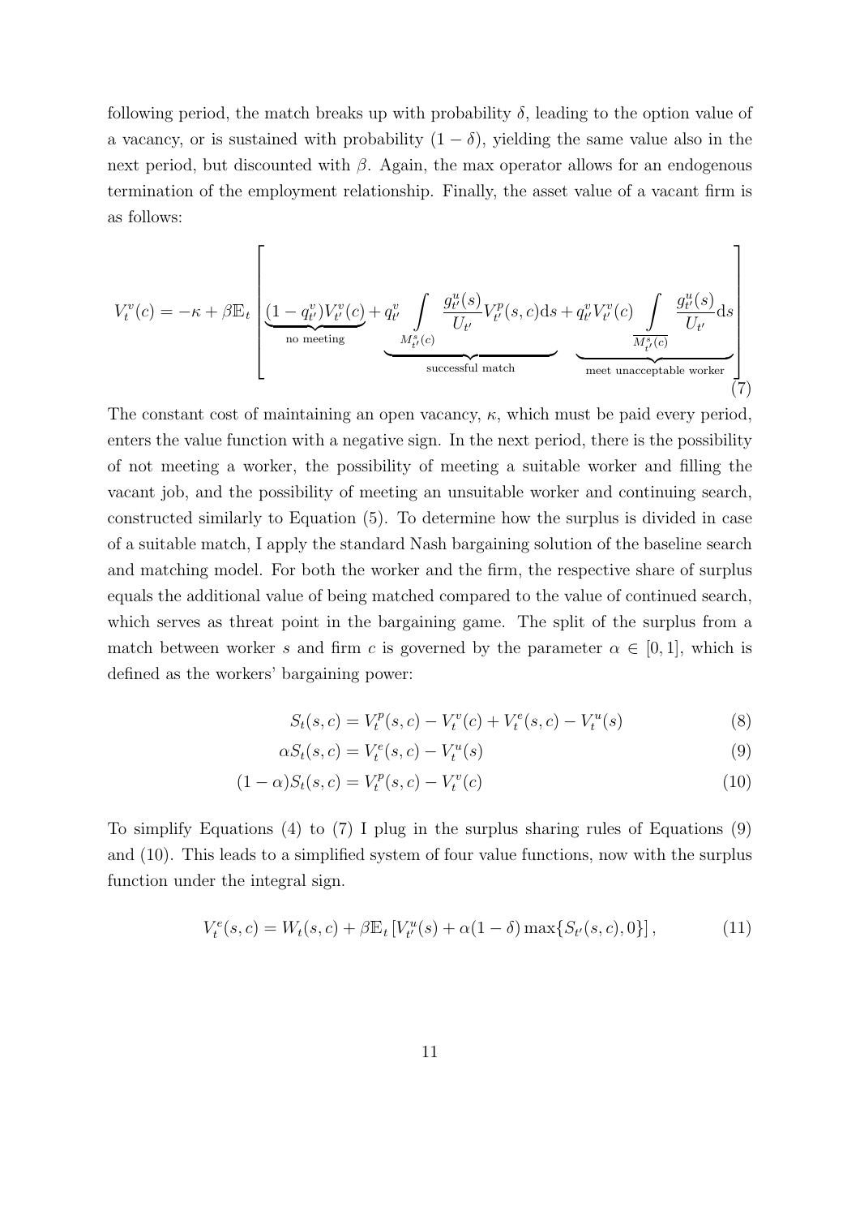following period, the match breaks up with probability $\delta$, leading to the option value of a vacancy, or is sustained with probability $(1-\delta)$, yielding the same value also in the next period, but discounted with $\beta$. Again, the max operator allows for an endogenous termination of the employment relationship. Finally, the asset value of a vacant firm is as follows:

$$V_t^v(c) = -\kappa + \beta \mathbb{E}_t \left[ \underbrace{(1-q_{t'}^v)V_{t'}^v(c)}_{\text{no meeting}} + \underbrace{q_{t'}^v \int_{M_{t'}^s(c)} \frac{g_{t'}^u(s)}{U_{t'}} V_{t'}^p(s,c)\mathrm{d}s}_{\text{successful match}} + \underbrace{q_{t'}^v V_{t'}^v(c) \int_{\overline{M_{t'}^s(c)}} \frac{g_{t'}^u(s)}{U_{t'}} \mathrm{d}s}_{\text{meet unacceptable worker}} \right] \tag{7}$$

The constant cost of maintaining an open vacancy, $\kappa$, which must be paid every period, enters the value function with a negative sign. In the next period, there is the possibility of not meeting a worker, the possibility of meeting a suitable worker and filling the vacant job, and the possibility of meeting an unsuitable worker and continuing search, constructed similarly to Equation (5). To determine how the surplus is divided in case of a suitable match, I apply the standard Nash bargaining solution of the baseline search and matching model. For both the worker and the firm, the respective share of surplus equals the additional value of being matched compared to the value of continued search, which serves as threat point in the bargaining game. The split of the surplus from a match between worker $s$ and firm $c$ is governed by the parameter $\alpha \in [0,1]$, which is defined as the workers' bargaining power:

$$S_t(s,c) = V_t^p(s,c) - V_t^v(c) + V_t^e(s,c) - V_t^u(s) \tag{8}$$

$$\alpha S_t(s,c) = V_t^e(s,c) - V_t^u(s) \tag{9}$$

$$(1-\alpha) S_t(s,c) = V_t^p(s,c) - V_t^v(c) \tag{10}$$

To simplify Equations (4) to (7) I plug in the surplus sharing rules of Equations (9) and (10). This leads to a simplified system of four value functions, now with the surplus function under the integral sign.

$$V_t^e(s,c) = W_t(s,c) + \beta \mathbb{E}_t \left[ V_{t'}^u(s) + \alpha(1-\delta) \max\{S_{t'}(s,c), 0\} \right], \tag{11}$$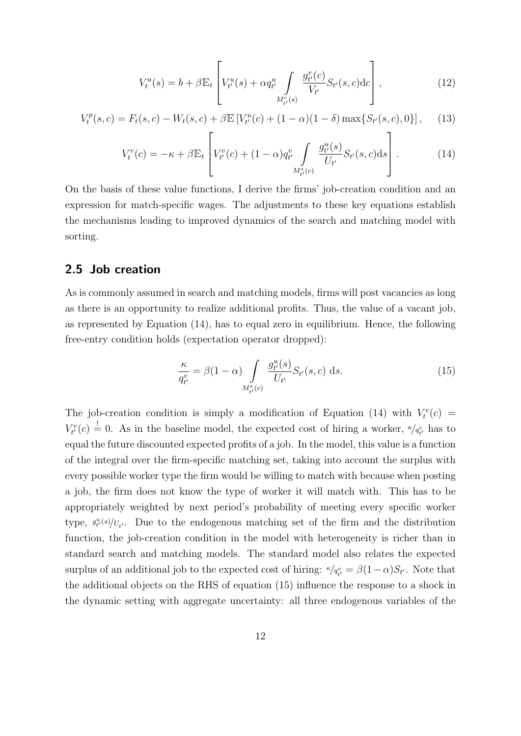$$V_t^u(s) = b + \beta \mathbb{E}_t \left[ V_{t'}^u(s) + \alpha q_{t'}^u \int\limits_{M_{t'}^c(s)} \frac{g_{t'}^v(c)}{V_{t'}} S_{t'}(s,c) \mathrm{d}c \right], \tag{12}$$

$$V_t^p(s,c) = F_t(s,c) - W_t(s,c) + \beta \mathbb{E} \left[ V_{t'}^u(c) + (1-\alpha)(1-\delta) \max\{S_{t'}(s,c), 0\} \right], \tag{13}$$

$$V_t^v(c) = -\kappa + \beta \mathbb{E}_t \left[ V_{t'}^v(c) + (1-\alpha) q_{t'}^v \int\limits_{M_{t'}^s(c)} \frac{g_{t'}^u(s)}{U_{t'}} S_{t'}(s,c) \mathrm{d}s \right]. \tag{14}$$

On the basis of these value functions, I derive the firms' job-creation condition and an expression for match-specific wages. The adjustments to these key equations establish the mechanisms leading to improved dynamics of the search and matching model with sorting.

## 2.5 Job creation

As is commonly assumed in search and matching models, firms will post vacancies as long as there is an opportunity to realize additional profits. Thus, the value of a vacant job, as represented by Equation (14), has to equal zero in equilibrium. Hence, the following free-entry condition holds (expectation operator dropped):

$$\frac{\kappa}{q_{t'}^v} = \beta(1-\alpha) \int\limits_{M_{t'}^s(c)} \frac{g_{t'}^u(s)}{U_{t'}} S_{t'}(s,c) \, \mathrm{d}s. \tag{15}$$

The job-creation condition is simply a modification of Equation (14) with $V_t^v(c) = V_{t'}^v(c) \overset{!}{=} 0$. As in the baseline model, the expected cost of hiring a worker, $\kappa/q_{t'}^v$ has to equal the future discounted expected profits of a job. In the model, this value is a function of the integral over the firm-specific matching set, taking into account the surplus with every possible worker type the firm would be willing to match with because when posting a job, the firm does not know the type of worker it will match with. This has to be appropriately weighted by next period's probability of meeting every specific worker type, $g_{t'}^u(s)/U_{t'}$. Due to the endogenous matching set of the firm and the distribution function, the job-creation condition in the model with heterogeneity is richer than in standard search and matching models. The standard model also relates the expected surplus of an additional job to the expected cost of hiring: $\kappa/q_{t'}^v = \beta(1-\alpha)S_{t'}$. Note that the additional objects on the RHS of equation (15) influence the response to a shock in the dynamic setting with aggregate uncertainty: all three endogenous variables of the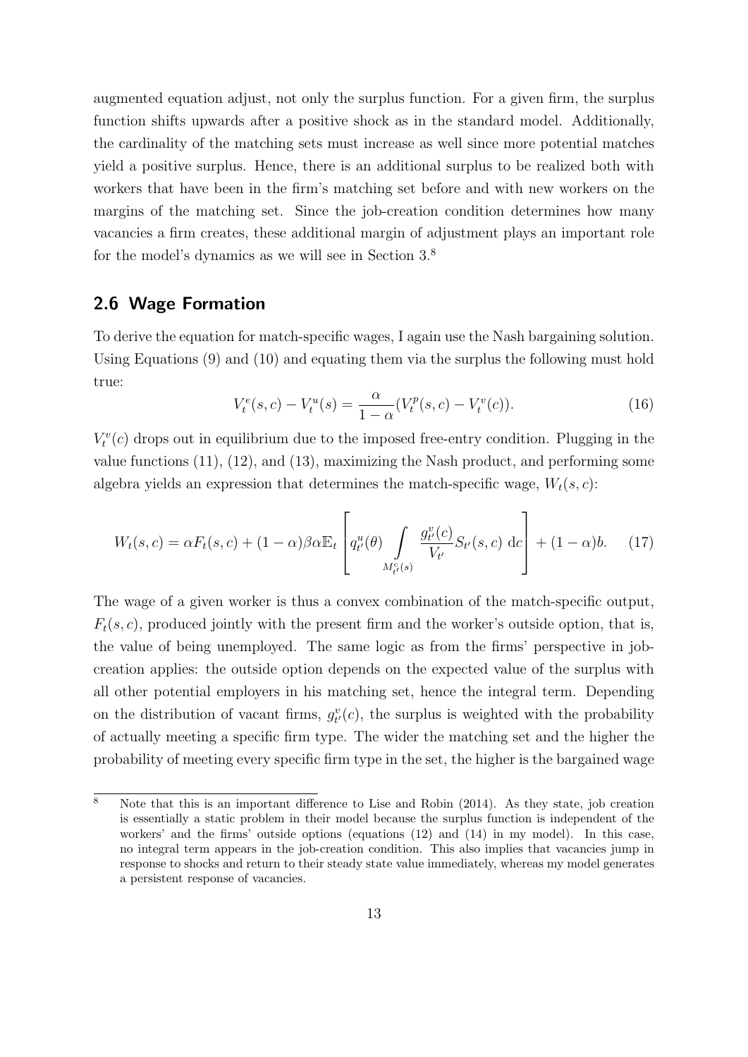augmented equation adjust, not only the surplus function. For a given firm, the surplus function shifts upwards after a positive shock as in the standard model. Additionally, the cardinality of the matching sets must increase as well since more potential matches yield a positive surplus. Hence, there is an additional surplus to be realized both with workers that have been in the firm's matching set before and with new workers on the margins of the matching set. Since the job-creation condition determines how many vacancies a firm creates, these additional margin of adjustment plays an important role for the model's dynamics as we will see in Section 3.[8]

## 2.6 Wage Formation

To derive the equation for match-specific wages, I again use the Nash bargaining solution. Using Equations (9) and (10) and equating them via the surplus the following must hold true:

$$V_t^e(s,c) - V_t^u(s) = \frac{\alpha}{1-\alpha}(V_t^p(s,c) - V_t^v(c)). \tag{16}$$

$V_t^v(c)$ drops out in equilibrium due to the imposed free-entry condition. Plugging in the value functions (11), (12), and (13), maximizing the Nash product, and performing some algebra yields an expression that determines the match-specific wage, $W_t(s,c)$:

$$W_t(s,c) = \alpha F_t(s,c) + (1-\alpha)\beta\alpha\mathbb{E}_t\left[q_{t'}^u(\theta)\int\limits_{M_{t'}^c(s)}\frac{g_{t'}^v(c)}{V_{t'}}S_{t'}(s,c)\ \mathrm{d}c\right] + (1-\alpha)b. \tag{17}$$

The wage of a given worker is thus a convex combination of the match-specific output, $F_t(s,c)$, produced jointly with the present firm and the worker's outside option, that is, the value of being unemployed. The same logic as from the firms' perspective in job-creation applies: the outside option depends on the expected value of the surplus with all other potential employers in his matching set, hence the integral term. Depending on the distribution of vacant firms, $g_{t'}^v(c)$, the surplus is weighted with the probability of actually meeting a specific firm type. The wider the matching set and the higher the probability of meeting every specific firm type in the set, the higher is the bargained wage

[8] Note that this is an important difference to Lise and Robin (2014). As they state, job creation is essentially a static problem in their model because the surplus function is independent of the workers' and the firms' outside options (equations (12) and (14) in my model). In this case, no integral term appears in the job-creation condition. This also implies that vacancies jump in response to shocks and return to their steady state value immediately, whereas my model generates a persistent response of vacancies.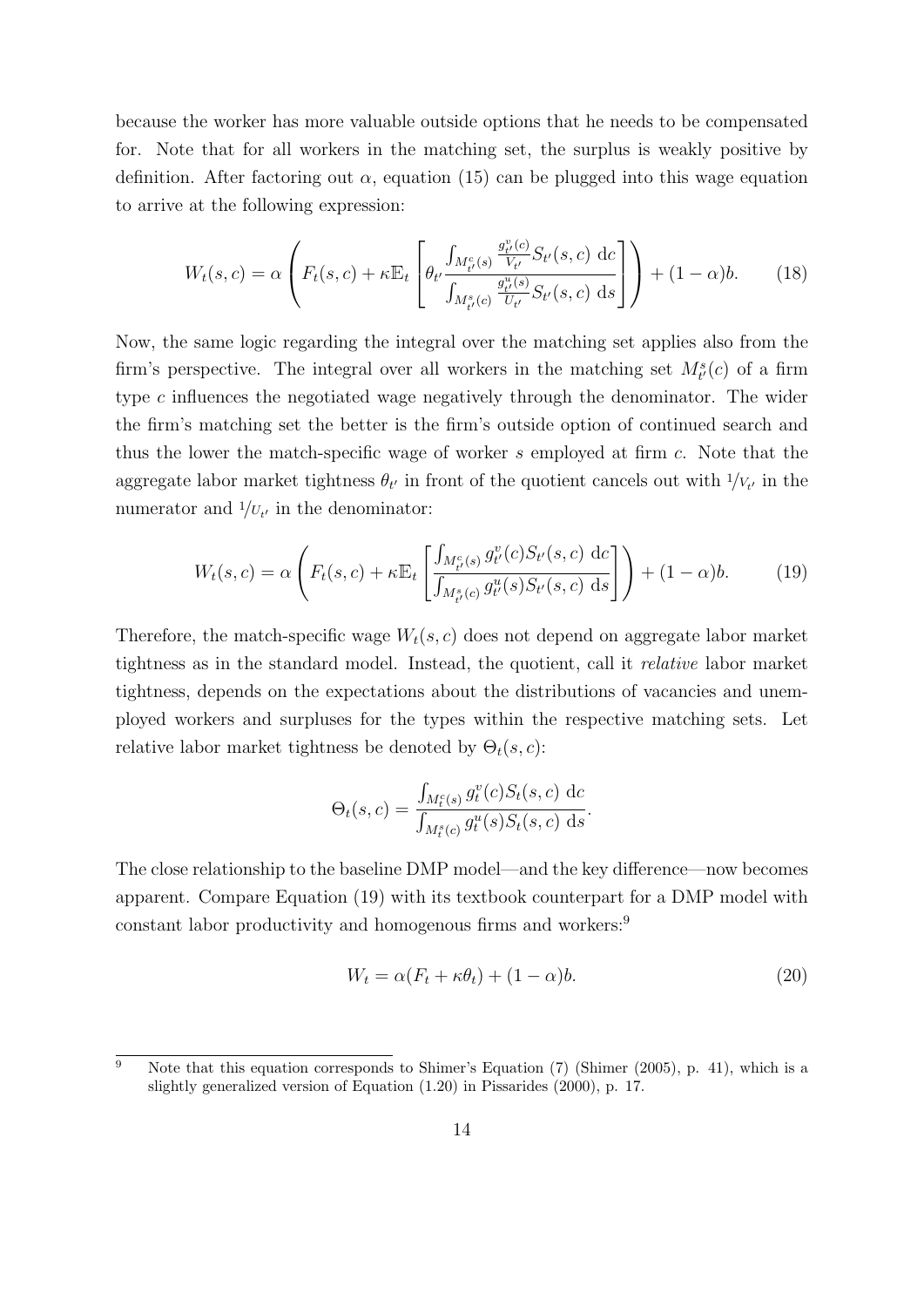because the worker has more valuable outside options that he needs to be compensated for. Note that for all workers in the matching set, the surplus is weakly positive by definition. After factoring out $\alpha$, equation (15) can be plugged into this wage equation to arrive at the following expression:

$$W_t(s,c) = \alpha \left( F_t(s,c) + \kappa \mathbb{E}_t \left[ \theta_{t'} \frac{\int_{M^c_{t'}(s)} \frac{g^v_{t'}(c)}{V_{t'}} S_{t'}(s,c) \, \mathrm{d}c}{\int_{M^s_{t'}(c)} \frac{g^u_{t'}(s)}{U_{t'}} S_{t'}(s,c) \, \mathrm{d}s} \right] \right) + (1-\alpha)b. \tag{18}$$

Now, the same logic regarding the integral over the matching set applies also from the firm's perspective. The integral over all workers in the matching set $M^s_{t'}(c)$ of a firm type $c$ influences the negotiated wage negatively through the denominator. The wider the firm's matching set the better is the firm's outside option of continued search and thus the lower the match-specific wage of worker $s$ employed at firm $c$. Note that the aggregate labor market tightness $\theta_{t'}$ in front of the quotient cancels out with $1/V_{t'}$ in the numerator and $1/U_{t'}$ in the denominator:

$$W_t(s,c) = \alpha \left( F_t(s,c) + \kappa \mathbb{E}_t \left[ \frac{\int_{M^c_{t'}(s)} g^v_{t'}(c) S_{t'}(s,c) \, \mathrm{d}c}{\int_{M^s_{t'}(c)} g^u_{t'}(s) S_{t'}(s,c) \, \mathrm{d}s} \right] \right) + (1-\alpha)b. \tag{19}$$

Therefore, the match-specific wage $W_t(s,c)$ does not depend on aggregate labor market tightness as in the standard model. Instead, the quotient, call it *relative* labor market tightness, depends on the expectations about the distributions of vacancies and unemployed workers and surpluses for the types within the respective matching sets. Let relative labor market tightness be denoted by $\Theta_t(s,c)$:

$$\Theta_t(s,c) = \frac{\int_{M^c_t(s)} g^v_t(c) S_t(s,c) \, \mathrm{d}c}{\int_{M^s_t(c)} g^u_t(s) S_t(s,c) \, \mathrm{d}s}.$$

The close relationship to the baseline DMP model—and the key difference—now becomes apparent. Compare Equation (19) with its textbook counterpart for a DMP model with constant labor productivity and homogenous firms and workers:[9]

$$W_t = \alpha(F_t + \kappa\theta_t) + (1-\alpha)b. \tag{20}$$

[9] Note that this equation corresponds to Shimer's Equation (7) (Shimer (2005), p. 41), which is a slightly generalized version of Equation (1.20) in Pissarides (2000), p. 17.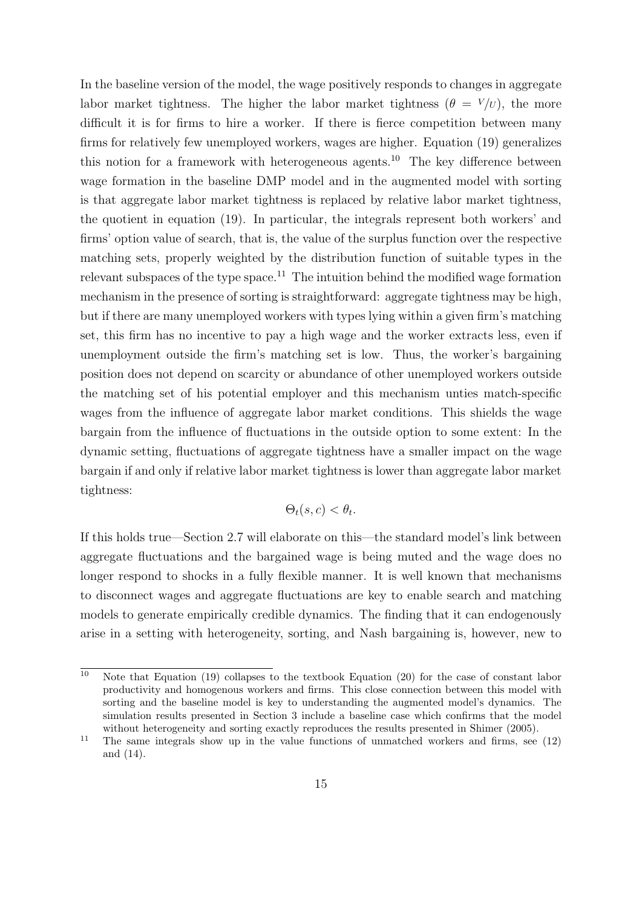In the baseline version of the model, the wage positively responds to changes in aggregate labor market tightness. The higher the labor market tightness ($\theta = {}^{V}/{}_{U}$), the more difficult it is for firms to hire a worker. If there is fierce competition between many firms for relatively few unemployed workers, wages are higher. Equation (19) generalizes this notion for a framework with heterogeneous agents.[10] The key difference between wage formation in the baseline DMP model and in the augmented model with sorting is that aggregate labor market tightness is replaced by relative labor market tightness, the quotient in equation (19). In particular, the integrals represent both workers' and firms' option value of search, that is, the value of the surplus function over the respective matching sets, properly weighted by the distribution function of suitable types in the relevant subspaces of the type space.[11] The intuition behind the modified wage formation mechanism in the presence of sorting is straightforward: aggregate tightness may be high, but if there are many unemployed workers with types lying within a given firm's matching set, this firm has no incentive to pay a high wage and the worker extracts less, even if unemployment outside the firm's matching set is low. Thus, the worker's bargaining position does not depend on scarcity or abundance of other unemployed workers outside the matching set of his potential employer and this mechanism unties match-specific wages from the influence of aggregate labor market conditions. This shields the wage bargain from the influence of fluctuations in the outside option to some extent: In the dynamic setting, fluctuations of aggregate tightness have a smaller impact on the wage bargain if and only if relative labor market tightness is lower than aggregate labor market tightness:

$$\Theta_t(s, c) < \theta_t.$$

If this holds true—Section 2.7 will elaborate on this—the standard model's link between aggregate fluctuations and the bargained wage is being muted and the wage does no longer respond to shocks in a fully flexible manner. It is well known that mechanisms to disconnect wages and aggregate fluctuations are key to enable search and matching models to generate empirically credible dynamics. The finding that it can endogenously arise in a setting with heterogeneity, sorting, and Nash bargaining is, however, new to

[10] Note that Equation (19) collapses to the textbook Equation (20) for the case of constant labor productivity and homogenous workers and firms. This close connection between this model with sorting and the baseline model is key to understanding the augmented model's dynamics. The simulation results presented in Section 3 include a baseline case which confirms that the model without heterogeneity and sorting exactly reproduces the results presented in Shimer (2005).

[11] The same integrals show up in the value functions of unmatched workers and firms, see (12) and (14).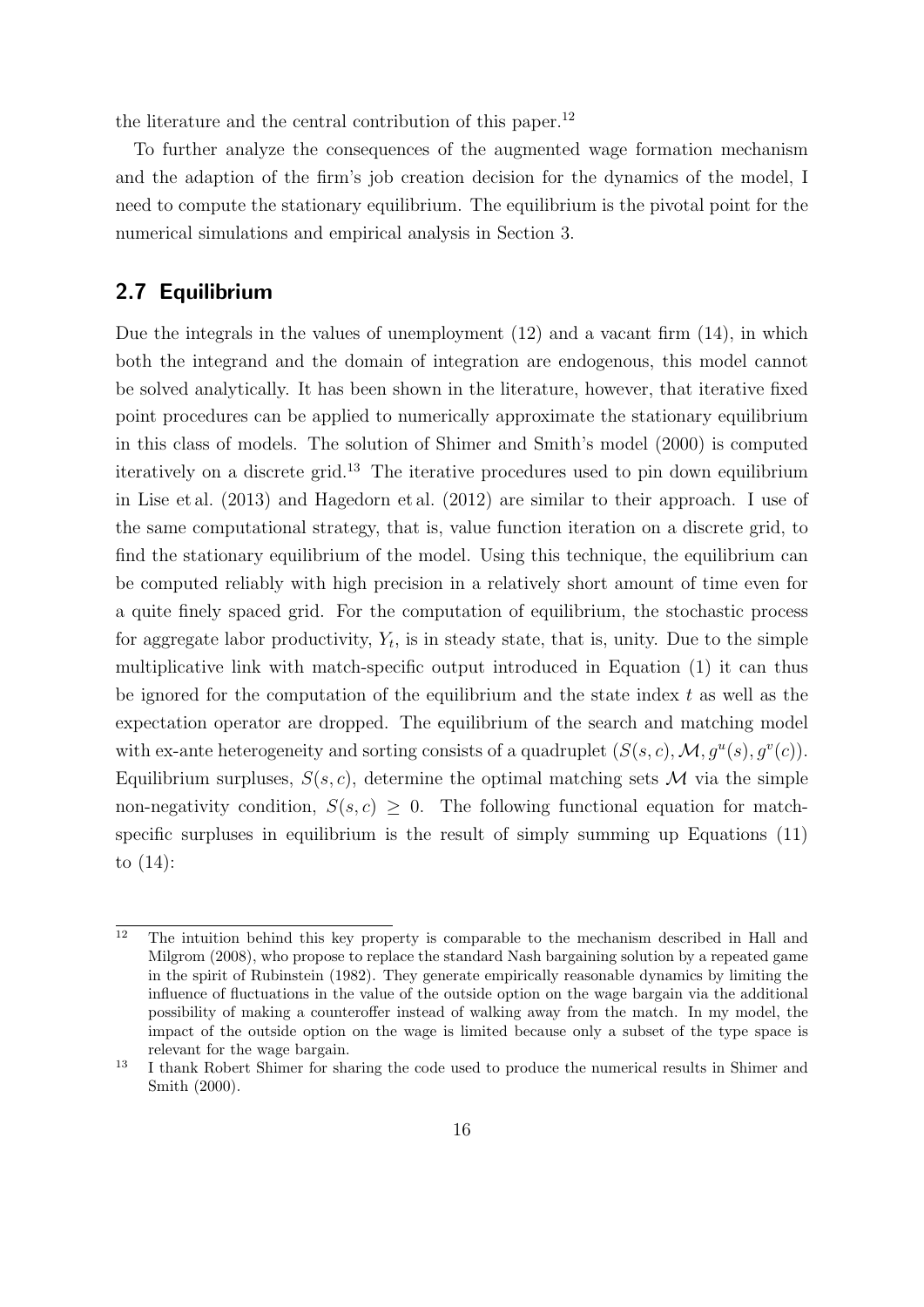the literature and the central contribution of this paper.[12]

To further analyze the consequences of the augmented wage formation mechanism and the adaption of the firm's job creation decision for the dynamics of the model, I need to compute the stationary equilibrium. The equilibrium is the pivotal point for the numerical simulations and empirical analysis in Section 3.

## 2.7 Equilibrium

Due the integrals in the values of unemployment (12) and a vacant firm (14), in which both the integrand and the domain of integration are endogenous, this model cannot be solved analytically. It has been shown in the literature, however, that iterative fixed point procedures can be applied to numerically approximate the stationary equilibrium in this class of models. The solution of Shimer and Smith's model (2000) is computed iteratively on a discrete grid.[13] The iterative procedures used to pin down equilibrium in Lise et al. (2013) and Hagedorn et al. (2012) are similar to their approach. I use of the same computational strategy, that is, value function iteration on a discrete grid, to find the stationary equilibrium of the model. Using this technique, the equilibrium can be computed reliably with high precision in a relatively short amount of time even for a quite finely spaced grid. For the computation of equilibrium, the stochastic process for aggregate labor productivity, $Y_t$, is in steady state, that is, unity. Due to the simple multiplicative link with match-specific output introduced in Equation (1) it can thus be ignored for the computation of the equilibrium and the state index $t$ as well as the expectation operator are dropped. The equilibrium of the search and matching model with ex-ante heterogeneity and sorting consists of a quadruplet $(S(s,c), \mathcal{M}, g^u(s), g^v(c))$. Equilibrium surpluses, $S(s,c)$, determine the optimal matching sets $\mathcal{M}$ via the simple non-negativity condition, $S(s,c) \geq 0$. The following functional equation for match-specific surpluses in equilibrium is the result of simply summing up Equations (11) to (14):

[12] The intuition behind this key property is comparable to the mechanism described in Hall and Milgrom (2008), who propose to replace the standard Nash bargaining solution by a repeated game in the spirit of Rubinstein (1982). They generate empirically reasonable dynamics by limiting the influence of fluctuations in the value of the outside option on the wage bargain via the additional possibility of making a counteroffer instead of walking away from the match. In my model, the impact of the outside option on the wage is limited because only a subset of the type space is relevant for the wage bargain.

[13] I thank Robert Shimer for sharing the code used to produce the numerical results in Shimer and Smith (2000).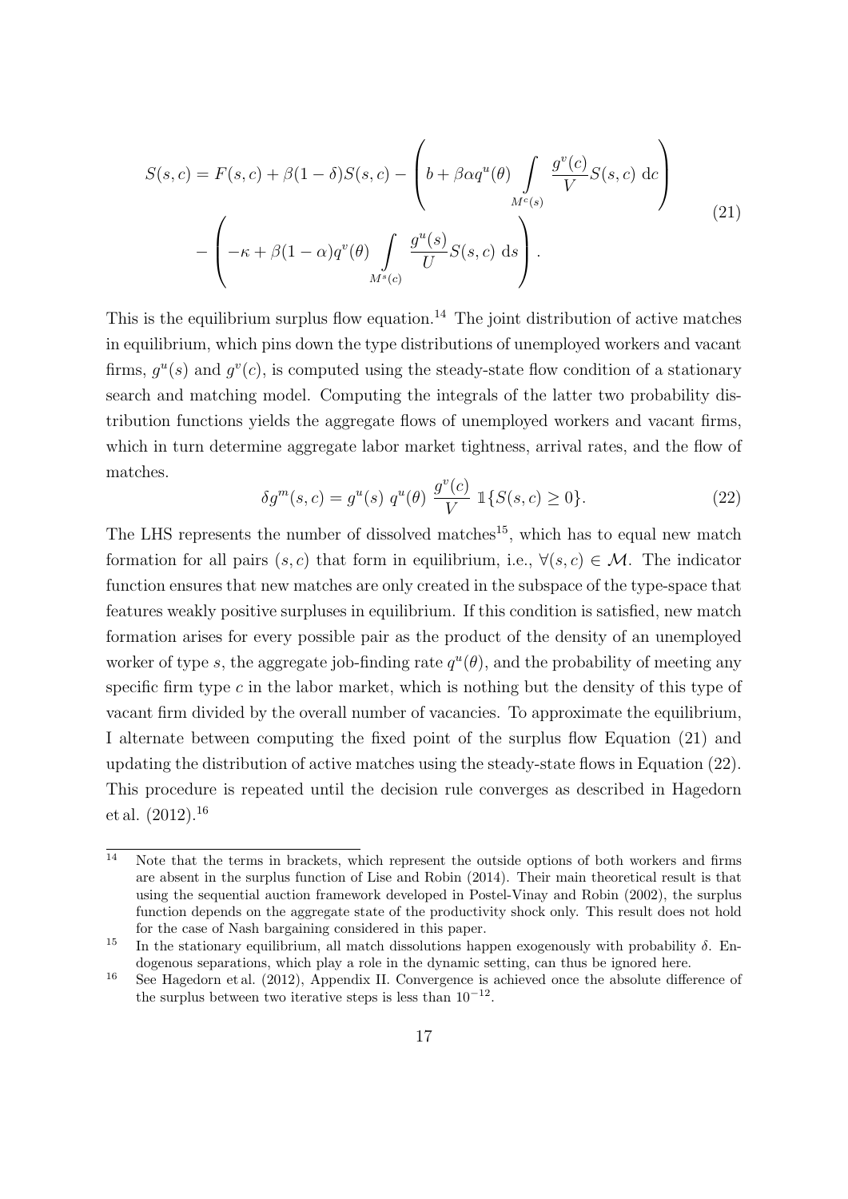$$
\begin{aligned}
S(s,c) = F(s,c) + \beta(1-\delta)S(s,c) - \left( b + \beta \alpha q^u(\theta) \int\limits_{M^c(s)} \frac{g^v(c)}{V} S(s,c) \, \mathrm{d}c \right) \\
- \left( -\kappa + \beta(1-\alpha) q^v(\theta) \int\limits_{M^s(c)} \frac{g^u(s)}{U} S(s,c) \, \mathrm{d}s \right).
\end{aligned} \tag{21}
$$

This is the equilibrium surplus flow equation.[14] The joint distribution of active matches in equilibrium, which pins down the type distributions of unemployed workers and vacant firms, $g^u(s)$ and $g^v(c)$, is computed using the steady-state flow condition of a stationary search and matching model. Computing the integrals of the latter two probability distribution functions yields the aggregate flows of unemployed workers and vacant firms, which in turn determine aggregate labor market tightness, arrival rates, and the flow of matches.

$$
\delta g^m(s,c) = g^u(s) \; q^u(\theta) \; \frac{g^v(c)}{V} \; \mathbb{1}\{S(s,c) \geq 0\}. \tag{22}
$$

The LHS represents the number of dissolved matches[15], which has to equal new match formation for all pairs $(s,c)$ that form in equilibrium, i.e., $\forall (s,c) \in \mathcal{M}$. The indicator function ensures that new matches are only created in the subspace of the type-space that features weakly positive surpluses in equilibrium. If this condition is satisfied, new match formation arises for every possible pair as the product of the density of an unemployed worker of type $s$, the aggregate job-finding rate $q^u(\theta)$, and the probability of meeting any specific firm type $c$ in the labor market, which is nothing but the density of this type of vacant firm divided by the overall number of vacancies. To approximate the equilibrium, I alternate between computing the fixed point of the surplus flow Equation (21) and updating the distribution of active matches using the steady-state flows in Equation (22). This procedure is repeated until the decision rule converges as described in Hagedorn et al. (2012).[16]

[14] Note that the terms in brackets, which represent the outside options of both workers and firms are absent in the surplus function of Lise and Robin (2014). Their main theoretical result is that using the sequential auction framework developed in Postel-Vinay and Robin (2002), the surplus function depends on the aggregate state of the productivity shock only. This result does not hold for the case of Nash bargaining considered in this paper.

[15] In the stationary equilibrium, all match dissolutions happen exogenously with probability $\delta$. Endogenous separations, which play a role in the dynamic setting, can thus be ignored here.

[16] See Hagedorn et al. (2012), Appendix II. Convergence is achieved once the absolute difference of the surplus between two iterative steps is less than $10^{-12}$.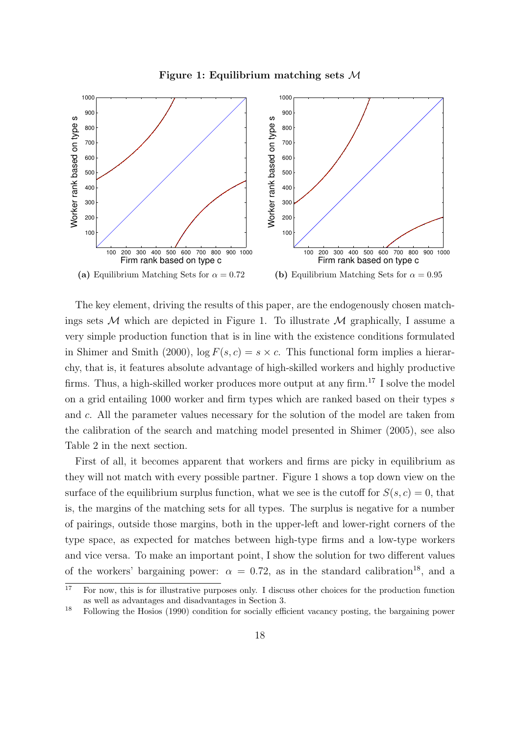**Figure 1: Equilibrium matching sets $\mathcal{M}$**

(a) Equilibrium Matching Sets for $\alpha = 0.72$

(b) Equilibrium Matching Sets for $\alpha = 0.95$

The key element, driving the results of this paper, are the endogenously chosen matchings sets $\mathcal{M}$ which are depicted in Figure 1. To illustrate $\mathcal{M}$ graphically, I assume a very simple production function that is in line with the existence conditions formulated in Shimer and Smith (2000), $\log F(s, c) = s \times c$. This functional form implies a hierarchy, that is, it features absolute advantage of high-skilled workers and highly productive firms. Thus, a high-skilled worker produces more output at any firm.[17] I solve the model on a grid entailing 1000 worker and firm types which are ranked based on their types $s$ and $c$. All the parameter values necessary for the solution of the model are taken from the calibration of the search and matching model presented in Shimer (2005), see also Table 2 in the next section.

First of all, it becomes apparent that workers and firms are picky in equilibrium as they will not match with every possible partner. Figure 1 shows a top down view on the surface of the equilibrium surplus function, what we see is the cutoff for $S(s, c) = 0$, that is, the margins of the matching sets for all types. The surplus is negative for a number of pairings, outside those margins, both in the upper-left and lower-right corners of the type space, as expected for matches between high-type firms and a low-type workers and vice versa. To make an important point, I show the solution for two different values of the workers' bargaining power: $\alpha = 0.72$, as in the standard calibration[18], and a

[17] For now, this is for illustrative purposes only. I discuss other choices for the production function as well as advantages and disadvantages in Section 3.

[18] Following the Hosios (1990) condition for socially efficient vacancy posting, the bargaining power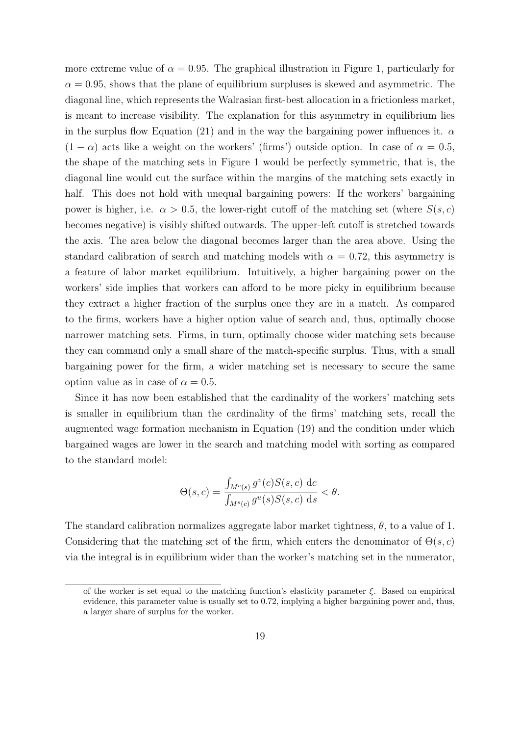more extreme value of $\alpha = 0.95$. The graphical illustration in Figure 1, particularly for $\alpha = 0.95$, shows that the plane of equilibrium surpluses is skewed and asymmetric. The diagonal line, which represents the Walrasian first-best allocation in a frictionless market, is meant to increase visibility. The explanation for this asymmetry in equilibrium lies in the surplus flow Equation (21) and in the way the bargaining power influences it. $\alpha$ $(1 - \alpha)$ acts like a weight on the workers' (firms') outside option. In case of $\alpha = 0.5$, the shape of the matching sets in Figure 1 would be perfectly symmetric, that is, the diagonal line would cut the surface within the margins of the matching sets exactly in half. This does not hold with unequal bargaining powers: If the workers' bargaining power is higher, i.e. $\alpha > 0.5$, the lower-right cutoff of the matching set (where $S(s, c)$ becomes negative) is visibly shifted outwards. The upper-left cutoff is stretched towards the axis. The area below the diagonal becomes larger than the area above. Using the standard calibration of search and matching models with $\alpha = 0.72$, this asymmetry is a feature of labor market equilibrium. Intuitively, a higher bargaining power on the workers' side implies that workers can afford to be more picky in equilibrium because they extract a higher fraction of the surplus once they are in a match. As compared to the firms, workers have a higher option value of search and, thus, optimally choose narrower matching sets. Firms, in turn, optimally choose wider matching sets because they can command only a small share of the match-specific surplus. Thus, with a small bargaining power for the firm, a wider matching set is necessary to secure the same option value as in case of $\alpha = 0.5$.

Since it has now been established that the cardinality of the workers' matching sets is smaller in equilibrium than the cardinality of the firms' matching sets, recall the augmented wage formation mechanism in Equation (19) and the condition under which bargained wages are lower in the search and matching model with sorting as compared to the standard model:

$$\Theta(s, c) = \frac{\int_{M^c(s)} g^v(c) S(s, c) \, \mathrm{d}c}{\int_{M^s(c)} g^u(s) S(s, c) \, \mathrm{d}s} < \theta.$$

The standard calibration normalizes aggregate labor market tightness, $\theta$, to a value of 1. Considering that the matching set of the firm, which enters the denominator of $\Theta(s, c)$ via the integral is in equilibrium wider than the worker's matching set in the numerator,

of the worker is set equal to the matching function's elasticity parameter $\xi$. Based on empirical evidence, this parameter value is usually set to 0.72, implying a higher bargaining power and, thus, a larger share of surplus for the worker.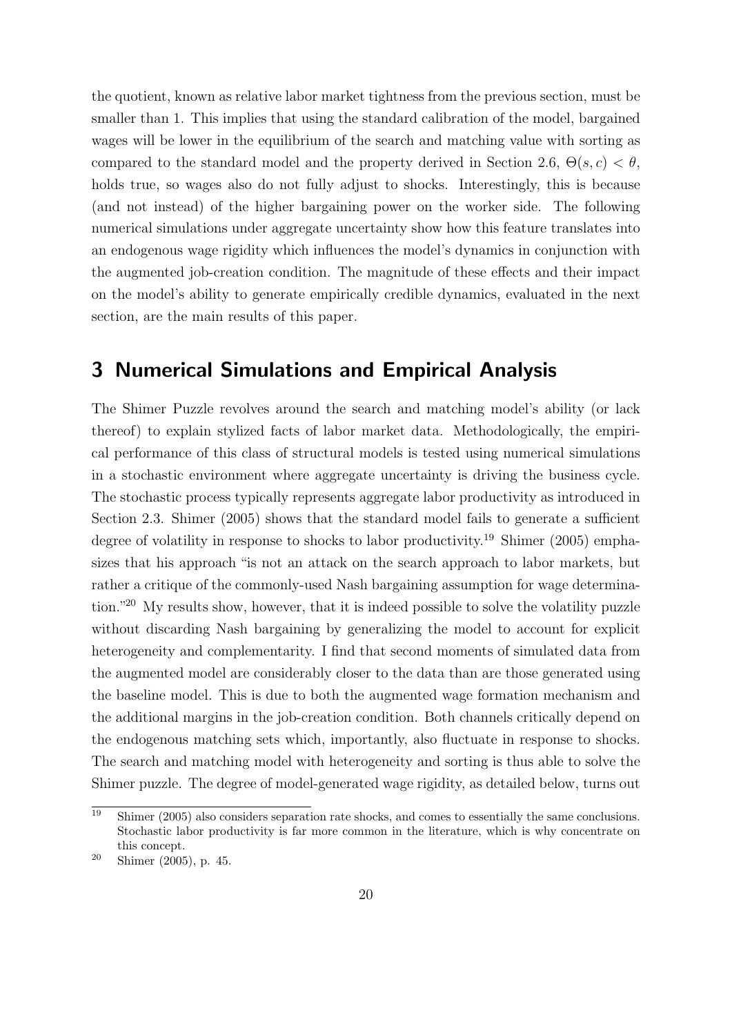the quotient, known as relative labor market tightness from the previous section, must be smaller than 1. This implies that using the standard calibration of the model, bargained wages will be lower in the equilibrium of the search and matching value with sorting as compared to the standard model and the property derived in Section 2.6, $\Theta(s, c) < \theta$, holds true, so wages also do not fully adjust to shocks. Interestingly, this is because (and not instead) of the higher bargaining power on the worker side. The following numerical simulations under aggregate uncertainty show how this feature translates into an endogenous wage rigidity which influences the model's dynamics in conjunction with the augmented job-creation condition. The magnitude of these effects and their impact on the model's ability to generate empirically credible dynamics, evaluated in the next section, are the main results of this paper.

## 3 Numerical Simulations and Empirical Analysis

The Shimer Puzzle revolves around the search and matching model's ability (or lack thereof) to explain stylized facts of labor market data. Methodologically, the empirical performance of this class of structural models is tested using numerical simulations in a stochastic environment where aggregate uncertainty is driving the business cycle. The stochastic process typically represents aggregate labor productivity as introduced in Section 2.3. Shimer (2005) shows that the standard model fails to generate a sufficient degree of volatility in response to shocks to labor productivity.[19] Shimer (2005) emphasizes that his approach "is not an attack on the search approach to labor markets, but rather a critique of the commonly-used Nash bargaining assumption for wage determination."[20] My results show, however, that it is indeed possible to solve the volatility puzzle without discarding Nash bargaining by generalizing the model to account for explicit heterogeneity and complementarity. I find that second moments of simulated data from the augmented model are considerably closer to the data than are those generated using the baseline model. This is due to both the augmented wage formation mechanism and the additional margins in the job-creation condition. Both channels critically depend on the endogenous matching sets which, importantly, also fluctuate in response to shocks. The search and matching model with heterogeneity and sorting is thus able to solve the Shimer puzzle. The degree of model-generated wage rigidity, as detailed below, turns out

[19] Shimer (2005) also considers separation rate shocks, and comes to essentially the same conclusions. Stochastic labor productivity is far more common in the literature, which is why concentrate on this concept.

[20] Shimer (2005), p. 45.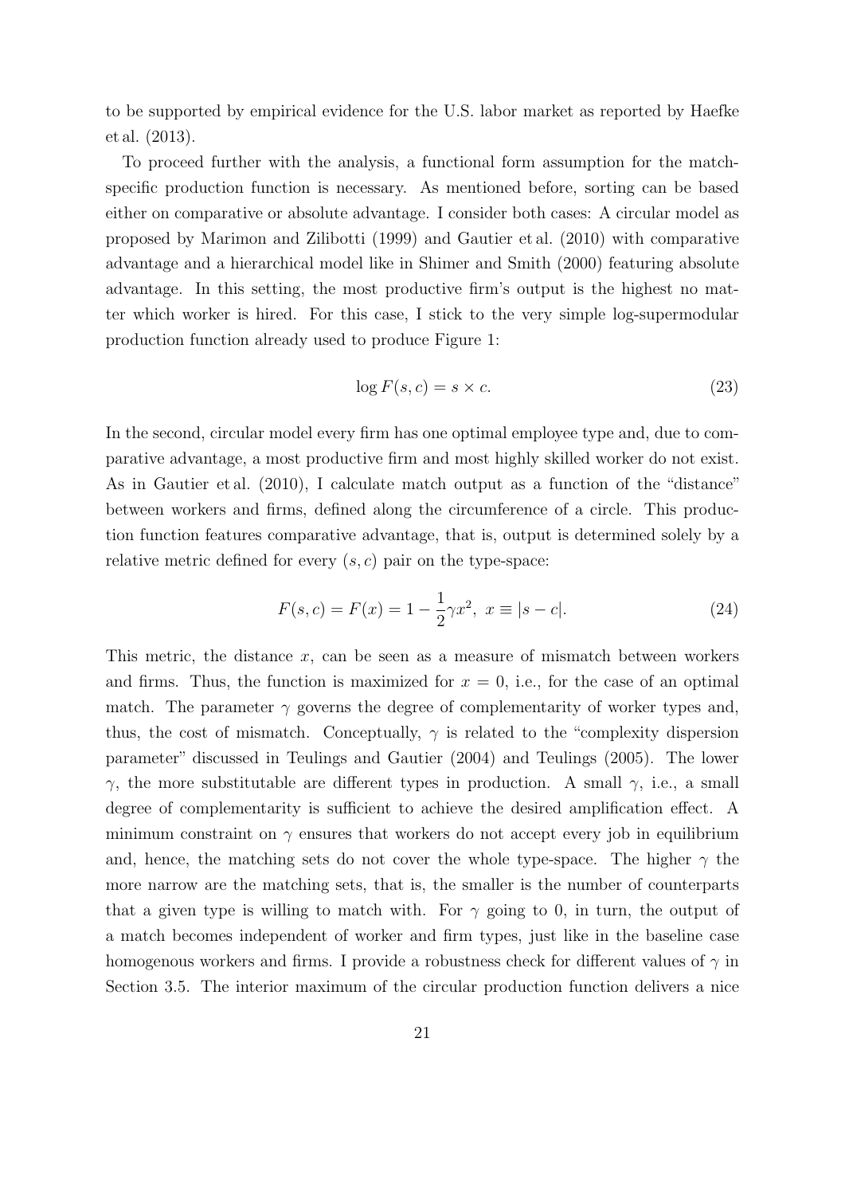to be supported by empirical evidence for the U.S. labor market as reported by Haefke et al. (2013).

To proceed further with the analysis, a functional form assumption for the match-specific production function is necessary. As mentioned before, sorting can be based either on comparative or absolute advantage. I consider both cases: A circular model as proposed by Marimon and Zilibotti (1999) and Gautier et al. (2010) with comparative advantage and a hierarchical model like in Shimer and Smith (2000) featuring absolute advantage. In this setting, the most productive firm's output is the highest no matter which worker is hired. For this case, I stick to the very simple log-supermodular production function already used to produce Figure 1:

$$\log F(s,c) = s \times c. \tag{23}$$

In the second, circular model every firm has one optimal employee type and, due to comparative advantage, a most productive firm and most highly skilled worker do not exist. As in Gautier et al. (2010), I calculate match output as a function of the "distance" between workers and firms, defined along the circumference of a circle. This production function features comparative advantage, that is, output is determined solely by a relative metric defined for every $(s, c)$ pair on the type-space:

$$F(s,c) = F(x) = 1 - \frac{1}{2}\gamma x^2, \; x \equiv |s - c|. \tag{24}$$

This metric, the distance $x$, can be seen as a measure of mismatch between workers and firms. Thus, the function is maximized for $x = 0$, i.e., for the case of an optimal match. The parameter $\gamma$ governs the degree of complementarity of worker types and, thus, the cost of mismatch. Conceptually, $\gamma$ is related to the "complexity dispersion parameter" discussed in Teulings and Gautier (2004) and Teulings (2005). The lower $\gamma$, the more substitutable are different types in production. A small $\gamma$, i.e., a small degree of complementarity is sufficient to achieve the desired amplification effect. A minimum constraint on $\gamma$ ensures that workers do not accept every job in equilibrium and, hence, the matching sets do not cover the whole type-space. The higher $\gamma$ the more narrow are the matching sets, that is, the smaller is the number of counterparts that a given type is willing to match with. For $\gamma$ going to 0, in turn, the output of a match becomes independent of worker and firm types, just like in the baseline case homogenous workers and firms. I provide a robustness check for different values of $\gamma$ in Section 3.5. The interior maximum of the circular production function delivers a nice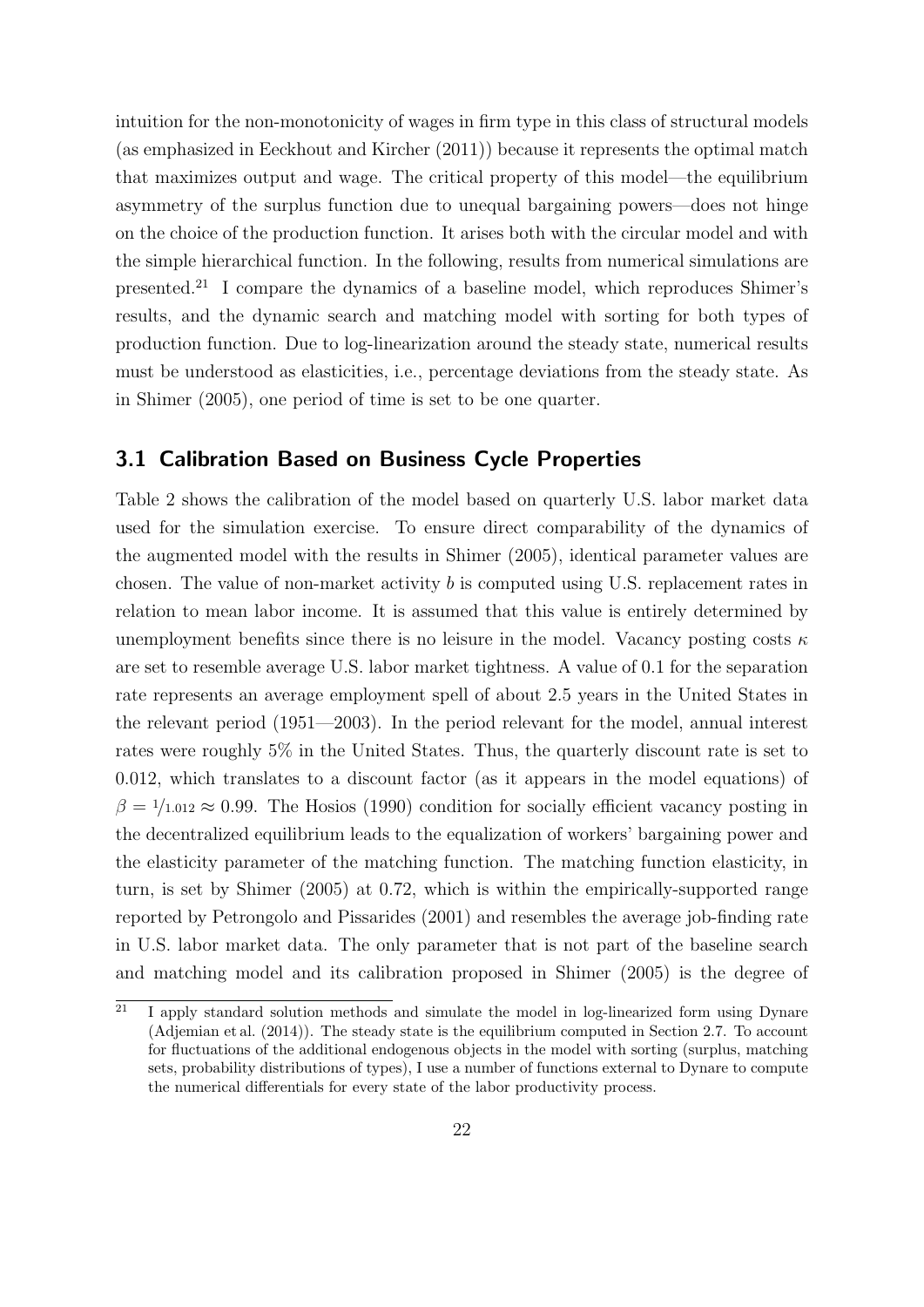intuition for the non-monotonicity of wages in firm type in this class of structural models (as emphasized in Eeckhout and Kircher (2011)) because it represents the optimal match that maximizes output and wage. The critical property of this model—the equilibrium asymmetry of the surplus function due to unequal bargaining powers—does not hinge on the choice of the production function. It arises both with the circular model and with the simple hierarchical function. In the following, results from numerical simulations are presented.[21] I compare the dynamics of a baseline model, which reproduces Shimer's results, and the dynamic search and matching model with sorting for both types of production function. Due to log-linearization around the steady state, numerical results must be understood as elasticities, i.e., percentage deviations from the steady state. As in Shimer (2005), one period of time is set to be one quarter.

## 3.1 Calibration Based on Business Cycle Properties

Table 2 shows the calibration of the model based on quarterly U.S. labor market data used for the simulation exercise. To ensure direct comparability of the dynamics of the augmented model with the results in Shimer (2005), identical parameter values are chosen. The value of non-market activity $b$ is computed using U.S. replacement rates in relation to mean labor income. It is assumed that this value is entirely determined by unemployment benefits since there is no leisure in the model. Vacancy posting costs $\kappa$ are set to resemble average U.S. labor market tightness. A value of 0.1 for the separation rate represents an average employment spell of about 2.5 years in the United States in the relevant period (1951—2003). In the period relevant for the model, annual interest rates were roughly 5% in the United States. Thus, the quarterly discount rate is set to 0.012, which translates to a discount factor (as it appears in the model equations) of $\beta = 1/1.012 \approx 0.99$. The Hosios (1990) condition for socially efficient vacancy posting in the decentralized equilibrium leads to the equalization of workers' bargaining power and the elasticity parameter of the matching function. The matching function elasticity, in turn, is set by Shimer (2005) at 0.72, which is within the empirically-supported range reported by Petrongolo and Pissarides (2001) and resembles the average job-finding rate in U.S. labor market data. The only parameter that is not part of the baseline search and matching model and its calibration proposed in Shimer (2005) is the degree of

[21] I apply standard solution methods and simulate the model in log-linearized form using Dynare (Adjemian et al. (2014)). The steady state is the equilibrium computed in Section 2.7. To account for fluctuations of the additional endogenous objects in the model with sorting (surplus, matching sets, probability distributions of types), I use a number of functions external to Dynare to compute the numerical differentials for every state of the labor productivity process.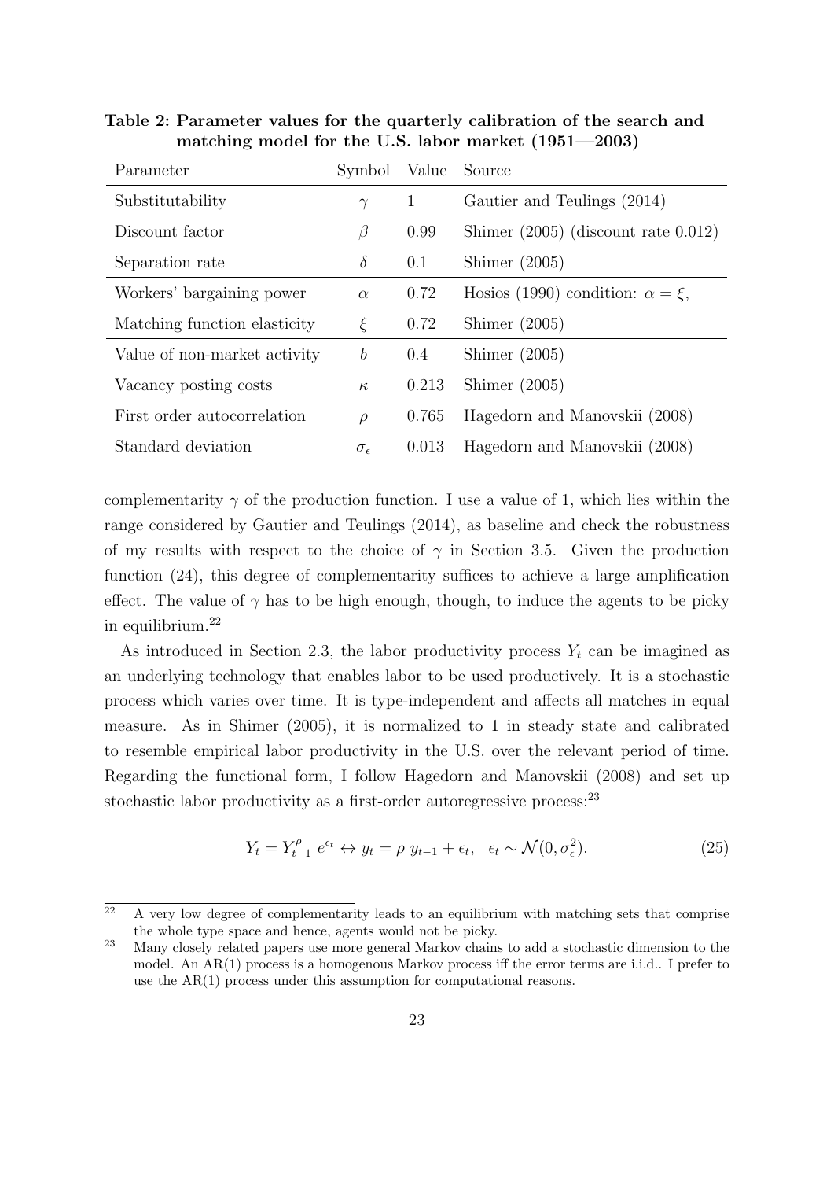**Table 2: Parameter values for the quarterly calibration of the search and matching model for the U.S. labor market (1951—2003)**

| Parameter | Symbol | Value | Source |
|---|---|---|---|
| Substitutability | $\gamma$ | 1 | Gautier and Teulings (2014) |
| Discount factor | $\beta$ | 0.99 | Shimer (2005) (discount rate 0.012) |
| Separation rate | $\delta$ | 0.1 | Shimer (2005) |
| Workers' bargaining power | $\alpha$ | 0.72 | Hosios (1990) condition: $\alpha = \xi$, |
| Matching function elasticity | $\xi$ | 0.72 | Shimer (2005) |
| Value of non-market activity | $b$ | 0.4 | Shimer (2005) |
| Vacancy posting costs | $\kappa$ | 0.213 | Shimer (2005) |
| First order autocorrelation | $\rho$ | 0.765 | Hagedorn and Manovskii (2008) |
| Standard deviation | $\sigma_\epsilon$ | 0.013 | Hagedorn and Manovskii (2008) |

complementarity $\gamma$ of the production function. I use a value of 1, which lies within the range considered by Gautier and Teulings (2014), as baseline and check the robustness of my results with respect to the choice of $\gamma$ in Section 3.5. Given the production function (24), this degree of complementarity suffices to achieve a large amplification effect. The value of $\gamma$ has to be high enough, though, to induce the agents to be picky in equilibrium.[22]

As introduced in Section 2.3, the labor productivity process $Y_t$ can be imagined as an underlying technology that enables labor to be used productively. It is a stochastic process which varies over time. It is type-independent and affects all matches in equal measure. As in Shimer (2005), it is normalized to 1 in steady state and calibrated to resemble empirical labor productivity in the U.S. over the relevant period of time. Regarding the functional form, I follow Hagedorn and Manovskii (2008) and set up stochastic labor productivity as a first-order autoregressive process:[23]

$$Y_t = Y_{t-1}^{\rho} \, e^{\epsilon_t} \leftrightarrow y_t = \rho \; y_{t-1} + \epsilon_t, \quad \epsilon_t \sim \mathcal{N}(0, \sigma_\epsilon^2). \tag{25}$$

[22] A very low degree of complementarity leads to an equilibrium with matching sets that comprise the whole type space and hence, agents would not be picky.

[23] Many closely related papers use more general Markov chains to add a stochastic dimension to the model. An AR(1) process is a homogenous Markov process iff the error terms are i.i.d.. I prefer to use the AR(1) process under this assumption for computational reasons.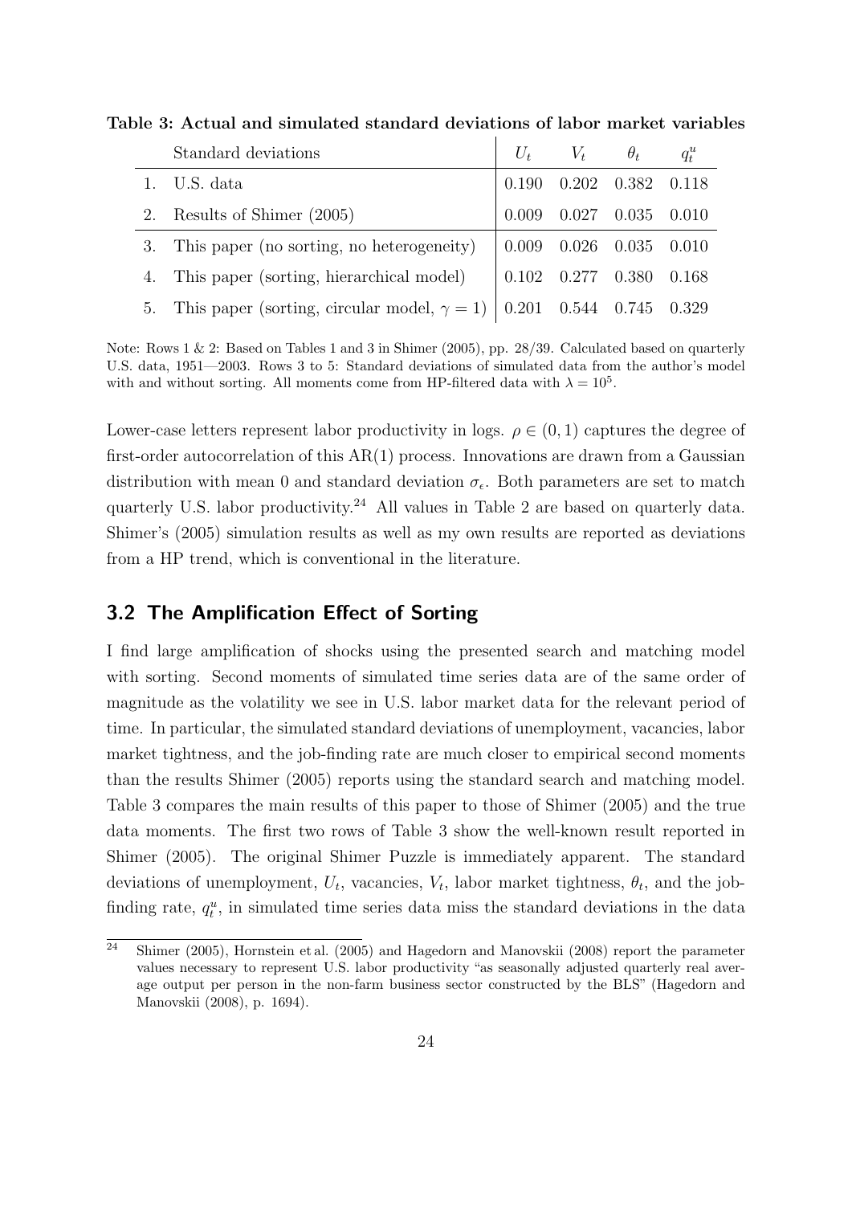**Table 3: Actual and simulated standard deviations of labor market variables**

| | Standard deviations | $U_t$ | $V_t$ | $\theta_t$ | $q_t^u$ |
|---|---|---|---|---|---|
| 1. | U.S. data | 0.190 | 0.202 | 0.382 | 0.118 |
| 2. | Results of Shimer (2005) | 0.009 | 0.027 | 0.035 | 0.010 |
| 3. | This paper (no sorting, no heterogeneity) | 0.009 | 0.026 | 0.035 | 0.010 |
| 4. | This paper (sorting, hierarchical model) | 0.102 | 0.277 | 0.380 | 0.168 |
| 5. | This paper (sorting, circular model, $\gamma = 1$) | 0.201 | 0.544 | 0.745 | 0.329 |

Note: Rows 1 & 2: Based on Tables 1 and 3 in Shimer (2005), pp. 28/39. Calculated based on quarterly U.S. data, 1951—2003. Rows 3 to 5: Standard deviations of simulated data from the author's model with and without sorting. All moments come from HP-filtered data with $\lambda = 10^5$.

Lower-case letters represent labor productivity in logs. $\rho \in (0, 1)$ captures the degree of first-order autocorrelation of this AR(1) process. Innovations are drawn from a Gaussian distribution with mean 0 and standard deviation $\sigma_\epsilon$. Both parameters are set to match quarterly U.S. labor productivity.[24] All values in Table 2 are based on quarterly data. Shimer's (2005) simulation results as well as my own results are reported as deviations from a HP trend, which is conventional in the literature.

## 3.2 The Amplification Effect of Sorting

I find large amplification of shocks using the presented search and matching model with sorting. Second moments of simulated time series data are of the same order of magnitude as the volatility we see in U.S. labor market data for the relevant period of time. In particular, the simulated standard deviations of unemployment, vacancies, labor market tightness, and the job-finding rate are much closer to empirical second moments than the results Shimer (2005) reports using the standard search and matching model. Table 3 compares the main results of this paper to those of Shimer (2005) and the true data moments. The first two rows of Table 3 show the well-known result reported in Shimer (2005). The original Shimer Puzzle is immediately apparent. The standard deviations of unemployment, $U_t$, vacancies, $V_t$, labor market tightness, $\theta_t$, and the job-finding rate, $q_t^u$, in simulated time series data miss the standard deviations in the data

[24] Shimer (2005), Hornstein et al. (2005) and Hagedorn and Manovskii (2008) report the parameter values necessary to represent U.S. labor productivity "as seasonally adjusted quarterly real average output per person in the non-farm business sector constructed by the BLS" (Hagedorn and Manovskii (2008), p. 1694).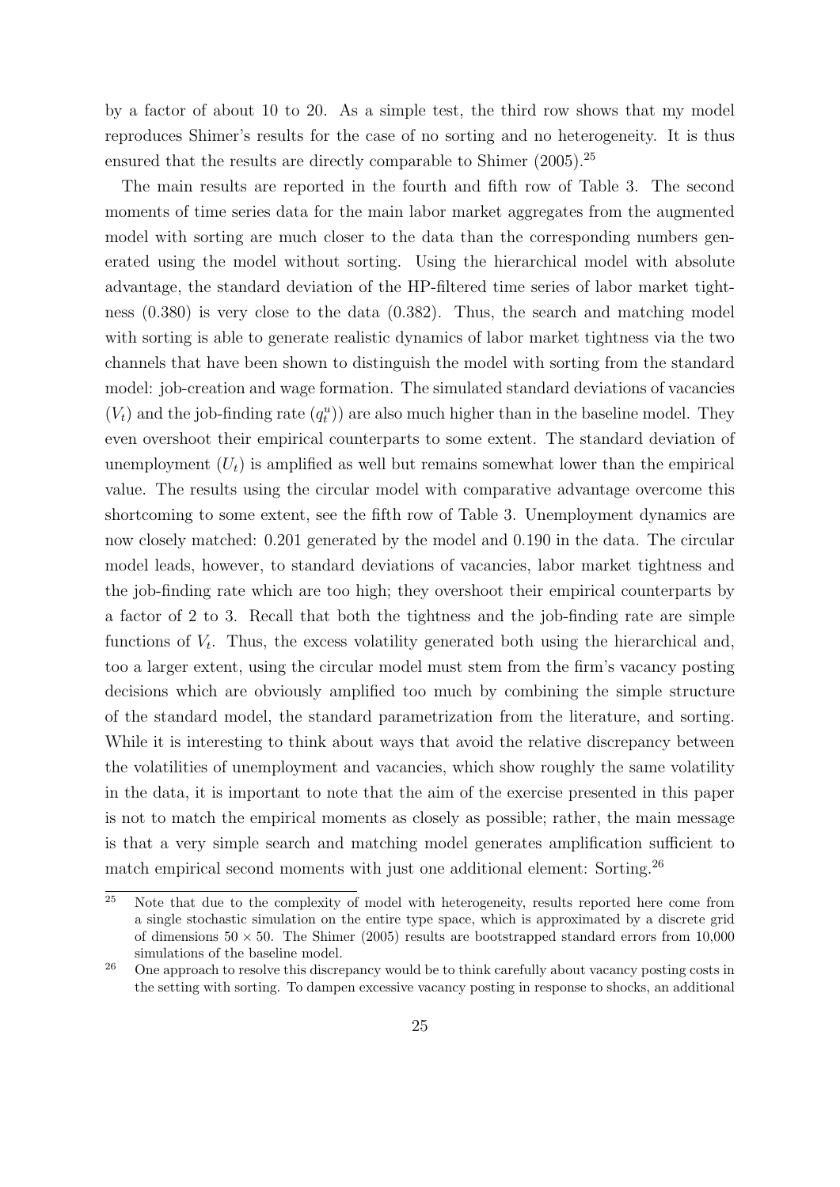by a factor of about 10 to 20. As a simple test, the third row shows that my model reproduces Shimer's results for the case of no sorting and no heterogeneity. It is thus ensured that the results are directly comparable to Shimer (2005).[25]

The main results are reported in the fourth and fifth row of Table 3. The second moments of time series data for the main labor market aggregates from the augmented model with sorting are much closer to the data than the corresponding numbers generated using the model without sorting. Using the hierarchical model with absolute advantage, the standard deviation of the HP-filtered time series of labor market tightness (0.380) is very close to the data (0.382). Thus, the search and matching model with sorting is able to generate realistic dynamics of labor market tightness via the two channels that have been shown to distinguish the model with sorting from the standard model: job-creation and wage formation. The simulated standard deviations of vacancies ($V_t$) and the job-finding rate ($q_t^u$)) are also much higher than in the baseline model. They even overshoot their empirical counterparts to some extent. The standard deviation of unemployment ($U_t$) is amplified as well but remains somewhat lower than the empirical value. The results using the circular model with comparative advantage overcome this shortcoming to some extent, see the fifth row of Table 3. Unemployment dynamics are now closely matched: 0.201 generated by the model and 0.190 in the data. The circular model leads, however, to standard deviations of vacancies, labor market tightness and the job-finding rate which are too high; they overshoot their empirical counterparts by a factor of 2 to 3. Recall that both the tightness and the job-finding rate are simple functions of $V_t$. Thus, the excess volatility generated both using the hierarchical and, too a larger extent, using the circular model must stem from the firm's vacancy posting decisions which are obviously amplified too much by combining the simple structure of the standard model, the standard parametrization from the literature, and sorting. While it is interesting to think about ways that avoid the relative discrepancy between the volatilities of unemployment and vacancies, which show roughly the same volatility in the data, it is important to note that the aim of the exercise presented in this paper is not to match the empirical moments as closely as possible; rather, the main message is that a very simple search and matching model generates amplification sufficient to match empirical second moments with just one additional element: Sorting.[26]

[25] Note that due to the complexity of model with heterogeneity, results reported here come from a single stochastic simulation on the entire type space, which is approximated by a discrete grid of dimensions $50 \times 50$. The Shimer (2005) results are bootstrapped standard errors from 10,000 simulations of the baseline model.

[26] One approach to resolve this discrepancy would be to think carefully about vacancy posting costs in the setting with sorting. To dampen excessive vacancy posting in response to shocks, an additional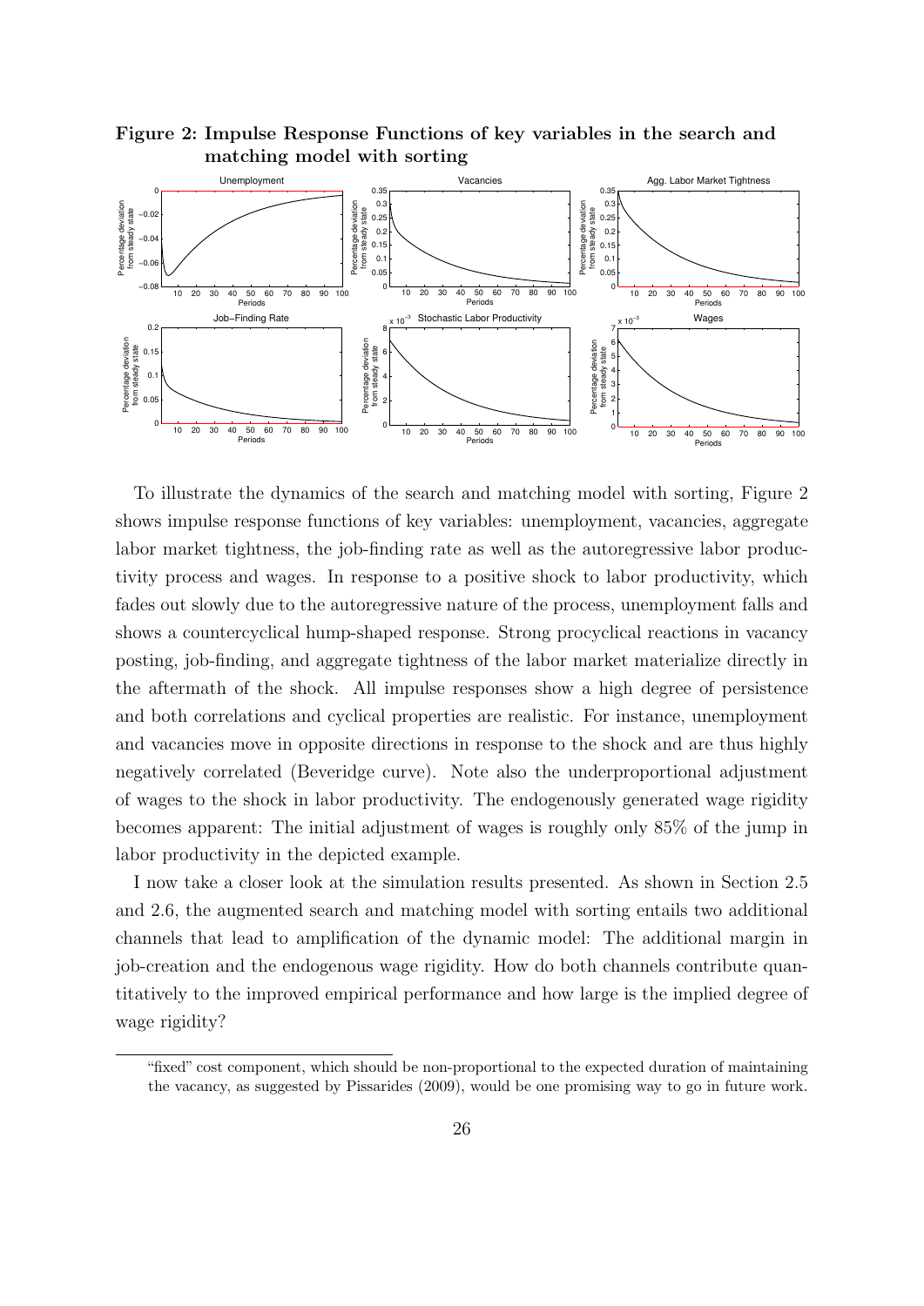**Figure 2: Impulse Response Functions of key variables in the search and matching model with sorting**

To illustrate the dynamics of the search and matching model with sorting, Figure 2 shows impulse response functions of key variables: unemployment, vacancies, aggregate labor market tightness, the job-finding rate as well as the autoregressive labor productivity process and wages. In response to a positive shock to labor productivity, which fades out slowly due to the autoregressive nature of the process, unemployment falls and shows a countercyclical hump-shaped response. Strong procyclical reactions in vacancy posting, job-finding, and aggregate tightness of the labor market materialize directly in the aftermath of the shock. All impulse responses show a high degree of persistence and both correlations and cyclical properties are realistic. For instance, unemployment and vacancies move in opposite directions in response to the shock and are thus highly negatively correlated (Beveridge curve). Note also the underproportional adjustment of wages to the shock in labor productivity. The endogenously generated wage rigidity becomes apparent: The initial adjustment of wages is roughly only 85% of the jump in labor productivity in the depicted example.

I now take a closer look at the simulation results presented. As shown in Section 2.5 and 2.6, the augmented search and matching model with sorting entails two additional channels that lead to amplification of the dynamic model: The additional margin in job-creation and the endogenous wage rigidity. How do both channels contribute quantitatively to the improved empirical performance and how large is the implied degree of wage rigidity?

---

"fixed" cost component, which should be non-proportional to the expected duration of maintaining the vacancy, as suggested by Pissarides (2009), would be one promising way to go in future work.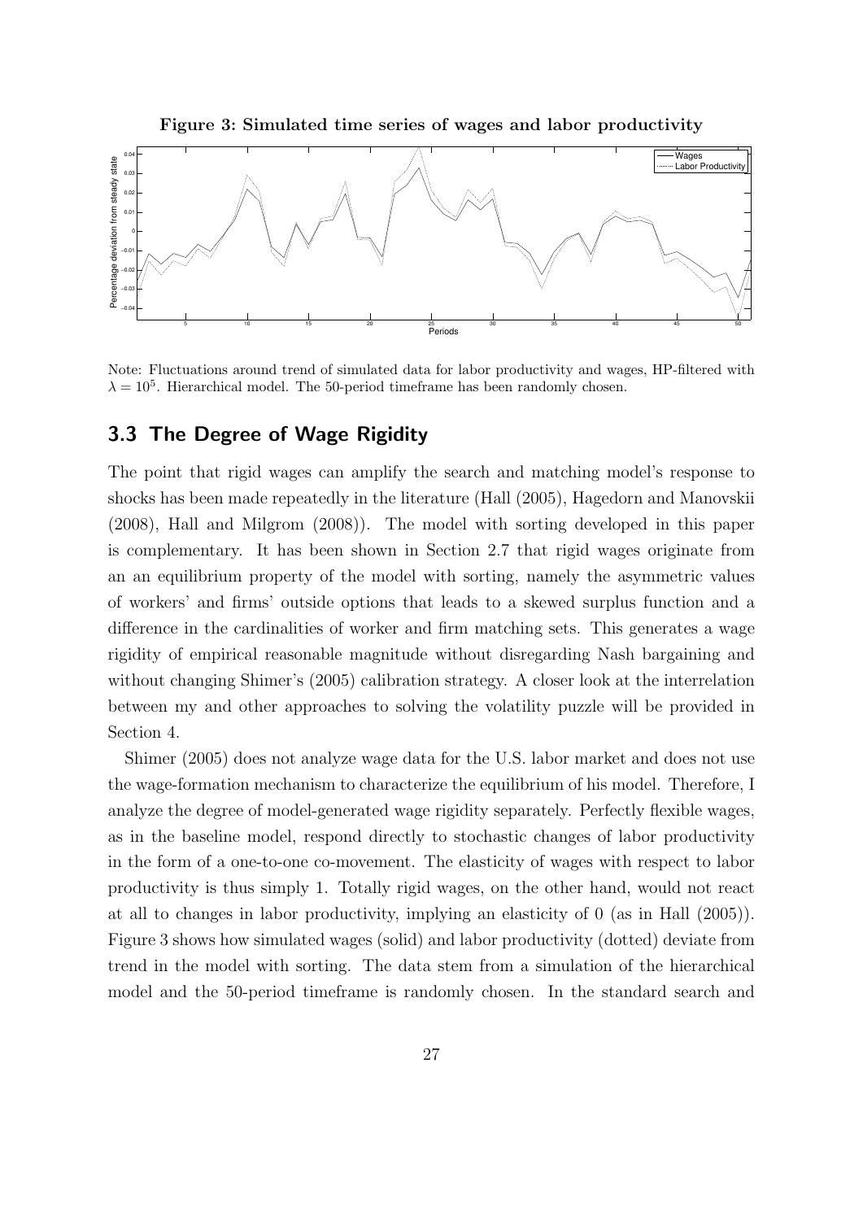**Figure 3: Simulated time series of wages and labor productivity**

Note: Fluctuations around trend of simulated data for labor productivity and wages, HP-filtered with $\lambda = 10^5$. Hierarchical model. The 50-period timeframe has been randomly chosen.

## 3.3 The Degree of Wage Rigidity

The point that rigid wages can amplify the search and matching model's response to shocks has been made repeatedly in the literature (Hall (2005), Hagedorn and Manovskii (2008), Hall and Milgrom (2008)). The model with sorting developed in this paper is complementary. It has been shown in Section 2.7 that rigid wages originate from an an equilibrium property of the model with sorting, namely the asymmetric values of workers' and firms' outside options that leads to a skewed surplus function and a difference in the cardinalities of worker and firm matching sets. This generates a wage rigidity of empirical reasonable magnitude without disregarding Nash bargaining and without changing Shimer's (2005) calibration strategy. A closer look at the interrelation between my and other approaches to solving the volatility puzzle will be provided in Section 4.

Shimer (2005) does not analyze wage data for the U.S. labor market and does not use the wage-formation mechanism to characterize the equilibrium of his model. Therefore, I analyze the degree of model-generated wage rigidity separately. Perfectly flexible wages, as in the baseline model, respond directly to stochastic changes of labor productivity in the form of a one-to-one co-movement. The elasticity of wages with respect to labor productivity is thus simply 1. Totally rigid wages, on the other hand, would not react at all to changes in labor productivity, implying an elasticity of 0 (as in Hall (2005)). Figure 3 shows how simulated wages (solid) and labor productivity (dotted) deviate from trend in the model with sorting. The data stem from a simulation of the hierarchical model and the 50-period timeframe is randomly chosen. In the standard search and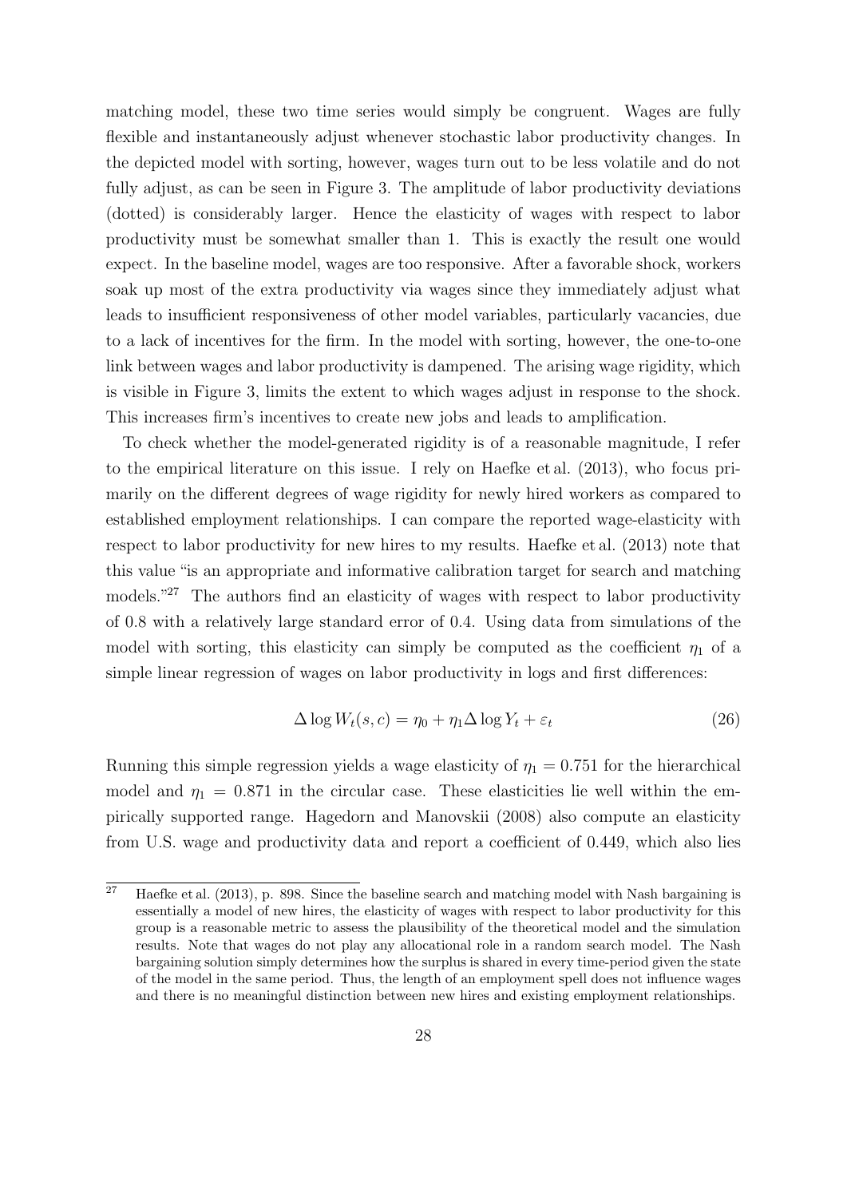matching model, these two time series would simply be congruent. Wages are fully flexible and instantaneously adjust whenever stochastic labor productivity changes. In the depicted model with sorting, however, wages turn out to be less volatile and do not fully adjust, as can be seen in Figure 3. The amplitude of labor productivity deviations (dotted) is considerably larger. Hence the elasticity of wages with respect to labor productivity must be somewhat smaller than 1. This is exactly the result one would expect. In the baseline model, wages are too responsive. After a favorable shock, workers soak up most of the extra productivity via wages since they immediately adjust what leads to insufficient responsiveness of other model variables, particularly vacancies, due to a lack of incentives for the firm. In the model with sorting, however, the one-to-one link between wages and labor productivity is dampened. The arising wage rigidity, which is visible in Figure 3, limits the extent to which wages adjust in response to the shock. This increases firm's incentives to create new jobs and leads to amplification.

To check whether the model-generated rigidity is of a reasonable magnitude, I refer to the empirical literature on this issue. I rely on Haefke et al. (2013), who focus primarily on the different degrees of wage rigidity for newly hired workers as compared to established employment relationships. I can compare the reported wage-elasticity with respect to labor productivity for new hires to my results. Haefke et al. (2013) note that this value "is an appropriate and informative calibration target for search and matching models."[27] The authors find an elasticity of wages with respect to labor productivity of 0.8 with a relatively large standard error of 0.4. Using data from simulations of the model with sorting, this elasticity can simply be computed as the coefficient $\eta_1$ of a simple linear regression of wages on labor productivity in logs and first differences:

$$\Delta \log W_t(s, c) = \eta_0 + \eta_1 \Delta \log Y_t + \varepsilon_t \tag{26}$$

Running this simple regression yields a wage elasticity of $\eta_1 = 0.751$ for the hierarchical model and $\eta_1 = 0.871$ in the circular case. These elasticities lie well within the empirically supported range. Hagedorn and Manovskii (2008) also compute an elasticity from U.S. wage and productivity data and report a coefficient of 0.449, which also lies

[27] Haefke et al. (2013), p. 898. Since the baseline search and matching model with Nash bargaining is essentially a model of new hires, the elasticity of wages with respect to labor productivity for this group is a reasonable metric to assess the plausibility of the theoretical model and the simulation results. Note that wages do not play any allocational role in a random search model. The Nash bargaining solution simply determines how the surplus is shared in every time-period given the state of the model in the same period. Thus, the length of an employment spell does not influence wages and there is no meaningful distinction between new hires and existing employment relationships.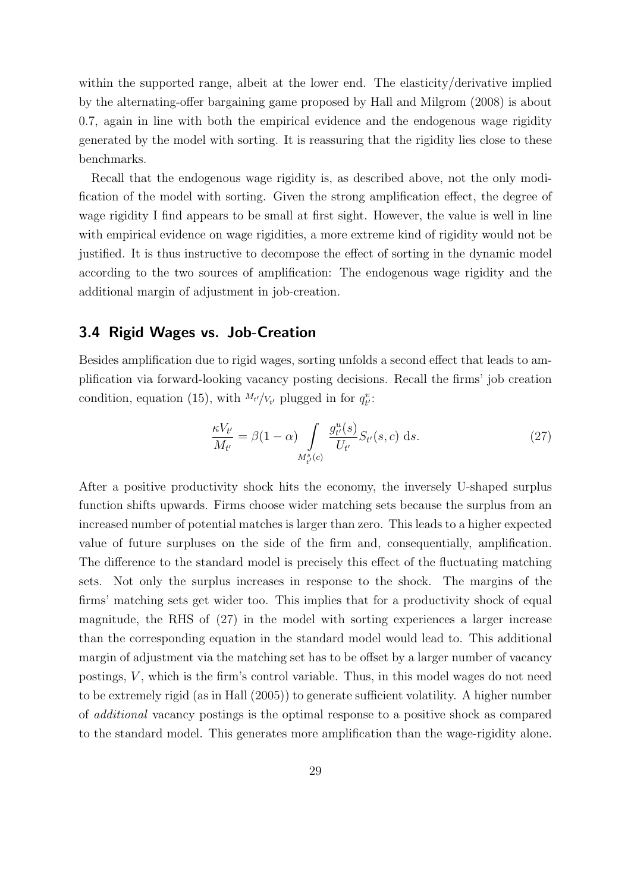within the supported range, albeit at the lower end. The elasticity/derivative implied by the alternating-offer bargaining game proposed by Hall and Milgrom (2008) is about 0.7, again in line with both the empirical evidence and the endogenous wage rigidity generated by the model with sorting. It is reassuring that the rigidity lies close to these benchmarks.

Recall that the endogenous wage rigidity is, as described above, not the only modification of the model with sorting. Given the strong amplification effect, the degree of wage rigidity I find appears to be small at first sight. However, the value is well in line with empirical evidence on wage rigidities, a more extreme kind of rigidity would not be justified. It is thus instructive to decompose the effect of sorting in the dynamic model according to the two sources of amplification: The endogenous wage rigidity and the additional margin of adjustment in job-creation.

## 3.4 Rigid Wages vs. Job-Creation

Besides amplification due to rigid wages, sorting unfolds a second effect that leads to amplification via forward-looking vacancy posting decisions. Recall the firms' job creation condition, equation (15), with $M_{t'}/V_{t'}$ plugged in for $q^v_{t'}$:

$$\frac{\kappa V_{t'}}{M_{t'}} = \beta(1-\alpha) \int\limits_{M^s_{t'}(c)} \frac{g^u_{t'}(s)}{U_{t'}} S_{t'}(s,c) \; \mathrm{d}s. \tag{27}$$

After a positive productivity shock hits the economy, the inversely U-shaped surplus function shifts upwards. Firms choose wider matching sets because the surplus from an increased number of potential matches is larger than zero. This leads to a higher expected value of future surpluses on the side of the firm and, consequentially, amplification. The difference to the standard model is precisely this effect of the fluctuating matching sets. Not only the surplus increases in response to the shock. The margins of the firms' matching sets get wider too. This implies that for a productivity shock of equal magnitude, the RHS of (27) in the model with sorting experiences a larger increase than the corresponding equation in the standard model would lead to. This additional margin of adjustment via the matching set has to be offset by a larger number of vacancy postings, $V$, which is the firm's control variable. Thus, in this model wages do not need to be extremely rigid (as in Hall (2005)) to generate sufficient volatility. A higher number of *additional* vacancy postings is the optimal response to a positive shock as compared to the standard model. This generates more amplification than the wage-rigidity alone.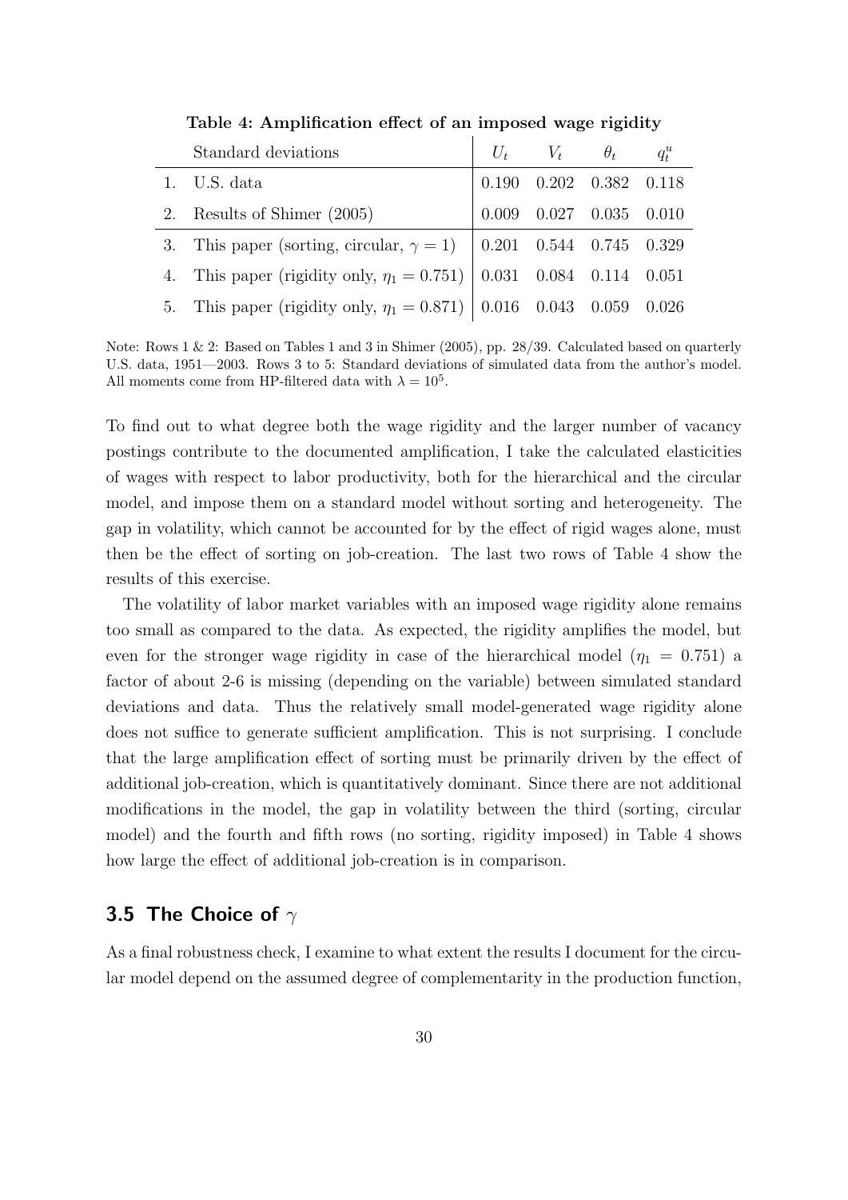**Table 4: Amplification effect of an imposed wage rigidity**

| | Standard deviations | $U_t$ | $V_t$ | $\theta_t$ | $q_t^u$ |
|---|---|---|---|---|---|
| 1. | U.S. data | 0.190 | 0.202 | 0.382 | 0.118 |
| 2. | Results of Shimer (2005) | 0.009 | 0.027 | 0.035 | 0.010 |
| 3. | This paper (sorting, circular, $\gamma = 1$) | 0.201 | 0.544 | 0.745 | 0.329 |
| 4. | This paper (rigidity only, $\eta_1 = 0.751$) | 0.031 | 0.084 | 0.114 | 0.051 |
| 5. | This paper (rigidity only, $\eta_1 = 0.871$) | 0.016 | 0.043 | 0.059 | 0.026 |

Note: Rows 1 & 2: Based on Tables 1 and 3 in Shimer (2005), pp. 28/39. Calculated based on quarterly U.S. data, 1951—2003. Rows 3 to 5: Standard deviations of simulated data from the author's model. All moments come from HP-filtered data with $\lambda = 10^5$.

To find out to what degree both the wage rigidity and the larger number of vacancy postings contribute to the documented amplification, I take the calculated elasticities of wages with respect to labor productivity, both for the hierarchical and the circular model, and impose them on a standard model without sorting and heterogeneity. The gap in volatility, which cannot be accounted for by the effect of rigid wages alone, must then be the effect of sorting on job-creation. The last two rows of Table 4 show the results of this exercise.

The volatility of labor market variables with an imposed wage rigidity alone remains too small as compared to the data. As expected, the rigidity amplifies the model, but even for the stronger wage rigidity in case of the hierarchical model ($\eta_1 = 0.751$) a factor of about 2-6 is missing (depending on the variable) between simulated standard deviations and data. Thus the relatively small model-generated wage rigidity alone does not suffice to generate sufficient amplification. This is not surprising. I conclude that the large amplification effect of sorting must be primarily driven by the effect of additional job-creation, which is quantitatively dominant. Since there are not additional modifications in the model, the gap in volatility between the third (sorting, circular model) and the fourth and fifth rows (no sorting, rigidity imposed) in Table 4 shows how large the effect of additional job-creation is in comparison.

## 3.5 The Choice of $\gamma$

As a final robustness check, I examine to what extent the results I document for the circular model depend on the assumed degree of complementarity in the production function,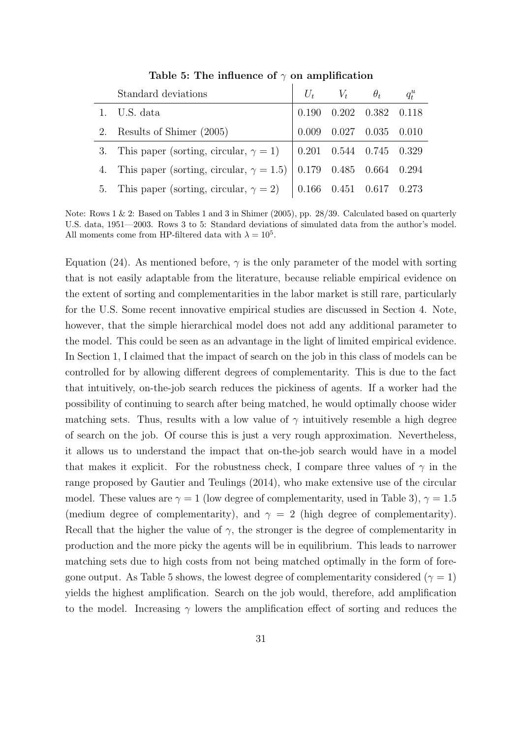**Table 5: The influence of $\gamma$ on amplification**

| | Standard deviations | $U_t$ | $V_t$ | $\theta_t$ | $q_t^u$ |
|---|---|---|---|---|---|
| 1. | U.S. data | 0.190 | 0.202 | 0.382 | 0.118 |
| 2. | Results of Shimer (2005) | 0.009 | 0.027 | 0.035 | 0.010 |
| 3. | This paper (sorting, circular, $\gamma = 1$) | 0.201 | 0.544 | 0.745 | 0.329 |
| 4. | This paper (sorting, circular, $\gamma = 1.5$) | 0.179 | 0.485 | 0.664 | 0.294 |
| 5. | This paper (sorting, circular, $\gamma = 2$) | 0.166 | 0.451 | 0.617 | 0.273 |

Note: Rows 1 & 2: Based on Tables 1 and 3 in Shimer (2005), pp. 28/39. Calculated based on quarterly U.S. data, 1951—2003. Rows 3 to 5: Standard deviations of simulated data from the author's model. All moments come from HP-filtered data with $\lambda = 10^5$.

Equation (24). As mentioned before, $\gamma$ is the only parameter of the model with sorting that is not easily adaptable from the literature, because reliable empirical evidence on the extent of sorting and complementarities in the labor market is still rare, particularly for the U.S. Some recent innovative empirical studies are discussed in Section 4. Note, however, that the simple hierarchical model does not add any additional parameter to the model. This could be seen as an advantage in the light of limited empirical evidence. In Section 1, I claimed that the impact of search on the job in this class of models can be controlled for by allowing different degrees of complementarity. This is due to the fact that intuitively, on-the-job search reduces the pickiness of agents. If a worker had the possibility of continuing to search after being matched, he would optimally choose wider matching sets. Thus, results with a low value of $\gamma$ intuitively resemble a high degree of search on the job. Of course this is just a very rough approximation. Nevertheless, it allows us to understand the impact that on-the-job search would have in a model that makes it explicit. For the robustness check, I compare three values of $\gamma$ in the range proposed by Gautier and Teulings (2014), who make extensive use of the circular model. These values are $\gamma = 1$ (low degree of complementarity, used in Table 3), $\gamma = 1.5$ (medium degree of complementarity), and $\gamma = 2$ (high degree of complementarity). Recall that the higher the value of $\gamma$, the stronger is the degree of complementarity in production and the more picky the agents will be in equilibrium. This leads to narrower matching sets due to high costs from not being matched optimally in the form of foregone output. As Table 5 shows, the lowest degree of complementarity considered ($\gamma = 1$) yields the highest amplification. Search on the job would, therefore, add amplification to the model. Increasing $\gamma$ lowers the amplification effect of sorting and reduces the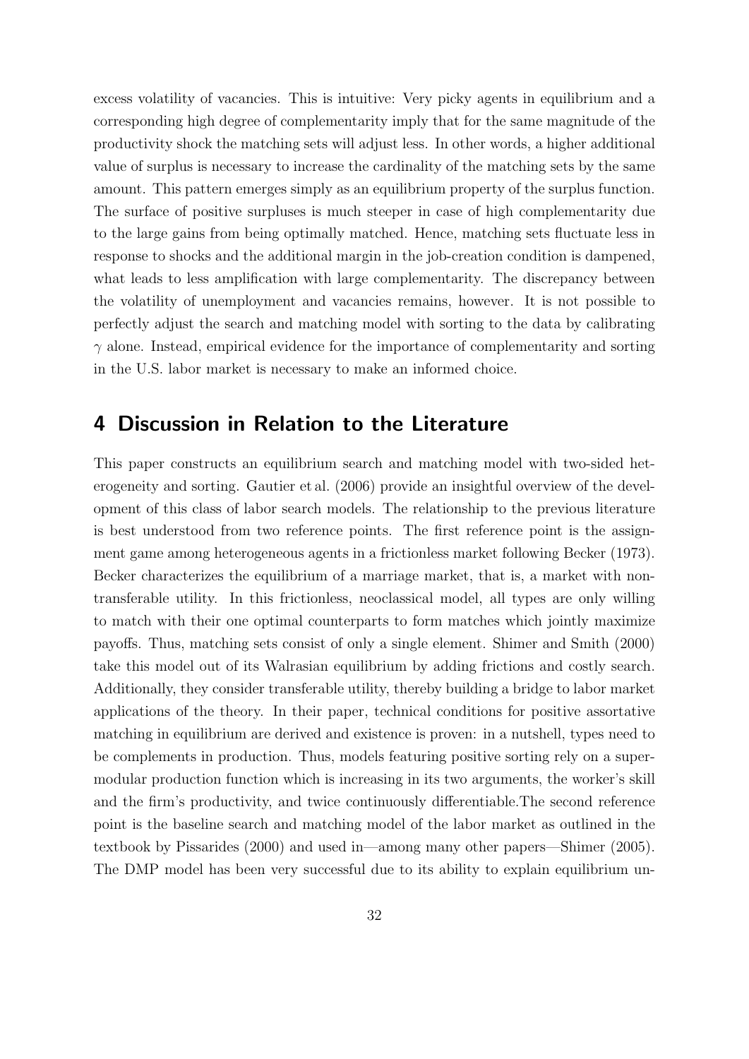excess volatility of vacancies. This is intuitive: Very picky agents in equilibrium and a corresponding high degree of complementarity imply that for the same magnitude of the productivity shock the matching sets will adjust less. In other words, a higher additional value of surplus is necessary to increase the cardinality of the matching sets by the same amount. This pattern emerges simply as an equilibrium property of the surplus function. The surface of positive surpluses is much steeper in case of high complementarity due to the large gains from being optimally matched. Hence, matching sets fluctuate less in response to shocks and the additional margin in the job-creation condition is dampened, what leads to less amplification with large complementarity. The discrepancy between the volatility of unemployment and vacancies remains, however. It is not possible to perfectly adjust the search and matching model with sorting to the data by calibrating $\gamma$ alone. Instead, empirical evidence for the importance of complementarity and sorting in the U.S. labor market is necessary to make an informed choice.

## 4 Discussion in Relation to the Literature

This paper constructs an equilibrium search and matching model with two-sided heterogeneity and sorting. Gautier et al. (2006) provide an insightful overview of the development of this class of labor search models. The relationship to the previous literature is best understood from two reference points. The first reference point is the assignment game among heterogeneous agents in a frictionless market following Becker (1973). Becker characterizes the equilibrium of a marriage market, that is, a market with non-transferable utility. In this frictionless, neoclassical model, all types are only willing to match with their one optimal counterparts to form matches which jointly maximize payoffs. Thus, matching sets consist of only a single element. Shimer and Smith (2000) take this model out of its Walrasian equilibrium by adding frictions and costly search. Additionally, they consider transferable utility, thereby building a bridge to labor market applications of the theory. In their paper, technical conditions for positive assortative matching in equilibrium are derived and existence is proven: in a nutshell, types need to be complements in production. Thus, models featuring positive sorting rely on a supermodular production function which is increasing in its two arguments, the worker's skill and the firm's productivity, and twice continuously differentiable.The second reference point is the baseline search and matching model of the labor market as outlined in the textbook by Pissarides (2000) and used in—among many other papers—Shimer (2005). The DMP model has been very successful due to its ability to explain equilibrium un-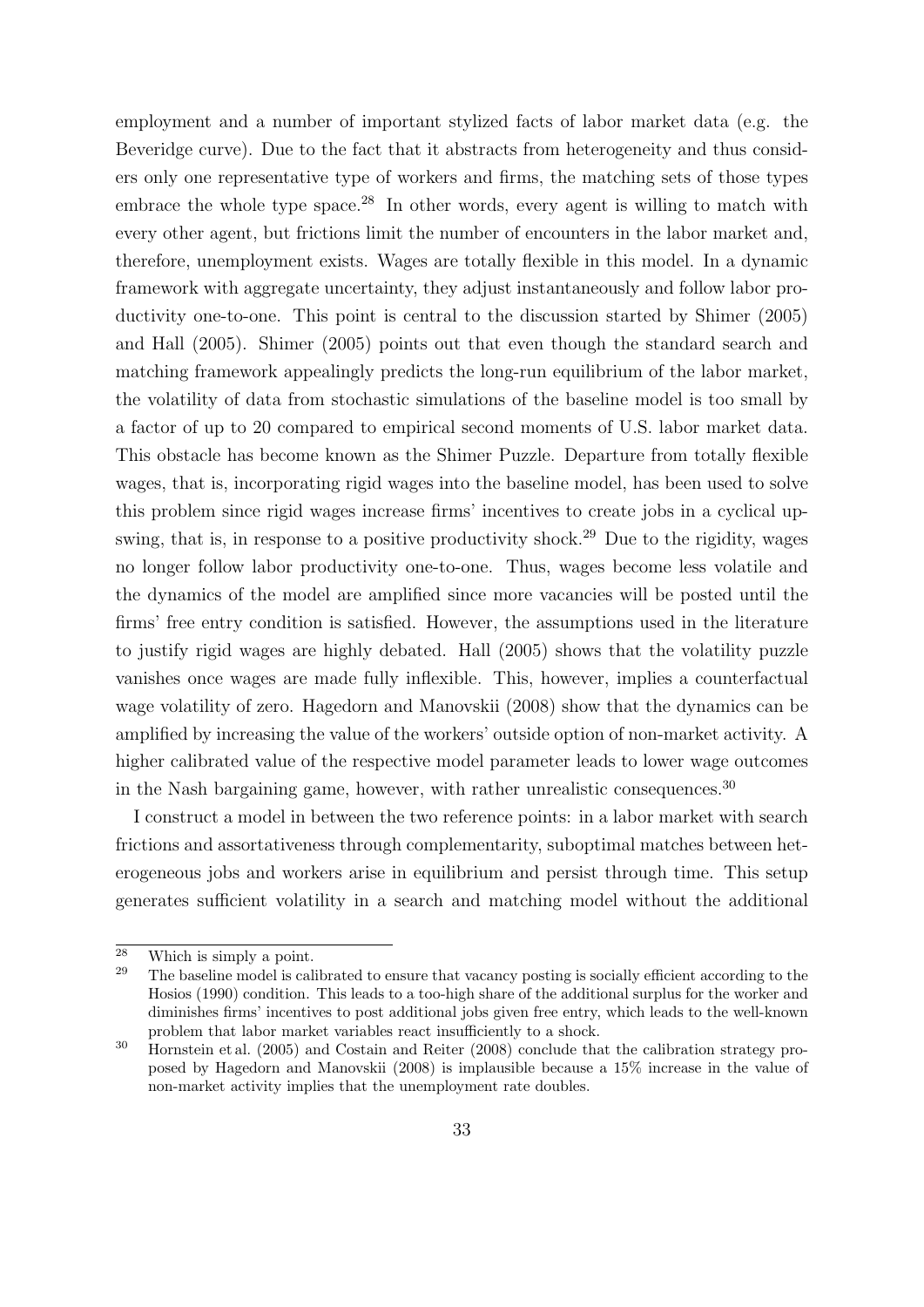employment and a number of important stylized facts of labor market data (e.g. the Beveridge curve). Due to the fact that it abstracts from heterogeneity and thus considers only one representative type of workers and firms, the matching sets of those types embrace the whole type space.[28] In other words, every agent is willing to match with every other agent, but frictions limit the number of encounters in the labor market and, therefore, unemployment exists. Wages are totally flexible in this model. In a dynamic framework with aggregate uncertainty, they adjust instantaneously and follow labor productivity one-to-one. This point is central to the discussion started by Shimer (2005) and Hall (2005). Shimer (2005) points out that even though the standard search and matching framework appealingly predicts the long-run equilibrium of the labor market, the volatility of data from stochastic simulations of the baseline model is too small by a factor of up to 20 compared to empirical second moments of U.S. labor market data. This obstacle has become known as the Shimer Puzzle. Departure from totally flexible wages, that is, incorporating rigid wages into the baseline model, has been used to solve this problem since rigid wages increase firms' incentives to create jobs in a cyclical upswing, that is, in response to a positive productivity shock.[29] Due to the rigidity, wages no longer follow labor productivity one-to-one. Thus, wages become less volatile and the dynamics of the model are amplified since more vacancies will be posted until the firms' free entry condition is satisfied. However, the assumptions used in the literature to justify rigid wages are highly debated. Hall (2005) shows that the volatility puzzle vanishes once wages are made fully inflexible. This, however, implies a counterfactual wage volatility of zero. Hagedorn and Manovskii (2008) show that the dynamics can be amplified by increasing the value of the workers' outside option of non-market activity. A higher calibrated value of the respective model parameter leads to lower wage outcomes in the Nash bargaining game, however, with rather unrealistic consequences.[30]

I construct a model in between the two reference points: in a labor market with search frictions and assortativeness through complementarity, suboptimal matches between heterogeneous jobs and workers arise in equilibrium and persist through time. This setup generates sufficient volatility in a search and matching model without the additional

[28] Which is simply a point.

[29] The baseline model is calibrated to ensure that vacancy posting is socially efficient according to the Hosios (1990) condition. This leads to a too-high share of the additional surplus for the worker and diminishes firms' incentives to post additional jobs given free entry, which leads to the well-known problem that labor market variables react insufficiently to a shock.

[30] Hornstein et al. (2005) and Costain and Reiter (2008) conclude that the calibration strategy proposed by Hagedorn and Manovskii (2008) is implausible because a 15% increase in the value of non-market activity implies that the unemployment rate doubles.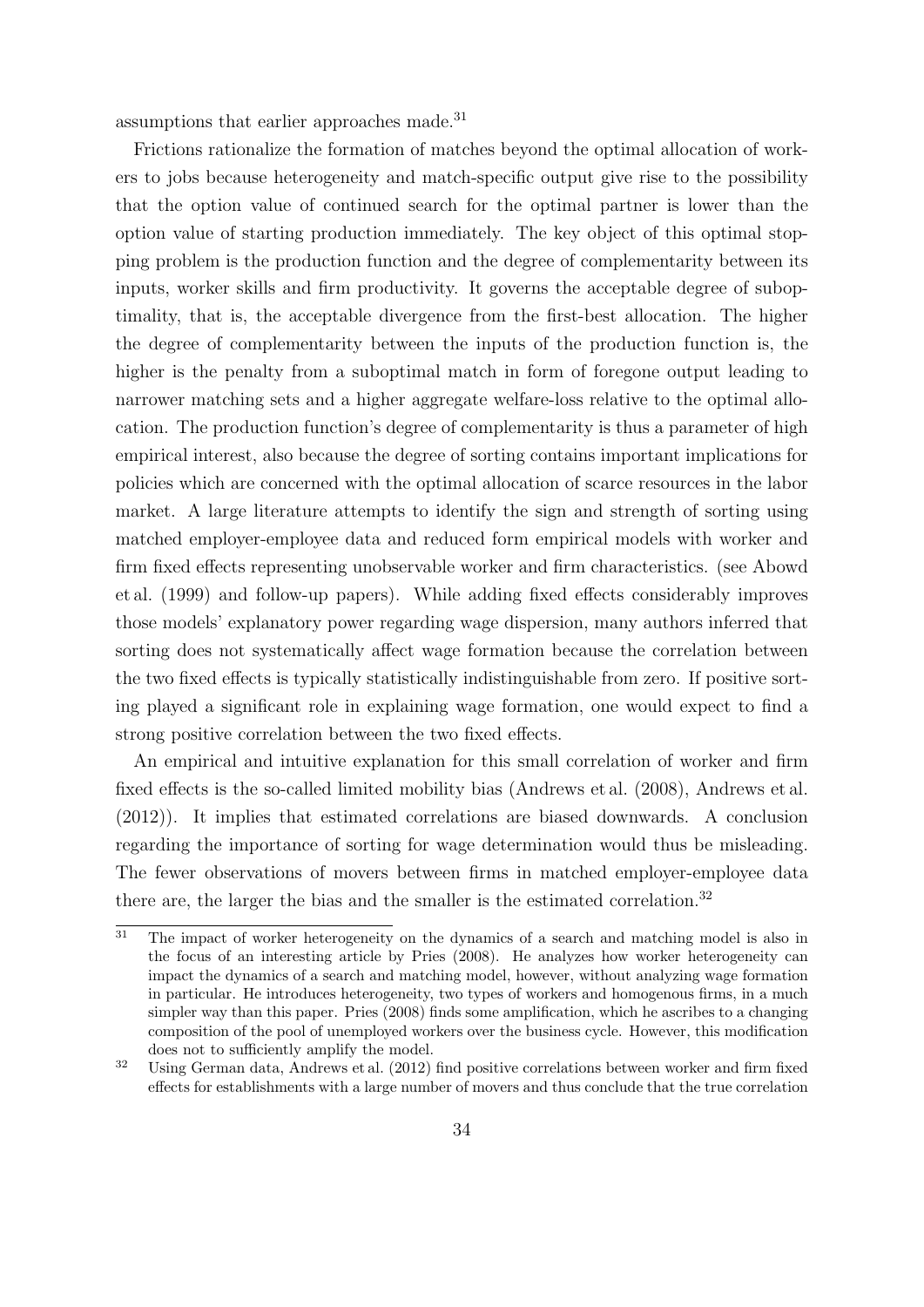assumptions that earlier approaches made.[31]

Frictions rationalize the formation of matches beyond the optimal allocation of workers to jobs because heterogeneity and match-specific output give rise to the possibility that the option value of continued search for the optimal partner is lower than the option value of starting production immediately. The key object of this optimal stopping problem is the production function and the degree of complementarity between its inputs, worker skills and firm productivity. It governs the acceptable degree of suboptimality, that is, the acceptable divergence from the first-best allocation. The higher the degree of complementarity between the inputs of the production function is, the higher is the penalty from a suboptimal match in form of foregone output leading to narrower matching sets and a higher aggregate welfare-loss relative to the optimal allocation. The production function's degree of complementarity is thus a parameter of high empirical interest, also because the degree of sorting contains important implications for policies which are concerned with the optimal allocation of scarce resources in the labor market. A large literature attempts to identify the sign and strength of sorting using matched employer-employee data and reduced form empirical models with worker and firm fixed effects representing unobservable worker and firm characteristics. (see Abowd et al. (1999) and follow-up papers). While adding fixed effects considerably improves those models' explanatory power regarding wage dispersion, many authors inferred that sorting does not systematically affect wage formation because the correlation between the two fixed effects is typically statistically indistinguishable from zero. If positive sorting played a significant role in explaining wage formation, one would expect to find a strong positive correlation between the two fixed effects.

An empirical and intuitive explanation for this small correlation of worker and firm fixed effects is the so-called limited mobility bias (Andrews et al. (2008), Andrews et al. (2012)). It implies that estimated correlations are biased downwards. A conclusion regarding the importance of sorting for wage determination would thus be misleading. The fewer observations of movers between firms in matched employer-employee data there are, the larger the bias and the smaller is the estimated correlation.[32]

[31] The impact of worker heterogeneity on the dynamics of a search and matching model is also in the focus of an interesting article by Pries (2008). He analyzes how worker heterogeneity can impact the dynamics of a search and matching model, however, without analyzing wage formation in particular. He introduces heterogeneity, two types of workers and homogenous firms, in a much simpler way than this paper. Pries (2008) finds some amplification, which he ascribes to a changing composition of the pool of unemployed workers over the business cycle. However, this modification does not to sufficiently amplify the model.

[32] Using German data, Andrews et al. (2012) find positive correlations between worker and firm fixed effects for establishments with a large number of movers and thus conclude that the true correlation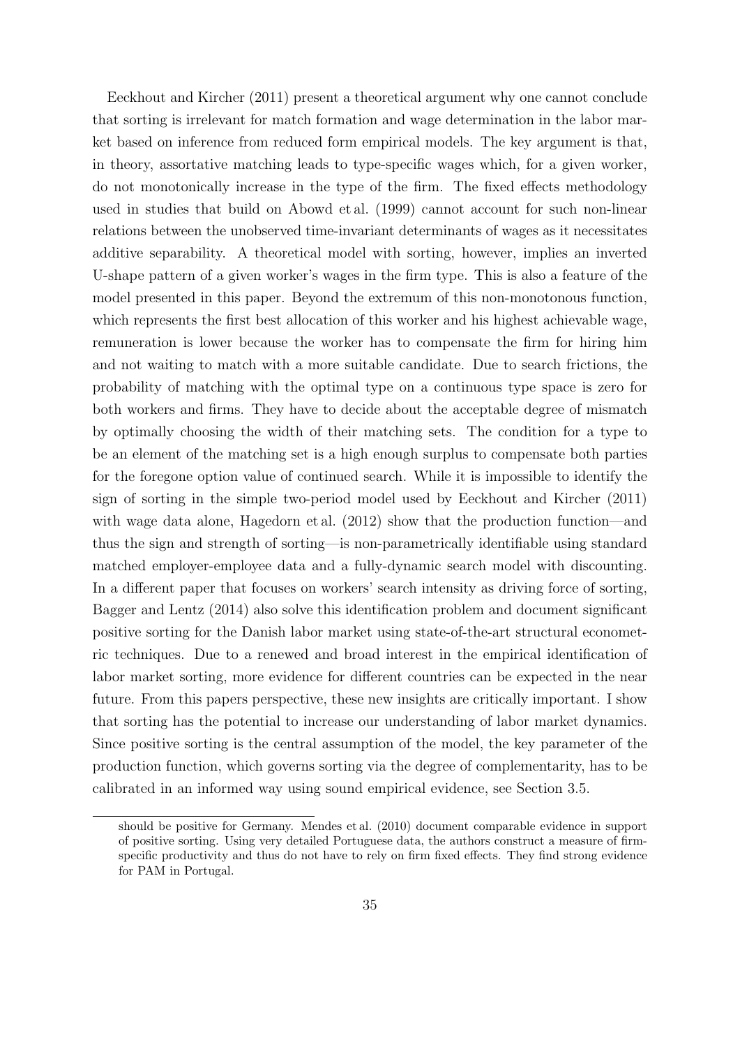Eeckhout and Kircher (2011) present a theoretical argument why one cannot conclude that sorting is irrelevant for match formation and wage determination in the labor market based on inference from reduced form empirical models. The key argument is that, in theory, assortative matching leads to type-specific wages which, for a given worker, do not monotonically increase in the type of the firm. The fixed effects methodology used in studies that build on Abowd et al. (1999) cannot account for such non-linear relations between the unobserved time-invariant determinants of wages as it necessitates additive separability. A theoretical model with sorting, however, implies an inverted U-shape pattern of a given worker's wages in the firm type. This is also a feature of the model presented in this paper. Beyond the extremum of this non-monotonous function, which represents the first best allocation of this worker and his highest achievable wage, remuneration is lower because the worker has to compensate the firm for hiring him and not waiting to match with a more suitable candidate. Due to search frictions, the probability of matching with the optimal type on a continuous type space is zero for both workers and firms. They have to decide about the acceptable degree of mismatch by optimally choosing the width of their matching sets. The condition for a type to be an element of the matching set is a high enough surplus to compensate both parties for the foregone option value of continued search. While it is impossible to identify the sign of sorting in the simple two-period model used by Eeckhout and Kircher (2011) with wage data alone, Hagedorn et al. (2012) show that the production function—and thus the sign and strength of sorting—is non-parametrically identifiable using standard matched employer-employee data and a fully-dynamic search model with discounting. In a different paper that focuses on workers' search intensity as driving force of sorting, Bagger and Lentz (2014) also solve this identification problem and document significant positive sorting for the Danish labor market using state-of-the-art structural econometric techniques. Due to a renewed and broad interest in the empirical identification of labor market sorting, more evidence for different countries can be expected in the near future. From this papers perspective, these new insights are critically important. I show that sorting has the potential to increase our understanding of labor market dynamics. Since positive sorting is the central assumption of the model, the key parameter of the production function, which governs sorting via the degree of complementarity, has to be calibrated in an informed way using sound empirical evidence, see Section 3.5.

should be positive for Germany. Mendes et al. (2010) document comparable evidence in support of positive sorting. Using very detailed Portuguese data, the authors construct a measure of firm-specific productivity and thus do not have to rely on firm fixed effects. They find strong evidence for PAM in Portugal.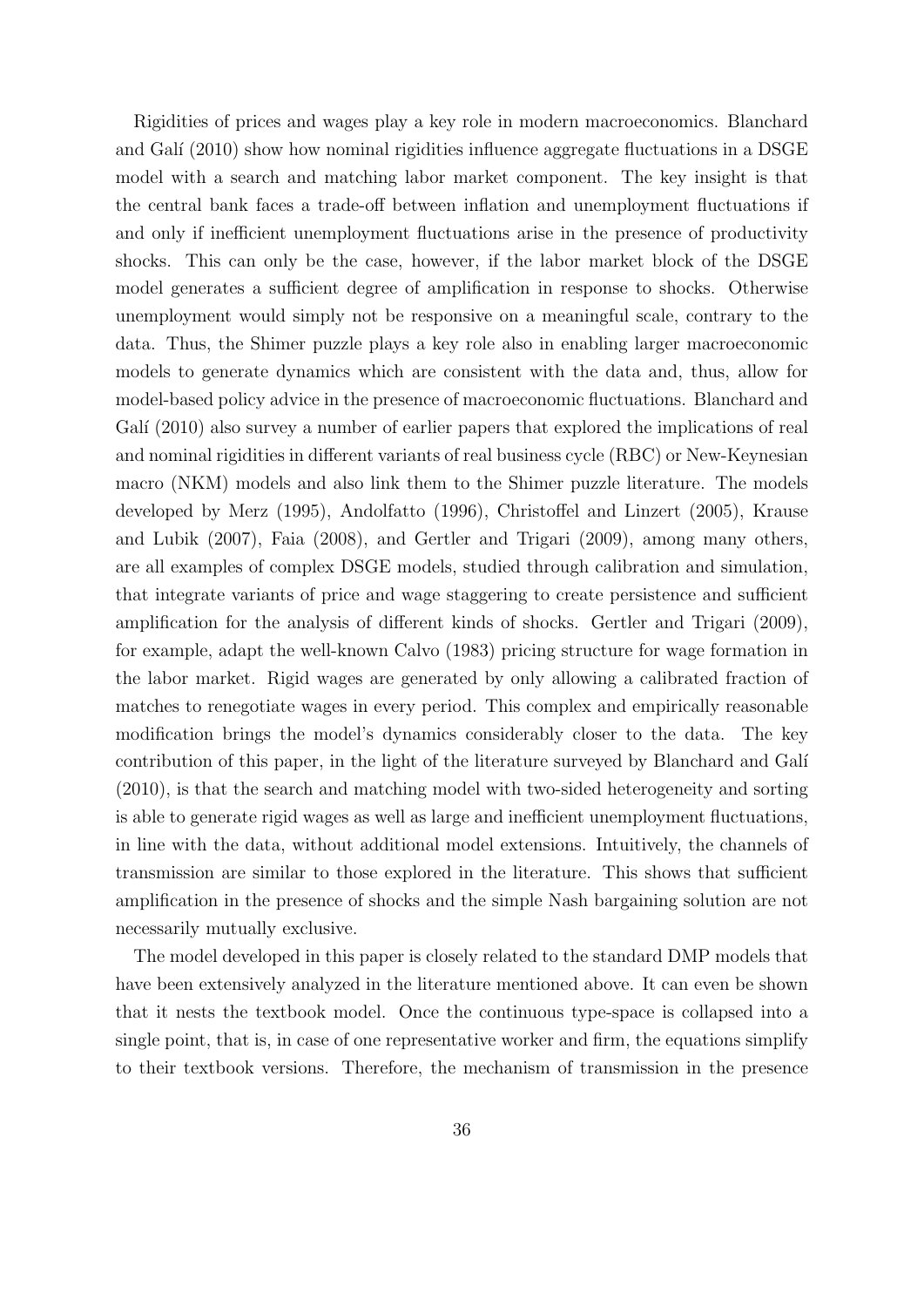Rigidities of prices and wages play a key role in modern macroeconomics. Blanchard and Galí (2010) show how nominal rigidities influence aggregate fluctuations in a DSGE model with a search and matching labor market component. The key insight is that the central bank faces a trade-off between inflation and unemployment fluctuations if and only if inefficient unemployment fluctuations arise in the presence of productivity shocks. This can only be the case, however, if the labor market block of the DSGE model generates a sufficient degree of amplification in response to shocks. Otherwise unemployment would simply not be responsive on a meaningful scale, contrary to the data. Thus, the Shimer puzzle plays a key role also in enabling larger macroeconomic models to generate dynamics which are consistent with the data and, thus, allow for model-based policy advice in the presence of macroeconomic fluctuations. Blanchard and Galí (2010) also survey a number of earlier papers that explored the implications of real and nominal rigidities in different variants of real business cycle (RBC) or New-Keynesian macro (NKM) models and also link them to the Shimer puzzle literature. The models developed by Merz (1995), Andolfatto (1996), Christoffel and Linzert (2005), Krause and Lubik (2007), Faia (2008), and Gertler and Trigari (2009), among many others, are all examples of complex DSGE models, studied through calibration and simulation, that integrate variants of price and wage staggering to create persistence and sufficient amplification for the analysis of different kinds of shocks. Gertler and Trigari (2009), for example, adapt the well-known Calvo (1983) pricing structure for wage formation in the labor market. Rigid wages are generated by only allowing a calibrated fraction of matches to renegotiate wages in every period. This complex and empirically reasonable modification brings the model's dynamics considerably closer to the data. The key contribution of this paper, in the light of the literature surveyed by Blanchard and Galí (2010), is that the search and matching model with two-sided heterogeneity and sorting is able to generate rigid wages as well as large and inefficient unemployment fluctuations, in line with the data, without additional model extensions. Intuitively, the channels of transmission are similar to those explored in the literature. This shows that sufficient amplification in the presence of shocks and the simple Nash bargaining solution are not necessarily mutually exclusive.

The model developed in this paper is closely related to the standard DMP models that have been extensively analyzed in the literature mentioned above. It can even be shown that it nests the textbook model. Once the continuous type-space is collapsed into a single point, that is, in case of one representative worker and firm, the equations simplify to their textbook versions. Therefore, the mechanism of transmission in the presence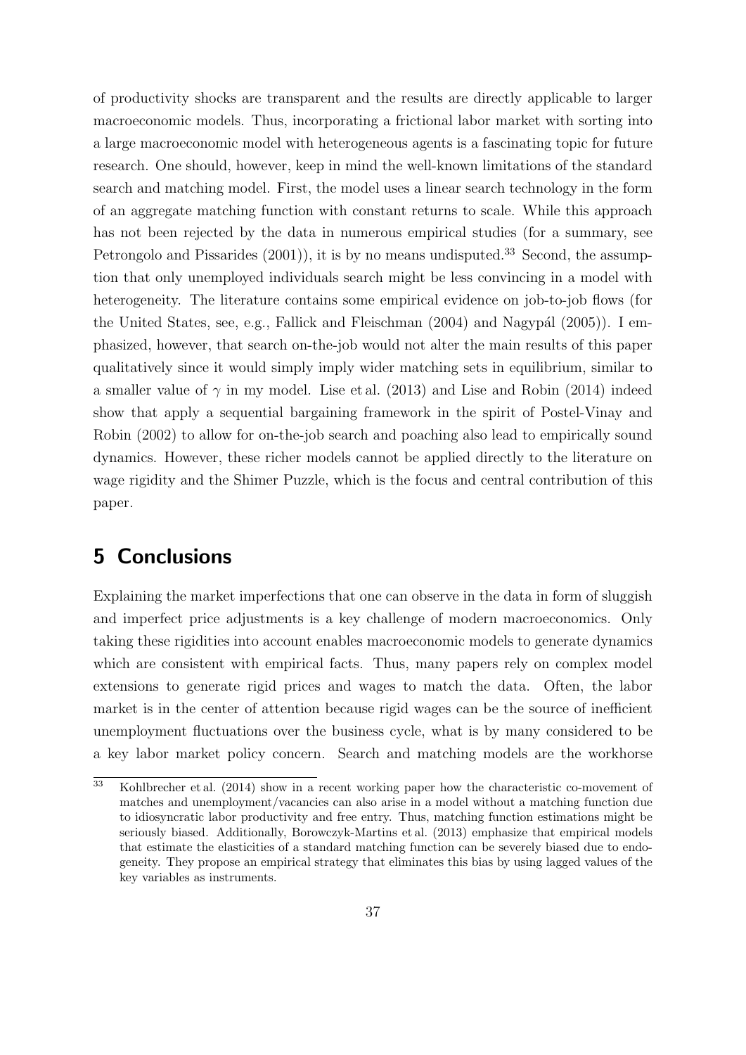of productivity shocks are transparent and the results are directly applicable to larger macroeconomic models. Thus, incorporating a frictional labor market with sorting into a large macroeconomic model with heterogeneous agents is a fascinating topic for future research. One should, however, keep in mind the well-known limitations of the standard search and matching model. First, the model uses a linear search technology in the form of an aggregate matching function with constant returns to scale. While this approach has not been rejected by the data in numerous empirical studies (for a summary, see Petrongolo and Pissarides (2001)), it is by no means undisputed.[33] Second, the assumption that only unemployed individuals search might be less convincing in a model with heterogeneity. The literature contains some empirical evidence on job-to-job flows (for the United States, see, e.g., Fallick and Fleischman (2004) and Nagypál (2005)). I emphasized, however, that search on-the-job would not alter the main results of this paper qualitatively since it would simply imply wider matching sets in equilibrium, similar to a smaller value of $\gamma$ in my model. Lise et al. (2013) and Lise and Robin (2014) indeed show that apply a sequential bargaining framework in the spirit of Postel-Vinay and Robin (2002) to allow for on-the-job search and poaching also lead to empirically sound dynamics. However, these richer models cannot be applied directly to the literature on wage rigidity and the Shimer Puzzle, which is the focus and central contribution of this paper.

# 5 Conclusions

Explaining the market imperfections that one can observe in the data in form of sluggish and imperfect price adjustments is a key challenge of modern macroeconomics. Only taking these rigidities into account enables macroeconomic models to generate dynamics which are consistent with empirical facts. Thus, many papers rely on complex model extensions to generate rigid prices and wages to match the data. Often, the labor market is in the center of attention because rigid wages can be the source of inefficient unemployment fluctuations over the business cycle, what is by many considered to be a key labor market policy concern. Search and matching models are the workhorse

[33] Kohlbrecher et al. (2014) show in a recent working paper how the characteristic co-movement of matches and unemployment/vacancies can also arise in a model without a matching function due to idiosyncratic labor productivity and free entry. Thus, matching function estimations might be seriously biased. Additionally, Borowczyk-Martins et al. (2013) emphasize that empirical models that estimate the elasticities of a standard matching function can be severely biased due to endogeneity. They propose an empirical strategy that eliminates this bias by using lagged values of the key variables as instruments.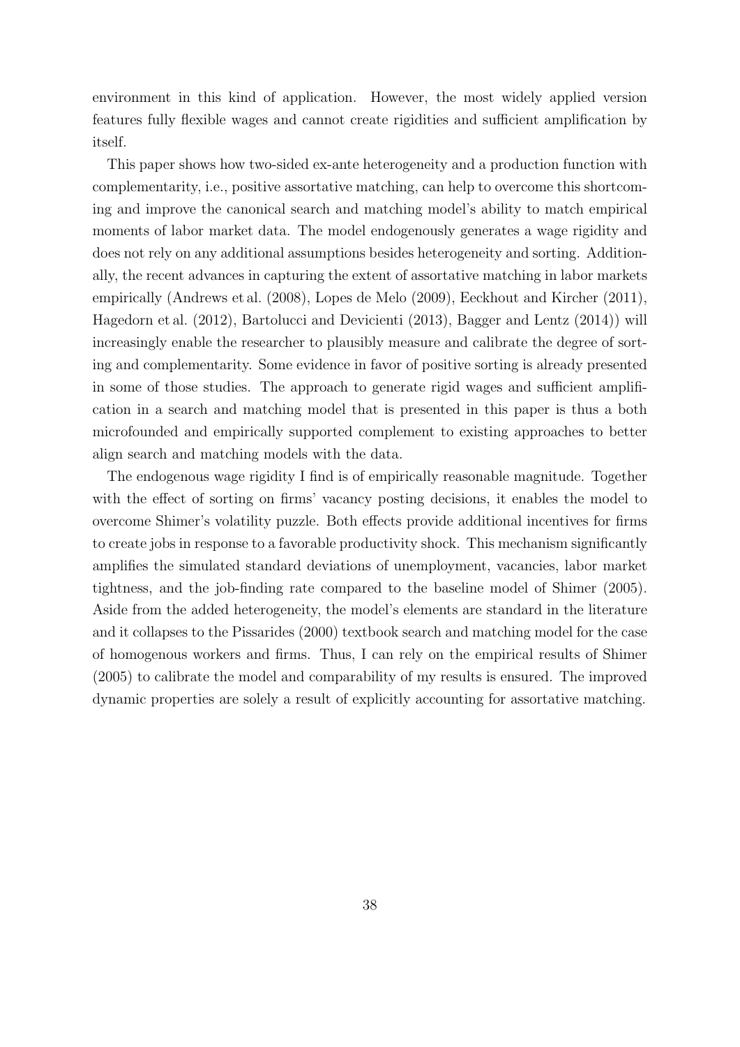environment in this kind of application. However, the most widely applied version features fully flexible wages and cannot create rigidities and sufficient amplification by itself.

This paper shows how two-sided ex-ante heterogeneity and a production function with complementarity, i.e., positive assortative matching, can help to overcome this shortcoming and improve the canonical search and matching model's ability to match empirical moments of labor market data. The model endogenously generates a wage rigidity and does not rely on any additional assumptions besides heterogeneity and sorting. Additionally, the recent advances in capturing the extent of assortative matching in labor markets empirically (Andrews et al. (2008), Lopes de Melo (2009), Eeckhout and Kircher (2011), Hagedorn et al. (2012), Bartolucci and Devicienti (2013), Bagger and Lentz (2014)) will increasingly enable the researcher to plausibly measure and calibrate the degree of sorting and complementarity. Some evidence in favor of positive sorting is already presented in some of those studies. The approach to generate rigid wages and sufficient amplification in a search and matching model that is presented in this paper is thus a both microfounded and empirically supported complement to existing approaches to better align search and matching models with the data.

The endogenous wage rigidity I find is of empirically reasonable magnitude. Together with the effect of sorting on firms' vacancy posting decisions, it enables the model to overcome Shimer's volatility puzzle. Both effects provide additional incentives for firms to create jobs in response to a favorable productivity shock. This mechanism significantly amplifies the simulated standard deviations of unemployment, vacancies, labor market tightness, and the job-finding rate compared to the baseline model of Shimer (2005). Aside from the added heterogeneity, the model's elements are standard in the literature and it collapses to the Pissarides (2000) textbook search and matching model for the case of homogenous workers and firms. Thus, I can rely on the empirical results of Shimer (2005) to calibrate the model and comparability of my results is ensured. The improved dynamic properties are solely a result of explicitly accounting for assortative matching.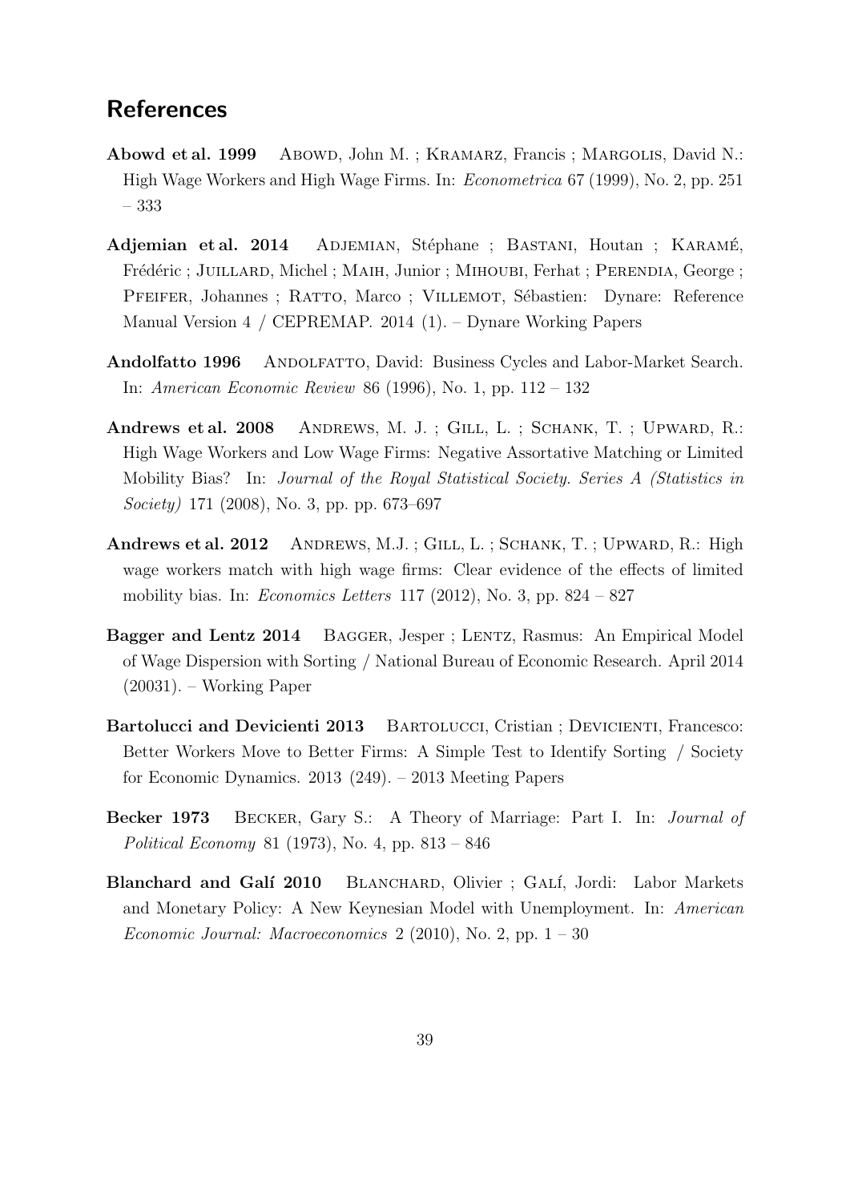## References

**Abowd et al. 1999** ABOWD, John M. ; KRAMARZ, Francis ; MARGOLIS, David N.: High Wage Workers and High Wage Firms. In: *Econometrica* 67 (1999), No. 2, pp. 251 – 333

**Adjemian et al. 2014** ADJEMIAN, Stéphane ; BASTANI, Houtan ; KARAMÉ, Frédéric ; JUILLARD, Michel ; MAIH, Junior ; MIHOUBI, Ferhat ; PERENDIA, George ; PFEIFER, Johannes ; RATTO, Marco ; VILLEMOT, Sébastien: Dynare: Reference Manual Version 4 / CEPREMAP. 2014 (1). – Dynare Working Papers

**Andolfatto 1996** ANDOLFATTO, David: Business Cycles and Labor-Market Search. In: *American Economic Review* 86 (1996), No. 1, pp. 112 – 132

**Andrews et al. 2008** ANDREWS, M. J. ; GILL, L. ; SCHANK, T. ; UPWARD, R.: High Wage Workers and Low Wage Firms: Negative Assortative Matching or Limited Mobility Bias? In: *Journal of the Royal Statistical Society. Series A (Statistics in Society)* 171 (2008), No. 3, pp. pp. 673–697

**Andrews et al. 2012** ANDREWS, M.J. ; GILL, L. ; SCHANK, T. ; UPWARD, R.: High wage workers match with high wage firms: Clear evidence of the effects of limited mobility bias. In: *Economics Letters* 117 (2012), No. 3, pp. 824 – 827

**Bagger and Lentz 2014** BAGGER, Jesper ; LENTZ, Rasmus: An Empirical Model of Wage Dispersion with Sorting / National Bureau of Economic Research. April 2014 (20031). – Working Paper

**Bartolucci and Devicienti 2013** BARTOLUCCI, Cristian ; DEVICIENTI, Francesco: Better Workers Move to Better Firms: A Simple Test to Identify Sorting / Society for Economic Dynamics. 2013 (249). – 2013 Meeting Papers

**Becker 1973** BECKER, Gary S.: A Theory of Marriage: Part I. In: *Journal of Political Economy* 81 (1973), No. 4, pp. 813 – 846

**Blanchard and Galí 2010** BLANCHARD, Olivier ; GALÍ, Jordi: Labor Markets and Monetary Policy: A New Keynesian Model with Unemployment. In: *American Economic Journal: Macroeconomics* 2 (2010), No. 2, pp. 1 – 30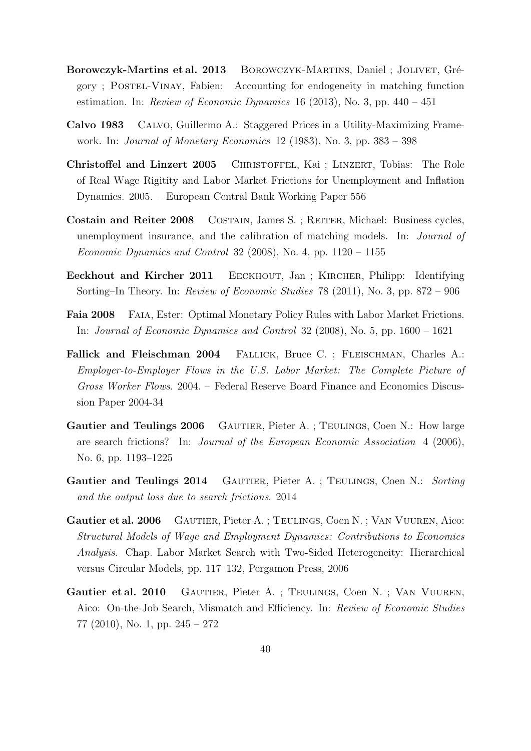**Borowczyk-Martins et al. 2013** Borowczyk-Martins, Daniel ; Jolivet, Grégory ; Postel-Vinay, Fabien: Accounting for endogeneity in matching function estimation. In: *Review of Economic Dynamics* 16 (2013), No. 3, pp. 440 – 451

**Calvo 1983** Calvo, Guillermo A.: Staggered Prices in a Utility-Maximizing Framework. In: *Journal of Monetary Economics* 12 (1983), No. 3, pp. 383 – 398

**Christoffel and Linzert 2005** Christoffel, Kai ; Linzert, Tobias: The Role of Real Wage Rigitity and Labor Market Frictions for Unemployment and Inflation Dynamics. 2005. – European Central Bank Working Paper 556

**Costain and Reiter 2008** Costain, James S. ; Reiter, Michael: Business cycles, unemployment insurance, and the calibration of matching models. In: *Journal of Economic Dynamics and Control* 32 (2008), No. 4, pp. 1120 – 1155

**Eeckhout and Kircher 2011** Eeckhout, Jan ; Kircher, Philipp: Identifying Sorting–In Theory. In: *Review of Economic Studies* 78 (2011), No. 3, pp. 872 – 906

**Faia 2008** Faia, Ester: Optimal Monetary Policy Rules with Labor Market Frictions. In: *Journal of Economic Dynamics and Control* 32 (2008), No. 5, pp. 1600 – 1621

**Fallick and Fleischman 2004** Fallick, Bruce C. ; Fleischman, Charles A.: *Employer-to-Employer Flows in the U.S. Labor Market: The Complete Picture of Gross Worker Flows*. 2004. – Federal Reserve Board Finance and Economics Discussion Paper 2004-34

**Gautier and Teulings 2006** Gautier, Pieter A. ; Teulings, Coen N.: How large are search frictions? In: *Journal of the European Economic Association* 4 (2006), No. 6, pp. 1193–1225

**Gautier and Teulings 2014** Gautier, Pieter A. ; Teulings, Coen N.: *Sorting and the output loss due to search frictions*. 2014

**Gautier et al. 2006** Gautier, Pieter A. ; Teulings, Coen N. ; Van Vuuren, Aico: *Structural Models of Wage and Employment Dynamics: Contributions to Economics Analysis*. Chap. Labor Market Search with Two-Sided Heterogeneity: Hierarchical versus Circular Models, pp. 117–132, Pergamon Press, 2006

**Gautier et al. 2010** Gautier, Pieter A. ; Teulings, Coen N. ; Van Vuuren, Aico: On-the-Job Search, Mismatch and Efficiency. In: *Review of Economic Studies* 77 (2010), No. 1, pp. 245 – 272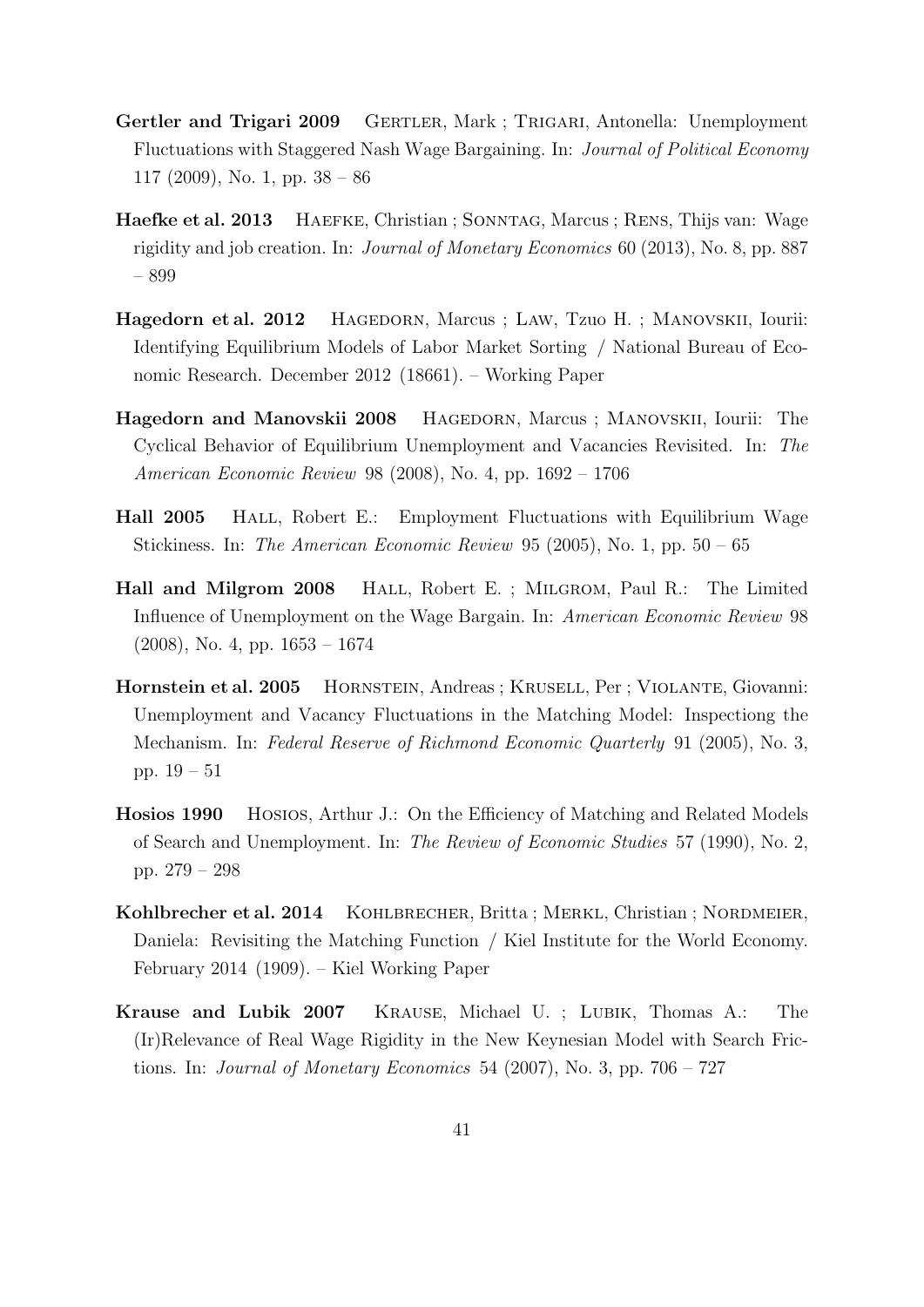**Gertler and Trigari 2009** Gertler, Mark ; Trigari, Antonella: Unemployment Fluctuations with Staggered Nash Wage Bargaining. In: *Journal of Political Economy* 117 (2009), No. 1, pp. 38 – 86

**Haefke et al. 2013** Haefke, Christian ; Sonntag, Marcus ; Rens, Thijs van: Wage rigidity and job creation. In: *Journal of Monetary Economics* 60 (2013), No. 8, pp. 887 – 899

**Hagedorn et al. 2012** Hagedorn, Marcus ; Law, Tzuo H. ; Manovskii, Iourii: Identifying Equilibrium Models of Labor Market Sorting / National Bureau of Economic Research. December 2012 (18661). – Working Paper

**Hagedorn and Manovskii 2008** Hagedorn, Marcus ; Manovskii, Iourii: The Cyclical Behavior of Equilibrium Unemployment and Vacancies Revisited. In: *The American Economic Review* 98 (2008), No. 4, pp. 1692 – 1706

**Hall 2005** Hall, Robert E.: Employment Fluctuations with Equilibrium Wage Stickiness. In: *The American Economic Review* 95 (2005), No. 1, pp. 50 – 65

**Hall and Milgrom 2008** Hall, Robert E. ; Milgrom, Paul R.: The Limited Influence of Unemployment on the Wage Bargain. In: *American Economic Review* 98 (2008), No. 4, pp. 1653 – 1674

**Hornstein et al. 2005** Hornstein, Andreas ; Krusell, Per ; Violante, Giovanni: Unemployment and Vacancy Fluctuations in the Matching Model: Inspectiong the Mechanism. In: *Federal Reserve of Richmond Economic Quarterly* 91 (2005), No. 3, pp. 19 – 51

**Hosios 1990** Hosios, Arthur J.: On the Efficiency of Matching and Related Models of Search and Unemployment. In: *The Review of Economic Studies* 57 (1990), No. 2, pp. 279 – 298

**Kohlbrecher et al. 2014** Kohlbrecher, Britta ; Merkl, Christian ; Nordmeier, Daniela: Revisiting the Matching Function / Kiel Institute for the World Economy. February 2014 (1909). – Kiel Working Paper

**Krause and Lubik 2007** Krause, Michael U. ; Lubik, Thomas A.: The (Ir)Relevance of Real Wage Rigidity in the New Keynesian Model with Search Frictions. In: *Journal of Monetary Economics* 54 (2007), No. 3, pp. 706 – 727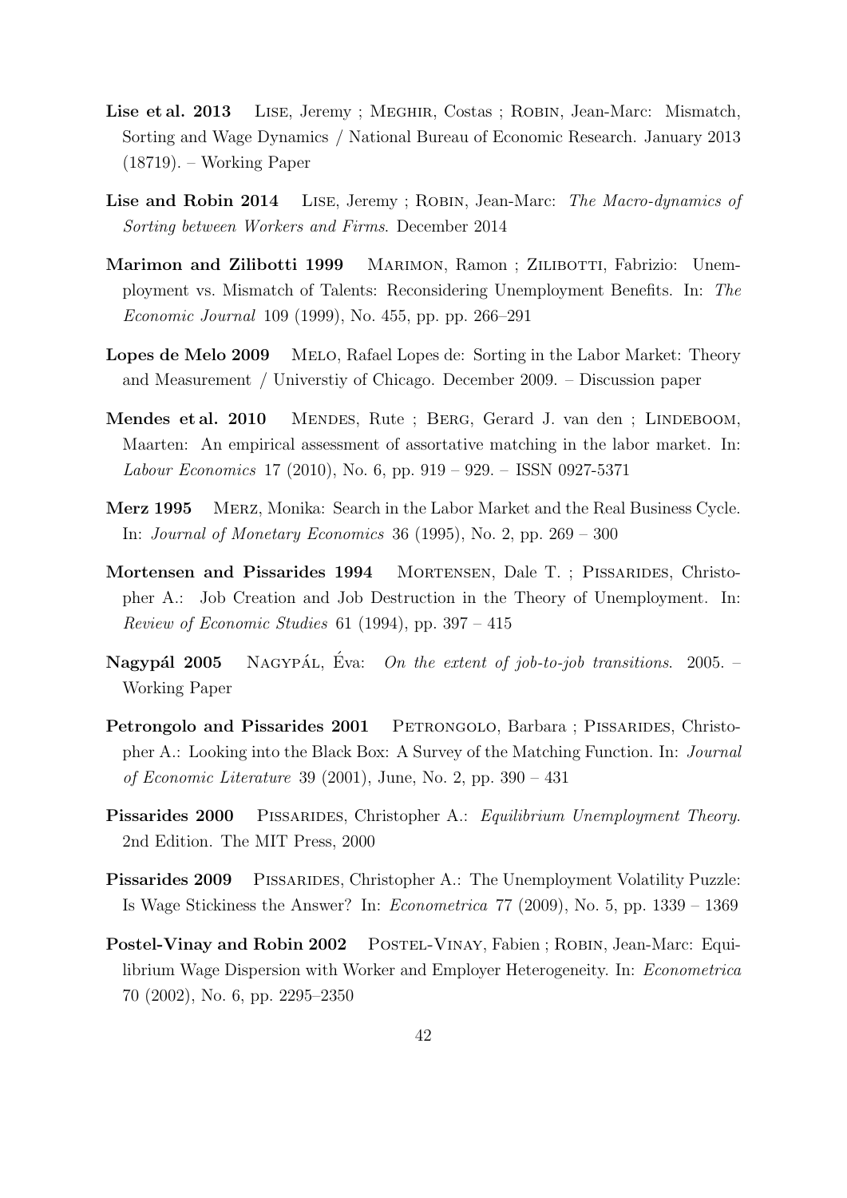**Lise et al. 2013** LISE, Jeremy ; MEGHIR, Costas ; ROBIN, Jean-Marc: Mismatch, Sorting and Wage Dynamics / National Bureau of Economic Research. January 2013 (18719). – Working Paper

**Lise and Robin 2014** LISE, Jeremy ; ROBIN, Jean-Marc: *The Macro-dynamics of Sorting between Workers and Firms*. December 2014

**Marimon and Zilibotti 1999** MARIMON, Ramon ; ZILIBOTTI, Fabrizio: Unemployment vs. Mismatch of Talents: Reconsidering Unemployment Benefits. In: *The Economic Journal* 109 (1999), No. 455, pp. pp. 266–291

**Lopes de Melo 2009** MELO, Rafael Lopes de: Sorting in the Labor Market: Theory and Measurement / Universtiy of Chicago. December 2009. – Discussion paper

**Mendes et al. 2010** MENDES, Rute ; BERG, Gerard J. van den ; LINDEBOOM, Maarten: An empirical assessment of assortative matching in the labor market. In: *Labour Economics* 17 (2010), No. 6, pp. 919 – 929. – ISSN 0927-5371

**Merz 1995** MERZ, Monika: Search in the Labor Market and the Real Business Cycle. In: *Journal of Monetary Economics* 36 (1995), No. 2, pp. 269 – 300

**Mortensen and Pissarides 1994** MORTENSEN, Dale T. ; PISSARIDES, Christopher A.: Job Creation and Job Destruction in the Theory of Unemployment. In: *Review of Economic Studies* 61 (1994), pp. 397 – 415

**Nagypál 2005** NAGYPÁL, Éva: *On the extent of job-to-job transitions*. 2005. – Working Paper

**Petrongolo and Pissarides 2001** PETRONGOLO, Barbara ; PISSARIDES, Christopher A.: Looking into the Black Box: A Survey of the Matching Function. In: *Journal of Economic Literature* 39 (2001), June, No. 2, pp. 390 – 431

**Pissarides 2000** PISSARIDES, Christopher A.: *Equilibrium Unemployment Theory*. 2nd Edition. The MIT Press, 2000

**Pissarides 2009** PISSARIDES, Christopher A.: The Unemployment Volatility Puzzle: Is Wage Stickiness the Answer? In: *Econometrica* 77 (2009), No. 5, pp. 1339 – 1369

**Postel-Vinay and Robin 2002** POSTEL-VINAY, Fabien ; ROBIN, Jean-Marc: Equilibrium Wage Dispersion with Worker and Employer Heterogeneity. In: *Econometrica* 70 (2002), No. 6, pp. 2295–2350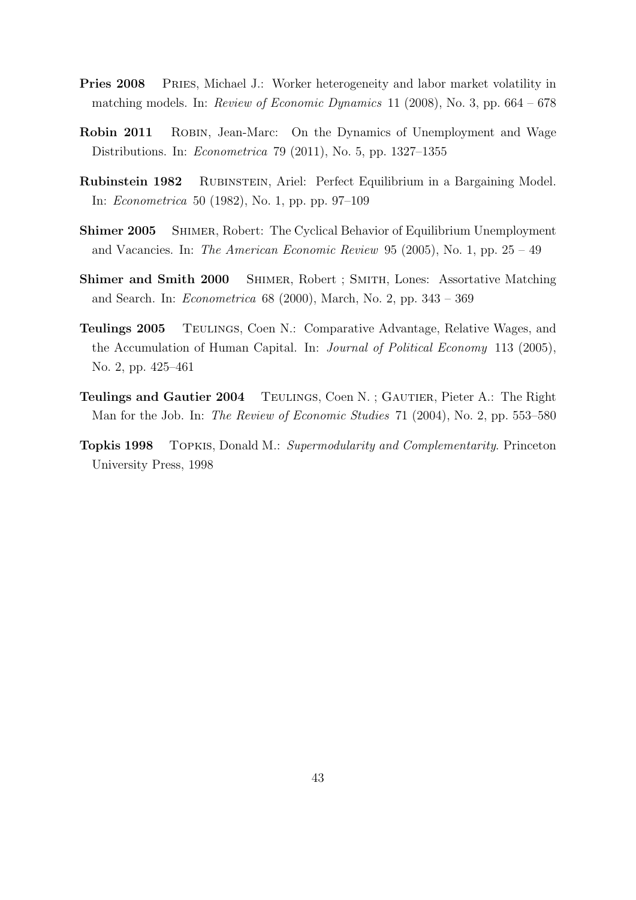**Pries 2008** Pries, Michael J.: Worker heterogeneity and labor market volatility in matching models. In: *Review of Economic Dynamics* 11 (2008), No. 3, pp. 664 – 678

**Robin 2011** Robin, Jean-Marc: On the Dynamics of Unemployment and Wage Distributions. In: *Econometrica* 79 (2011), No. 5, pp. 1327–1355

**Rubinstein 1982** Rubinstein, Ariel: Perfect Equilibrium in a Bargaining Model. In: *Econometrica* 50 (1982), No. 1, pp. pp. 97–109

**Shimer 2005** Shimer, Robert: The Cyclical Behavior of Equilibrium Unemployment and Vacancies. In: *The American Economic Review* 95 (2005), No. 1, pp. 25 – 49

**Shimer and Smith 2000** Shimer, Robert ; Smith, Lones: Assortative Matching and Search. In: *Econometrica* 68 (2000), March, No. 2, pp. 343 – 369

**Teulings 2005** Teulings, Coen N.: Comparative Advantage, Relative Wages, and the Accumulation of Human Capital. In: *Journal of Political Economy* 113 (2005), No. 2, pp. 425–461

**Teulings and Gautier 2004** Teulings, Coen N. ; Gautier, Pieter A.: The Right Man for the Job. In: *The Review of Economic Studies* 71 (2004), No. 2, pp. 553–580

**Topkis 1998** Topkis, Donald M.: *Supermodularity and Complementarity*. Princeton University Press, 1998